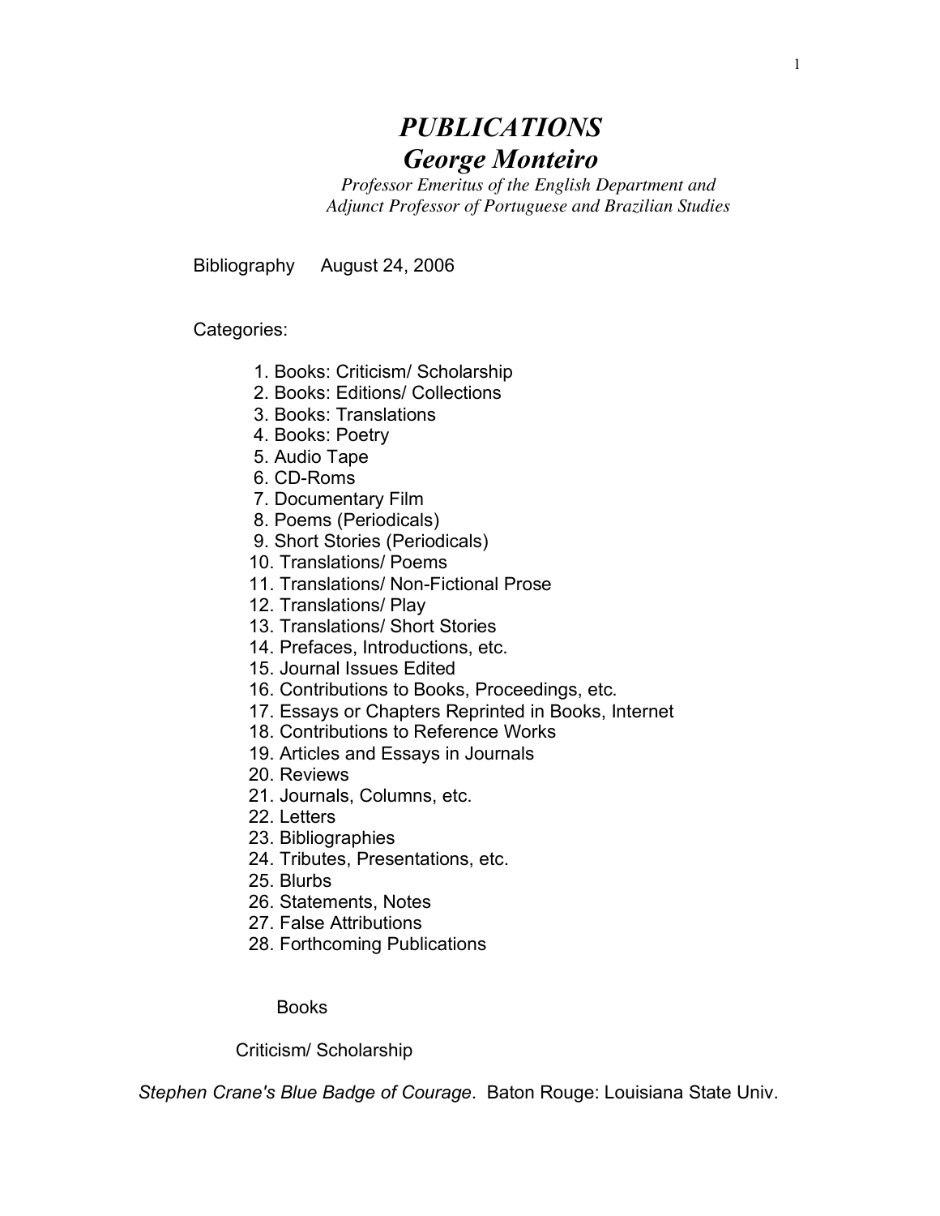# *PUBLICATIONS*

## *George Monteiro*

*Professor Emeritus of the English Department and*
*Adjunct Professor of Portuguese and Brazilian Studies*

Bibliography August 24, 2006

Categories:

1. Books: Criticism/ Scholarship
2. Books: Editions/ Collections
3. Books: Translations
4. Books: Poetry
5. Audio Tape
6. CD-Roms
7. Documentary Film
8. Poems (Periodicals)
9. Short Stories (Periodicals)
10. Translations/ Poems
11. Translations/ Non-Fictional Prose
12. Translations/ Play
13. Translations/ Short Stories
14. Prefaces, Introductions, etc.
15. Journal Issues Edited
16. Contributions to Books, Proceedings, etc.
17. Essays or Chapters Reprinted in Books, Internet
18. Contributions to Reference Works
19. Articles and Essays in Journals
20. Reviews
21. Journals, Columns, etc.
22. Letters
23. Bibliographies
24. Tributes, Presentations, etc.
25. Blurbs
26. Statements, Notes
27. False Attributions
28. Forthcoming Publications

### Books

#### Criticism/ Scholarship

*Stephen Crane's Blue Badge of Courage*. Baton Rouge: Louisiana State Univ.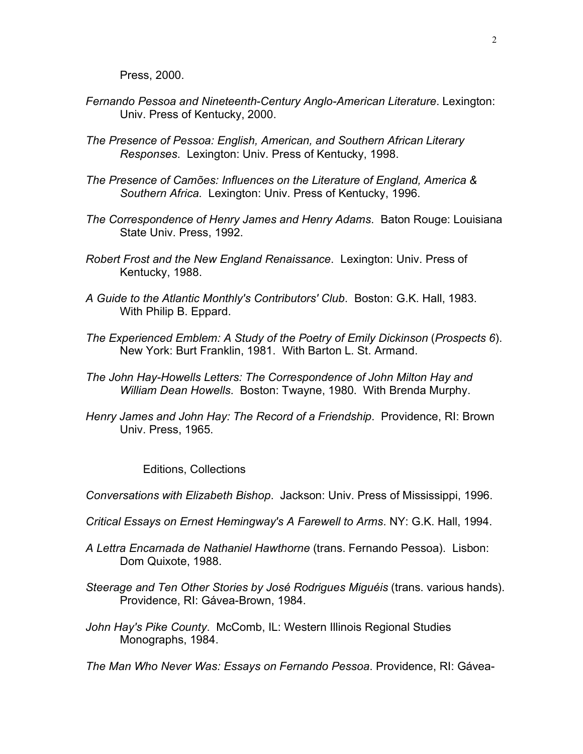Press, 2000.

*Fernando Pessoa and Nineteenth-Century Anglo-American Literature*. Lexington: Univ. Press of Kentucky, 2000.

*The Presence of Pessoa: English, American, and Southern African Literary Responses*. Lexington: Univ. Press of Kentucky, 1998.

*The Presence of Camões: Influences on the Literature of England, America & Southern Africa*. Lexington: Univ. Press of Kentucky, 1996.

*The Correspondence of Henry James and Henry Adams*. Baton Rouge: Louisiana State Univ. Press, 1992.

*Robert Frost and the New England Renaissance*. Lexington: Univ. Press of Kentucky, 1988.

*A Guide to the Atlantic Monthly's Contributors' Club*. Boston: G.K. Hall, 1983. With Philip B. Eppard.

*The Experienced Emblem: A Study of the Poetry of Emily Dickinson* (*Prospects 6*). New York: Burt Franklin, 1981. With Barton L. St. Armand.

*The John Hay-Howells Letters: The Correspondence of John Milton Hay and William Dean Howells*. Boston: Twayne, 1980. With Brenda Murphy.

*Henry James and John Hay: The Record of a Friendship*. Providence, RI: Brown Univ. Press, 1965.

## Editions, Collections

*Conversations with Elizabeth Bishop*. Jackson: Univ. Press of Mississippi, 1996.

*Critical Essays on Ernest Hemingway's A Farewell to Arms*. NY: G.K. Hall, 1994.

*A Lettra Encarnada de Nathaniel Hawthorne* (trans. Fernando Pessoa). Lisbon: Dom Quixote, 1988.

*Steerage and Ten Other Stories by José Rodrigues Miguéis* (trans. various hands). Providence, RI: Gávea-Brown, 1984.

*John Hay's Pike County*. McComb, IL: Western Illinois Regional Studies Monographs, 1984.

*The Man Who Never Was: Essays on Fernando Pessoa*. Providence, RI: Gávea-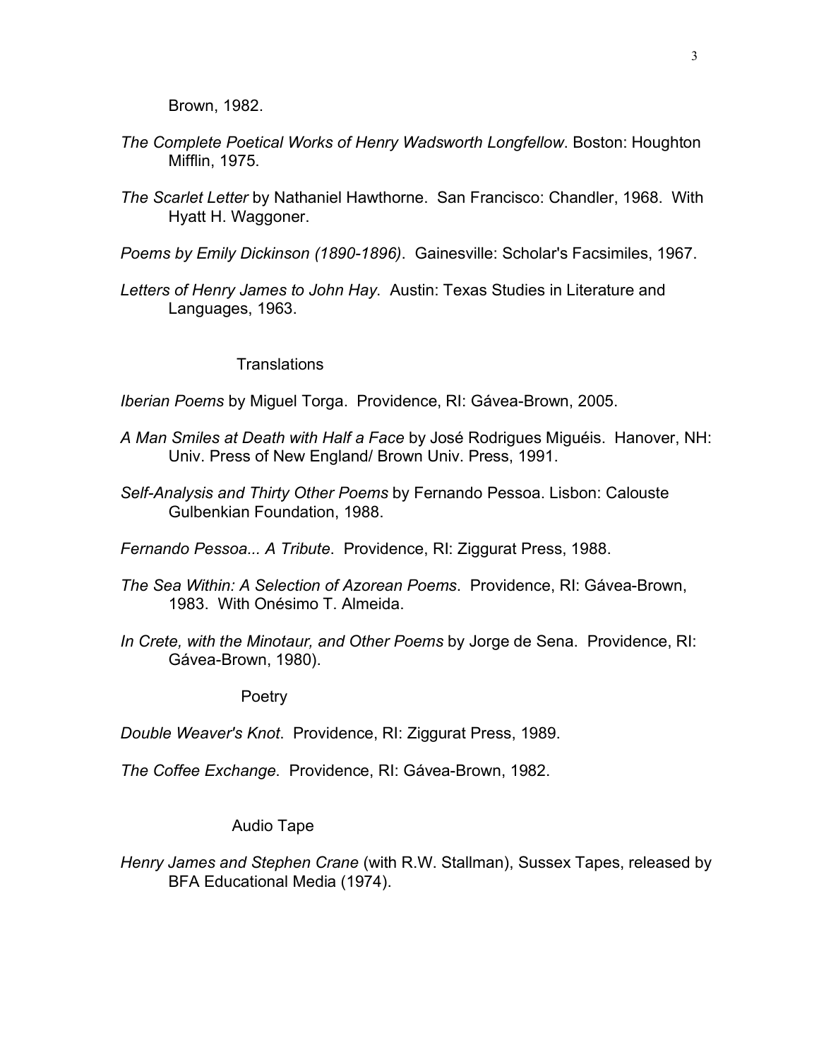Brown, 1982.

*The Complete Poetical Works of Henry Wadsworth Longfellow*. Boston: Houghton Mifflin, 1975.

*The Scarlet Letter* by Nathaniel Hawthorne. San Francisco: Chandler, 1968. With Hyatt H. Waggoner.

*Poems by Emily Dickinson (1890-1896)*. Gainesville: Scholar's Facsimiles, 1967.

*Letters of Henry James to John Hay*. Austin: Texas Studies in Literature and Languages, 1963.

## Translations

*Iberian Poems* by Miguel Torga. Providence, RI: Gávea-Brown, 2005.

*A Man Smiles at Death with Half a Face* by José Rodrigues Miguéis. Hanover, NH: Univ. Press of New England/ Brown Univ. Press, 1991.

*Self-Analysis and Thirty Other Poems* by Fernando Pessoa. Lisbon: Calouste Gulbenkian Foundation, 1988.

*Fernando Pessoa... A Tribute*. Providence, RI: Ziggurat Press, 1988.

*The Sea Within: A Selection of Azorean Poems*. Providence, RI: Gávea-Brown, 1983. With Onésimo T. Almeida.

*In Crete, with the Minotaur, and Other Poems* by Jorge de Sena. Providence, RI: Gávea-Brown, 1980).

## Poetry

*Double Weaver's Knot*. Providence, RI: Ziggurat Press, 1989.

*The Coffee Exchange*. Providence, RI: Gávea-Brown, 1982.

## Audio Tape

*Henry James and Stephen Crane* (with R.W. Stallman), Sussex Tapes, released by BFA Educational Media (1974).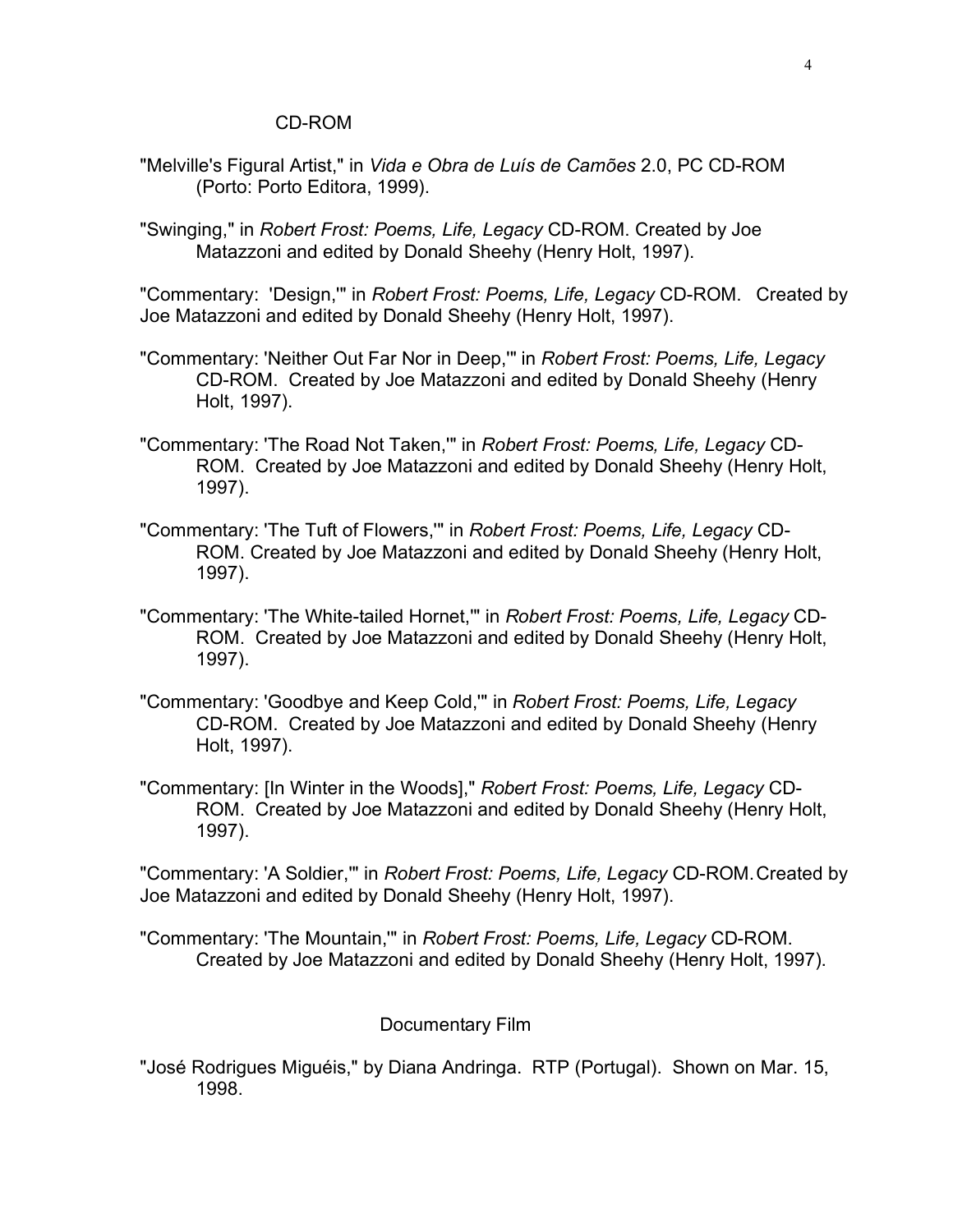### CD-ROM

"Melville's Figural Artist," in *Vida e Obra de Luís de Camões* 2.0, PC CD-ROM (Porto: Porto Editora, 1999).

"Swinging," in *Robert Frost: Poems, Life, Legacy* CD-ROM. Created by Joe Matazzoni and edited by Donald Sheehy (Henry Holt, 1997).

"Commentary: 'Design,'" in *Robert Frost: Poems, Life, Legacy* CD-ROM. Created by Joe Matazzoni and edited by Donald Sheehy (Henry Holt, 1997).

"Commentary: 'Neither Out Far Nor in Deep,'" in *Robert Frost: Poems, Life, Legacy* CD-ROM. Created by Joe Matazzoni and edited by Donald Sheehy (Henry Holt, 1997).

"Commentary: 'The Road Not Taken,'" in *Robert Frost: Poems, Life, Legacy* CD-ROM. Created by Joe Matazzoni and edited by Donald Sheehy (Henry Holt, 1997).

"Commentary: 'The Tuft of Flowers,'" in *Robert Frost: Poems, Life, Legacy* CD-ROM. Created by Joe Matazzoni and edited by Donald Sheehy (Henry Holt, 1997).

"Commentary: 'The White-tailed Hornet,'" in *Robert Frost: Poems, Life, Legacy* CD-ROM. Created by Joe Matazzoni and edited by Donald Sheehy (Henry Holt, 1997).

"Commentary: 'Goodbye and Keep Cold,'" in *Robert Frost: Poems, Life, Legacy* CD-ROM. Created by Joe Matazzoni and edited by Donald Sheehy (Henry Holt, 1997).

"Commentary: [In Winter in the Woods]," *Robert Frost: Poems, Life, Legacy* CD-ROM. Created by Joe Matazzoni and edited by Donald Sheehy (Henry Holt, 1997).

"Commentary: 'A Soldier,'" in *Robert Frost: Poems, Life, Legacy* CD-ROM. Created by Joe Matazzoni and edited by Donald Sheehy (Henry Holt, 1997).

"Commentary: 'The Mountain,'" in *Robert Frost: Poems, Life, Legacy* CD-ROM. Created by Joe Matazzoni and edited by Donald Sheehy (Henry Holt, 1997).

### Documentary Film

"José Rodrigues Miguéis," by Diana Andringa. RTP (Portugal). Shown on Mar. 15, 1998.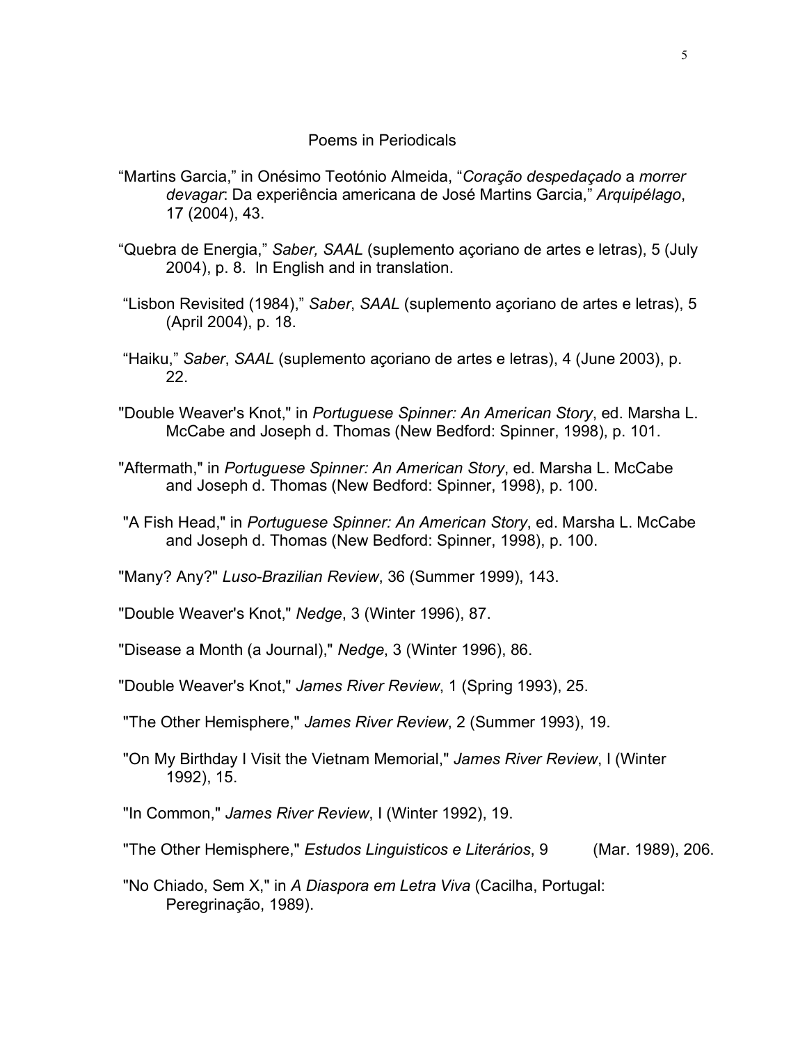## Poems in Periodicals

“Martins Garcia,” in Onésimo Teotónio Almeida, “*Coração despedaçado* a *morrer devagar*: Da experiência americana de José Martins Garcia,” *Arquipélago*, 17 (2004), 43.

“Quebra de Energia,” *Saber, SAAL* (suplemento açoriano de artes e letras), 5 (July 2004), p. 8. In English and in translation.

“Lisbon Revisited (1984),” *Saber*, *SAAL* (suplemento açoriano de artes e letras), 5 (April 2004), p. 18.

“Haiku,” *Saber*, *SAAL* (suplemento açoriano de artes e letras), 4 (June 2003), p. 22.

"Double Weaver's Knot," in *Portuguese Spinner: An American Story*, ed. Marsha L. McCabe and Joseph d. Thomas (New Bedford: Spinner, 1998), p. 101.

"Aftermath," in *Portuguese Spinner: An American Story*, ed. Marsha L. McCabe and Joseph d. Thomas (New Bedford: Spinner, 1998), p. 100.

"A Fish Head," in *Portuguese Spinner: An American Story*, ed. Marsha L. McCabe and Joseph d. Thomas (New Bedford: Spinner, 1998), p. 100.

"Many? Any?" *Luso-Brazilian Review*, 36 (Summer 1999), 143.

"Double Weaver's Knot," *Nedge*, 3 (Winter 1996), 87.

"Disease a Month (a Journal)," *Nedge*, 3 (Winter 1996), 86.

"Double Weaver's Knot," *James River Review*, 1 (Spring 1993), 25.

"The Other Hemisphere," *James River Review*, 2 (Summer 1993), 19.

"On My Birthday I Visit the Vietnam Memorial," *James River Review*, I (Winter 1992), 15.

"In Common," *James River Review*, I (Winter 1992), 19.

"The Other Hemisphere," *Estudos Linguisticos e Literários*, 9 (Mar. 1989), 206.

"No Chiado, Sem X," in *A Diaspora em Letra Viva* (Cacilha, Portugal: Peregrinação, 1989).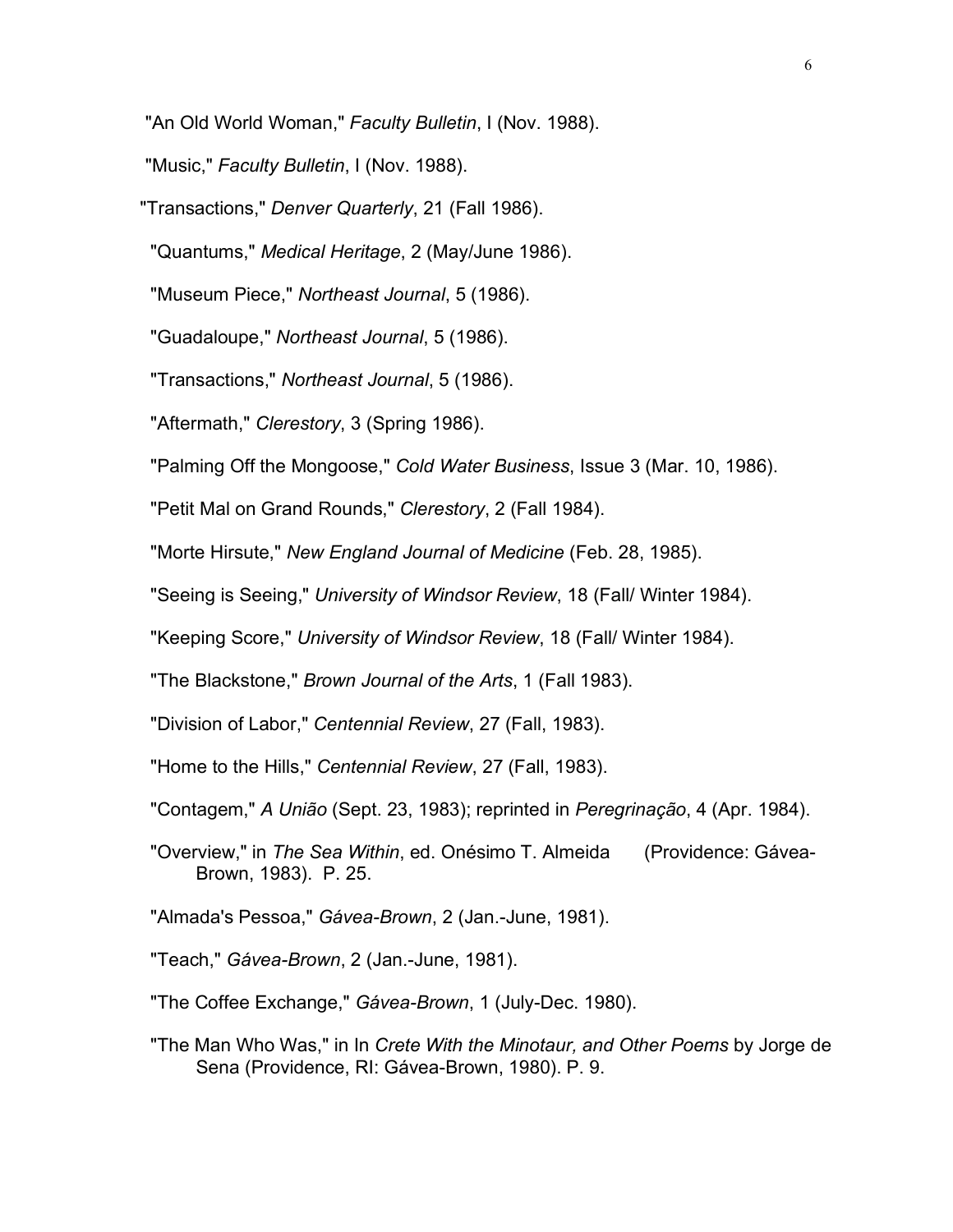"An Old World Woman," *Faculty Bulletin*, I (Nov. 1988).

"Music," *Faculty Bulletin*, I (Nov. 1988).

"Transactions," *Denver Quarterly*, 21 (Fall 1986).

"Quantums," *Medical Heritage*, 2 (May/June 1986).

"Museum Piece," *Northeast Journal*, 5 (1986).

"Guadaloupe," *Northeast Journal*, 5 (1986).

"Transactions," *Northeast Journal*, 5 (1986).

"Aftermath," *Clerestory*, 3 (Spring 1986).

"Palming Off the Mongoose," *Cold Water Business*, Issue 3 (Mar. 10, 1986).

"Petit Mal on Grand Rounds," *Clerestory*, 2 (Fall 1984).

"Morte Hirsute," *New England Journal of Medicine* (Feb. 28, 1985).

"Seeing is Seeing," *University of Windsor Review*, 18 (Fall/ Winter 1984).

"Keeping Score," *University of Windsor Review*, 18 (Fall/ Winter 1984).

"The Blackstone," *Brown Journal of the Arts*, 1 (Fall 1983).

"Division of Labor," *Centennial Review*, 27 (Fall, 1983).

"Home to the Hills," *Centennial Review*, 27 (Fall, 1983).

"Contagem," *A União* (Sept. 23, 1983); reprinted in *Peregrinação*, 4 (Apr. 1984).

"Overview," in *The Sea Within*, ed. Onésimo T. Almeida (Providence: Gávea-Brown, 1983). P. 25.

"Almada's Pessoa," *Gávea-Brown*, 2 (Jan.-June, 1981).

"Teach," *Gávea-Brown*, 2 (Jan.-June, 1981).

"The Coffee Exchange," *Gávea-Brown*, 1 (July-Dec. 1980).

"The Man Who Was," in In *Crete With the Minotaur, and Other Poems* by Jorge de Sena (Providence, RI: Gávea-Brown, 1980). P. 9.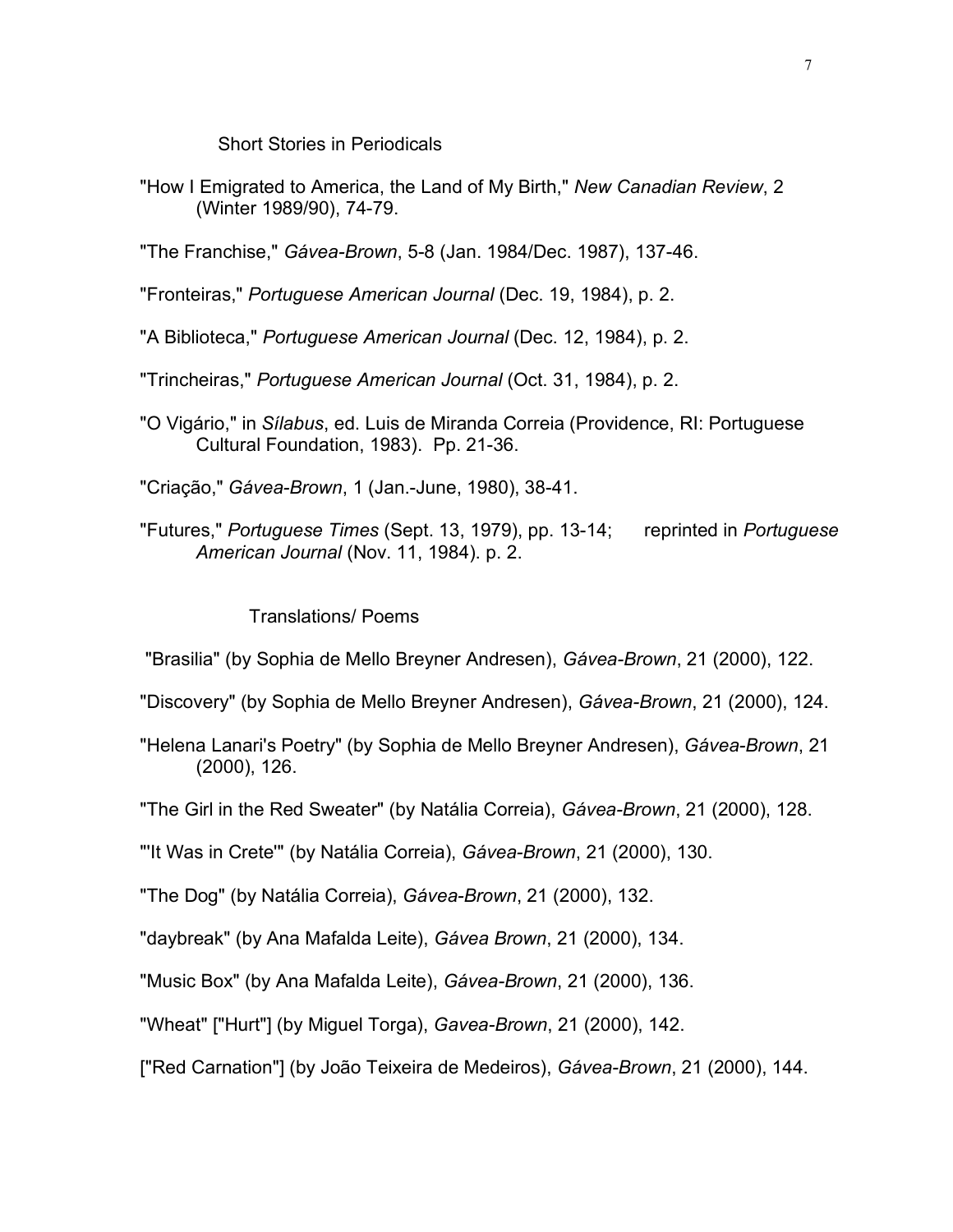### Short Stories in Periodicals

"How I Emigrated to America, the Land of My Birth," *New Canadian Review*, 2 (Winter 1989/90), 74-79.

"The Franchise," *Gávea-Brown*, 5-8 (Jan. 1984/Dec. 1987), 137-46.

"Fronteiras," *Portuguese American Journal* (Dec. 19, 1984), p. 2.

"A Biblioteca," *Portuguese American Journal* (Dec. 12, 1984), p. 2.

"Trincheiras," *Portuguese American Journal* (Oct. 31, 1984), p. 2.

"O Vigário," in *Sílabus*, ed. Luis de Miranda Correia (Providence, RI: Portuguese Cultural Foundation, 1983). Pp. 21-36.

"Criação," *Gávea-Brown*, 1 (Jan.-June, 1980), 38-41.

"Futures," *Portuguese Times* (Sept. 13, 1979), pp. 13-14; reprinted in *Portuguese American Journal* (Nov. 11, 1984). p. 2.

### Translations/ Poems

"Brasilia" (by Sophia de Mello Breyner Andresen), *Gávea-Brown*, 21 (2000), 122.

"Discovery" (by Sophia de Mello Breyner Andresen), *Gávea-Brown*, 21 (2000), 124.

"Helena Lanari's Poetry" (by Sophia de Mello Breyner Andresen), *Gávea-Brown*, 21 (2000), 126.

"The Girl in the Red Sweater" (by Natália Correia), *Gávea-Brown*, 21 (2000), 128.

"'It Was in Crete'" (by Natália Correia), *Gávea-Brown*, 21 (2000), 130.

"The Dog" (by Natália Correia), *Gávea-Brown*, 21 (2000), 132.

"daybreak" (by Ana Mafalda Leite), *Gávea Brown*, 21 (2000), 134.

"Music Box" (by Ana Mafalda Leite), *Gávea-Brown*, 21 (2000), 136.

"Wheat" ["Hurt"] (by Miguel Torga), *Gavea-Brown*, 21 (2000), 142.

["Red Carnation"] (by João Teixeira de Medeiros), *Gávea-Brown*, 21 (2000), 144.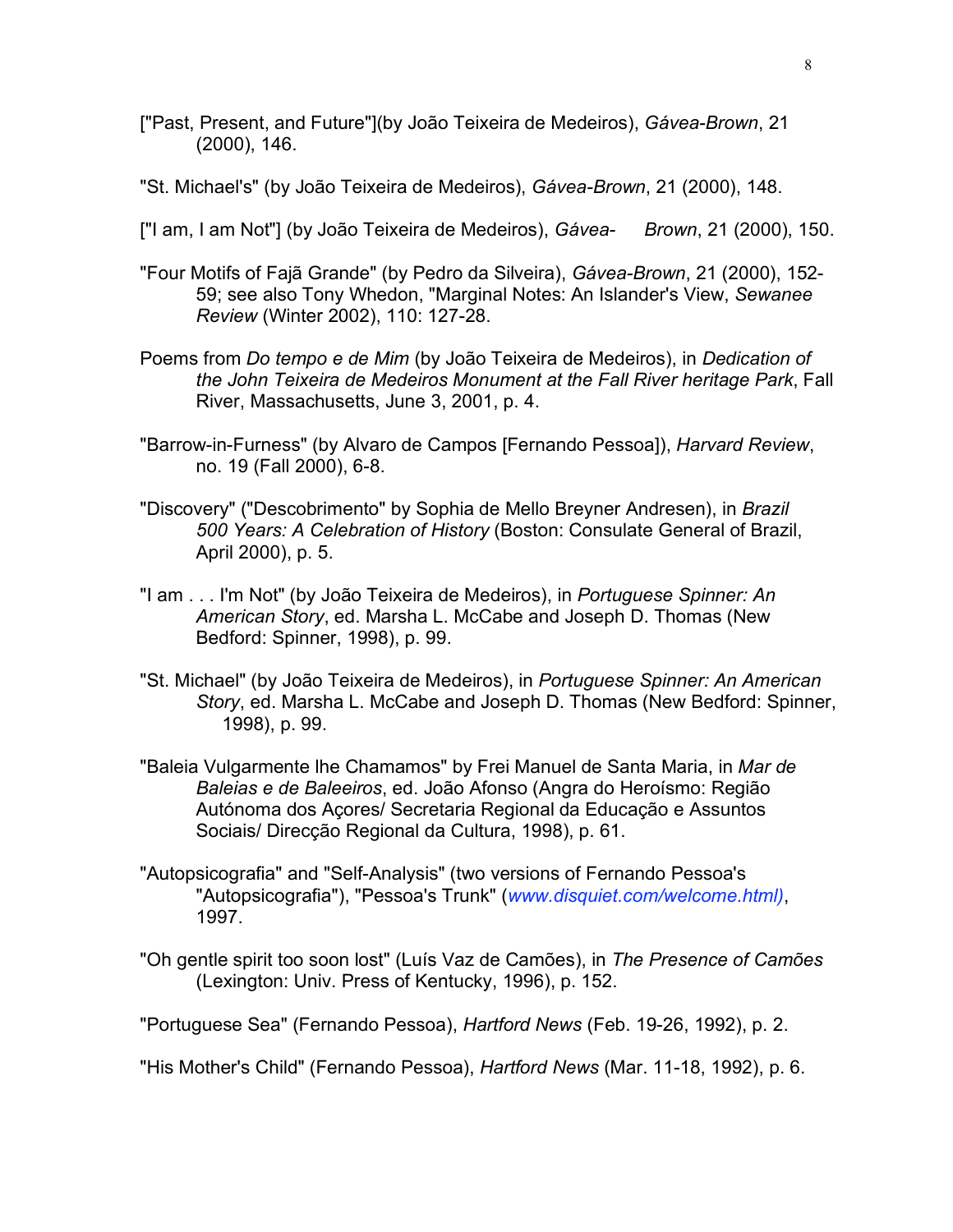["Past, Present, and Future"](by João Teixeira de Medeiros), *Gávea-Brown*, 21 (2000), 146.

"St. Michael's" (by João Teixeira de Medeiros), *Gávea-Brown*, 21 (2000), 148.

["I am, I am Not"] (by João Teixeira de Medeiros), *Gávea- Brown*, 21 (2000), 150.

"Four Motifs of Fajã Grande" (by Pedro da Silveira), *Gávea-Brown*, 21 (2000), 152-59; see also Tony Whedon, "Marginal Notes: An Islander's View, *Sewanee Review* (Winter 2002), 110: 127-28.

Poems from *Do tempo e de Mim* (by João Teixeira de Medeiros), in *Dedication of the John Teixeira de Medeiros Monument at the Fall River heritage Park*, Fall River, Massachusetts, June 3, 2001, p. 4.

"Barrow-in-Furness" (by Alvaro de Campos [Fernando Pessoa]), *Harvard Review*, no. 19 (Fall 2000), 6-8.

"Discovery" ("Descobrimento" by Sophia de Mello Breyner Andresen), in *Brazil 500 Years: A Celebration of History* (Boston: Consulate General of Brazil, April 2000), p. 5.

"I am . . . I'm Not" (by João Teixeira de Medeiros), in *Portuguese Spinner: An American Story*, ed. Marsha L. McCabe and Joseph D. Thomas (New Bedford: Spinner, 1998), p. 99.

"St. Michael" (by João Teixeira de Medeiros), in *Portuguese Spinner: An American Story*, ed. Marsha L. McCabe and Joseph D. Thomas (New Bedford: Spinner, 1998), p. 99.

"Baleia Vulgarmente lhe Chamamos" by Frei Manuel de Santa Maria, in *Mar de Baleias e de Baleeiros*, ed. João Afonso (Angra do Heroísmo: Região Autónoma dos Açores/ Secretaria Regional da Educação e Assuntos Sociais/ Direcção Regional da Cultura, 1998), p. 61.

"Autopsicografia" and "Self-Analysis" (two versions of Fernando Pessoa's "Autopsicografia"), "Pessoa's Trunk" (*www.disquiet.com/welcome.html)*, 1997.

"Oh gentle spirit too soon lost" (Luís Vaz de Camões), in *The Presence of Camões* (Lexington: Univ. Press of Kentucky, 1996), p. 152.

"Portuguese Sea" (Fernando Pessoa), *Hartford News* (Feb. 19-26, 1992), p. 2.

"His Mother's Child" (Fernando Pessoa), *Hartford News* (Mar. 11-18, 1992), p. 6.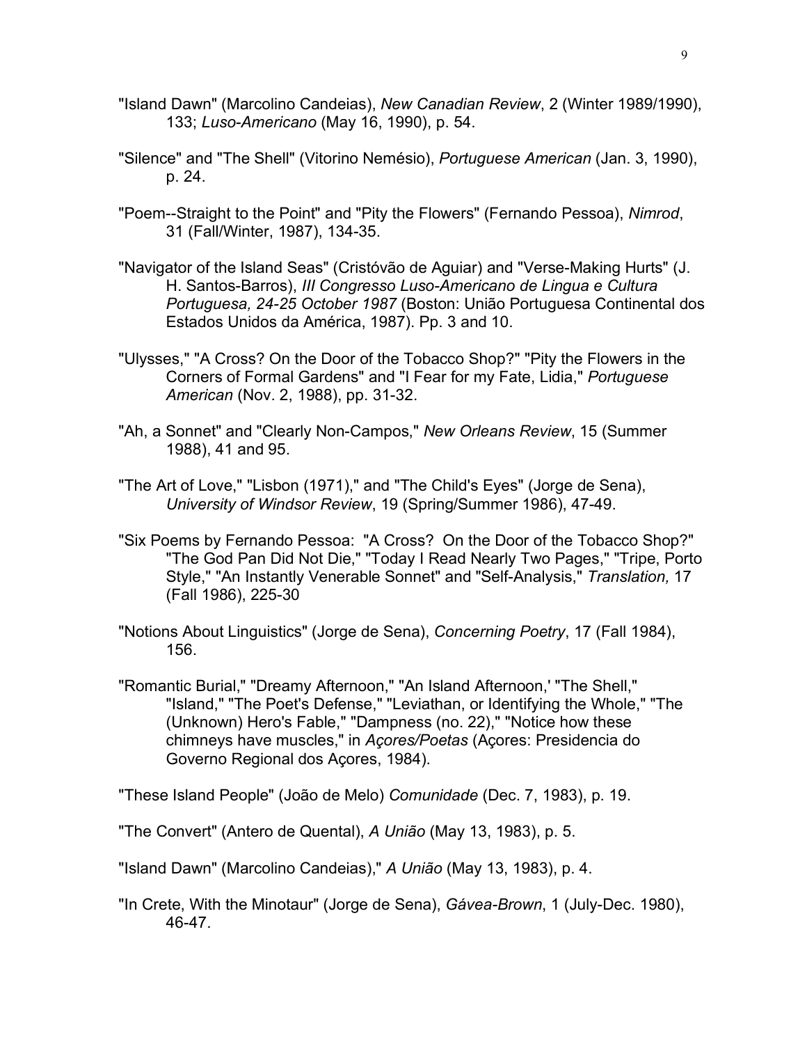"Island Dawn" (Marcolino Candeias), *New Canadian Review*, 2 (Winter 1989/1990), 133; *Luso-Americano* (May 16, 1990), p. 54.

"Silence" and "The Shell" (Vitorino Nemésio), *Portuguese American* (Jan. 3, 1990), p. 24.

"Poem--Straight to the Point" and "Pity the Flowers" (Fernando Pessoa), *Nimrod*, 31 (Fall/Winter, 1987), 134-35.

"Navigator of the Island Seas" (Cristóvão de Aguiar) and "Verse-Making Hurts" (J. H. Santos-Barros), *III Congresso Luso-Americano de Lingua e Cultura Portuguesa, 24-25 October 1987* (Boston: União Portuguesa Continental dos Estados Unidos da América, 1987). Pp. 3 and 10.

"Ulysses," "A Cross? On the Door of the Tobacco Shop?" "Pity the Flowers in the Corners of Formal Gardens" and "I Fear for my Fate, Lidia," *Portuguese American* (Nov. 2, 1988), pp. 31-32.

"Ah, a Sonnet" and "Clearly Non-Campos," *New Orleans Review*, 15 (Summer 1988), 41 and 95.

"The Art of Love," "Lisbon (1971)," and "The Child's Eyes" (Jorge de Sena), *University of Windsor Review*, 19 (Spring/Summer 1986), 47-49.

"Six Poems by Fernando Pessoa: "A Cross? On the Door of the Tobacco Shop?" "The God Pan Did Not Die," "Today I Read Nearly Two Pages," "Tripe, Porto Style," "An Instantly Venerable Sonnet" and "Self-Analysis," *Translation,* 17 (Fall 1986), 225-30

"Notions About Linguistics" (Jorge de Sena), *Concerning Poetry*, 17 (Fall 1984), 156.

"Romantic Burial," "Dreamy Afternoon," "An Island Afternoon,' "The Shell," "Island," "The Poet's Defense," "Leviathan, or Identifying the Whole," "The (Unknown) Hero's Fable," "Dampness (no. 22)," "Notice how these chimneys have muscles," in *Açores/Poetas* (Açores: Presidencia do Governo Regional dos Açores, 1984).

"These Island People" (João de Melo) *Comunidade* (Dec. 7, 1983), p. 19.

"The Convert" (Antero de Quental), *A União* (May 13, 1983), p. 5.

"Island Dawn" (Marcolino Candeias)," *A União* (May 13, 1983), p. 4.

"In Crete, With the Minotaur" (Jorge de Sena), *Gávea-Brown*, 1 (July-Dec. 1980), 46-47.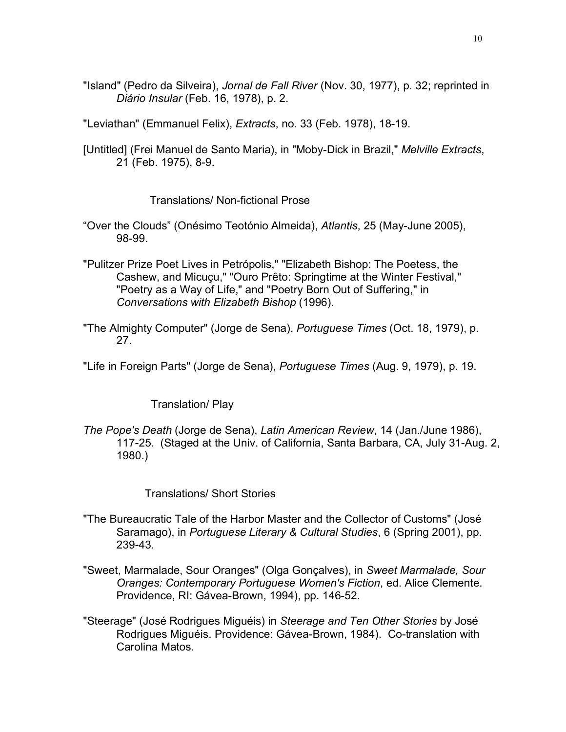"Island" (Pedro da Silveira), *Jornal de Fall River* (Nov. 30, 1977), p. 32; reprinted in *Diário Insular* (Feb. 16, 1978), p. 2.

"Leviathan" (Emmanuel Felix), *Extracts*, no. 33 (Feb. 1978), 18-19.

[Untitled] (Frei Manuel de Santo Maria), in "Moby-Dick in Brazil," *Melville Extracts*, 21 (Feb. 1975), 8-9.

### Translations/ Non-fictional Prose

"Over the Clouds" (Onésimo Teotónio Almeida), *Atlantis*, 25 (May-June 2005), 98-99.

"Pulitzer Prize Poet Lives in Petrópolis," "Elizabeth Bishop: The Poetess, the Cashew, and Micuçu," "Ouro Prêto: Springtime at the Winter Festival," "Poetry as a Way of Life," and "Poetry Born Out of Suffering," in *Conversations with Elizabeth Bishop* (1996).

"The Almighty Computer" (Jorge de Sena), *Portuguese Times* (Oct. 18, 1979), p. 27.

"Life in Foreign Parts" (Jorge de Sena), *Portuguese Times* (Aug. 9, 1979), p. 19.

### Translation/ Play

*The Pope's Death* (Jorge de Sena), *Latin American Review*, 14 (Jan./June 1986), 117-25. (Staged at the Univ. of California, Santa Barbara, CA, July 31-Aug. 2, 1980.)

### Translations/ Short Stories

"The Bureaucratic Tale of the Harbor Master and the Collector of Customs" (José Saramago), in *Portuguese Literary & Cultural Studies*, 6 (Spring 2001), pp. 239-43.

"Sweet, Marmalade, Sour Oranges" (Olga Gonçalves), in *Sweet Marmalade, Sour Oranges: Contemporary Portuguese Women's Fiction*, ed. Alice Clemente. Providence, RI: Gávea-Brown, 1994), pp. 146-52.

"Steerage" (José Rodrigues Miguéis) in *Steerage and Ten Other Stories* by José Rodrigues Miguéis. Providence: Gávea-Brown, 1984). Co-translation with Carolina Matos.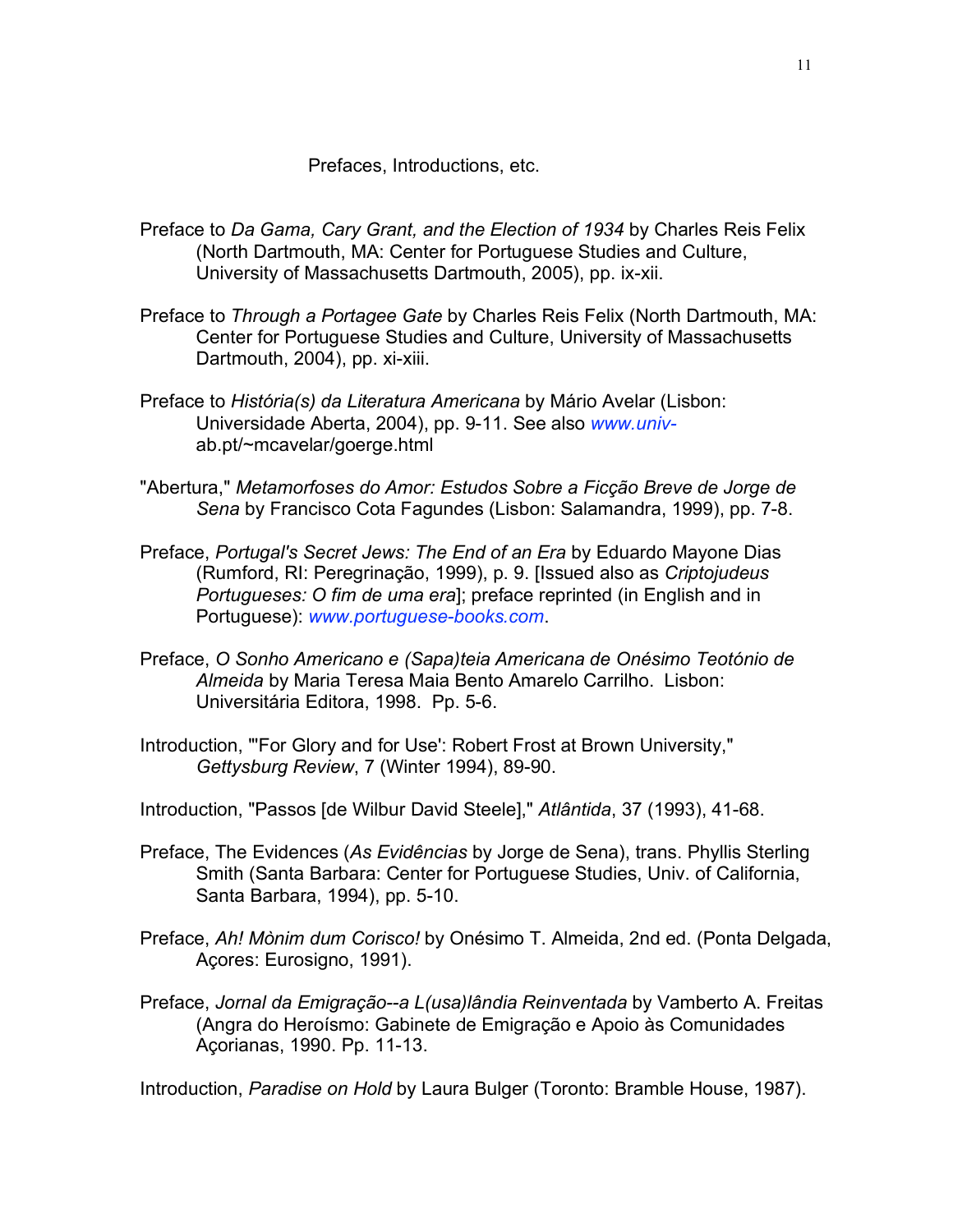## Prefaces, Introductions, etc.

Preface to *Da Gama, Cary Grant, and the Election of 1934* by Charles Reis Felix (North Dartmouth, MA: Center for Portuguese Studies and Culture, University of Massachusetts Dartmouth, 2005), pp. ix-xii.

Preface to *Through a Portagee Gate* by Charles Reis Felix (North Dartmouth, MA: Center for Portuguese Studies and Culture, University of Massachusetts Dartmouth, 2004), pp. xi-xiii.

Preface to *História(s) da Literatura Americana* by Mário Avelar (Lisbon: Universidade Aberta, 2004), pp. 9-11. See also www.univ-ab.pt/~mcavelar/goerge.html

"Abertura," *Metamorfoses do Amor: Estudos Sobre a Ficção Breve de Jorge de Sena* by Francisco Cota Fagundes (Lisbon: Salamandra, 1999), pp. 7-8.

Preface, *Portugal's Secret Jews: The End of an Era* by Eduardo Mayone Dias (Rumford, RI: Peregrinação, 1999), p. 9. [Issued also as *Criptojudeus Portugueses: O fim de uma era*]; preface reprinted (in English and in Portuguese): www.portuguese-books.com.

Preface, *O Sonho Americano e (Sapa)teia Americana de Onésimo Teotónio de Almeida* by Maria Teresa Maia Bento Amarelo Carrilho. Lisbon: Universitária Editora, 1998. Pp. 5-6.

Introduction, "'For Glory and for Use': Robert Frost at Brown University," *Gettysburg Review*, 7 (Winter 1994), 89-90.

Introduction, "Passos [de Wilbur David Steele]," *Atlântida*, 37 (1993), 41-68.

Preface, The Evidences (*As Evidências* by Jorge de Sena), trans. Phyllis Sterling Smith (Santa Barbara: Center for Portuguese Studies, Univ. of California, Santa Barbara, 1994), pp. 5-10.

Preface, *Ah! Mònim dum Corisco!* by Onésimo T. Almeida, 2nd ed. (Ponta Delgada, Açores: Eurosigno, 1991).

Preface, *Jornal da Emigração--a L(usa)lândia Reinventada* by Vamberto A. Freitas (Angra do Heroísmo: Gabinete de Emigração e Apoio às Comunidades Açorianas, 1990. Pp. 11-13.

Introduction, *Paradise on Hold* by Laura Bulger (Toronto: Bramble House, 1987).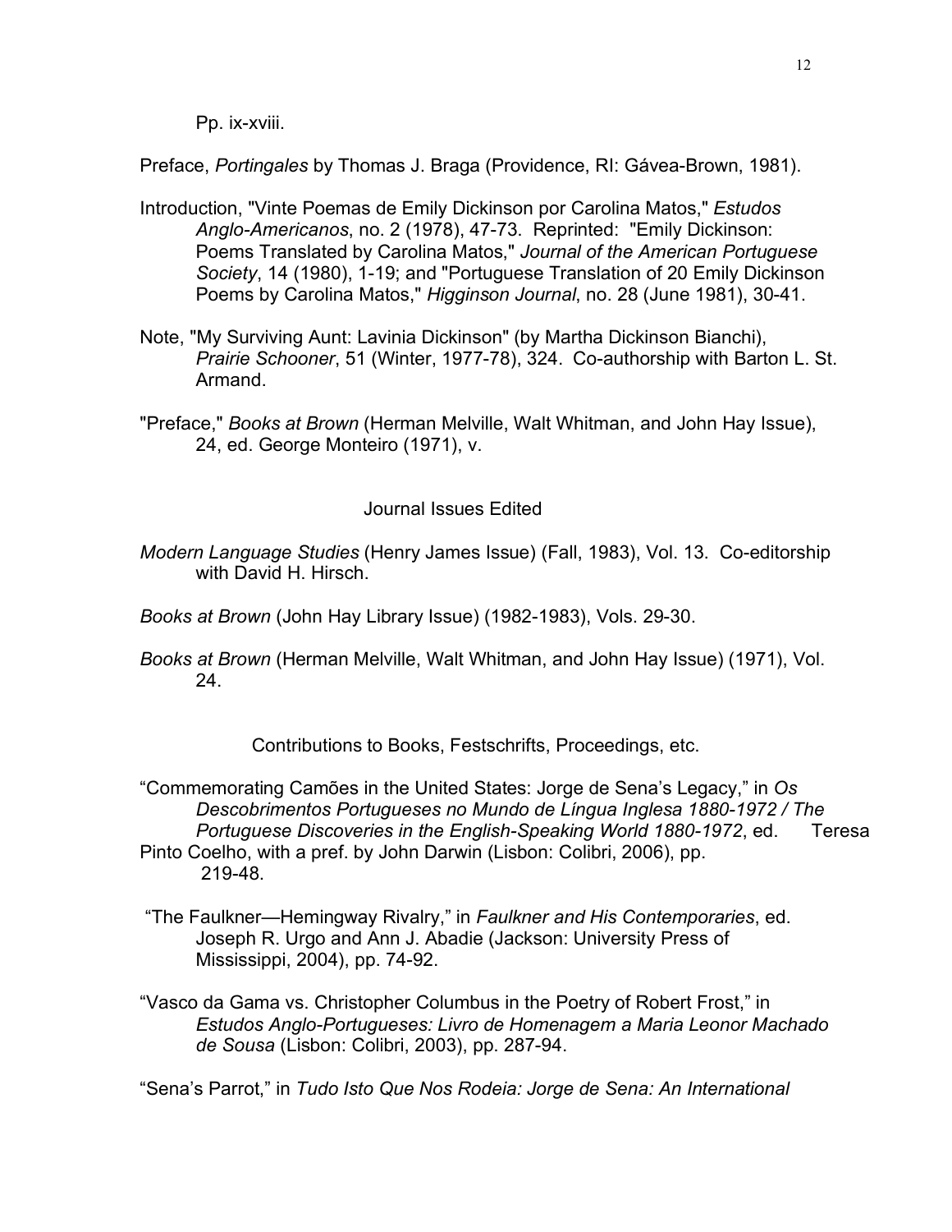Pp. ix-xviii.

Preface, *Portingales* by Thomas J. Braga (Providence, RI: Gávea-Brown, 1981).

Introduction, "Vinte Poemas de Emily Dickinson por Carolina Matos," *Estudos Anglo-Americanos*, no. 2 (1978), 47-73. Reprinted: "Emily Dickinson: Poems Translated by Carolina Matos," *Journal of the American Portuguese Society*, 14 (1980), 1-19; and "Portuguese Translation of 20 Emily Dickinson Poems by Carolina Matos," *Higginson Journal*, no. 28 (June 1981), 30-41.

Note, "My Surviving Aunt: Lavinia Dickinson" (by Martha Dickinson Bianchi), *Prairie Schooner*, 51 (Winter, 1977-78), 324. Co-authorship with Barton L. St. Armand.

"Preface," *Books at Brown* (Herman Melville, Walt Whitman, and John Hay Issue), 24, ed. George Monteiro (1971), v.

## Journal Issues Edited

*Modern Language Studies* (Henry James Issue) (Fall, 1983), Vol. 13. Co-editorship with David H. Hirsch.

*Books at Brown* (John Hay Library Issue) (1982-1983), Vols. 29-30.

*Books at Brown* (Herman Melville, Walt Whitman, and John Hay Issue) (1971), Vol. 24.

## Contributions to Books, Festschrifts, Proceedings, etc.

"Commemorating Camões in the United States: Jorge de Sena's Legacy," in *Os Descobrimentos Portugueses no Mundo de Língua Inglesa 1880-1972 / The Portuguese Discoveries in the English-Speaking World 1880-1972*, ed. Teresa Pinto Coelho, with a pref. by John Darwin (Lisbon: Colibri, 2006), pp. 219-48.

"The Faulkner—Hemingway Rivalry," in *Faulkner and His Contemporaries*, ed. Joseph R. Urgo and Ann J. Abadie (Jackson: University Press of Mississippi, 2004), pp. 74-92.

"Vasco da Gama vs. Christopher Columbus in the Poetry of Robert Frost," in *Estudos Anglo-Portugueses: Livro de Homenagem a Maria Leonor Machado de Sousa* (Lisbon: Colibri, 2003), pp. 287-94.

"Sena's Parrot," in *Tudo Isto Que Nos Rodeia: Jorge de Sena: An International*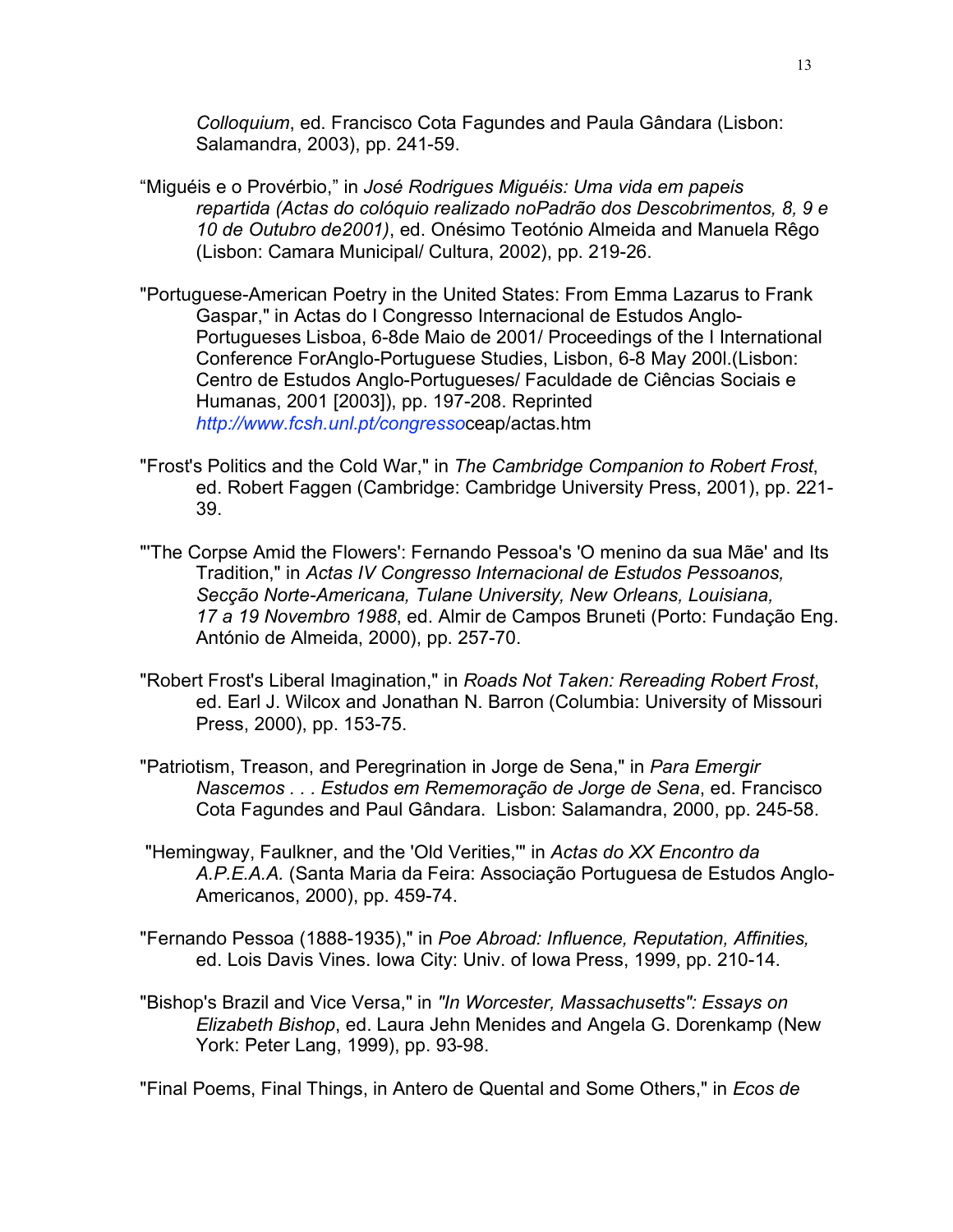*Colloquium*, ed. Francisco Cota Fagundes and Paula Gândara (Lisbon: Salamandra, 2003), pp. 241-59.

“Miguéis e o Provérbio,” in *José Rodrigues Miguéis: Uma vida em papeis repartida (Actas do colóquio realizado noPadrão dos Descobrimentos, 8, 9 e 10 de Outubro de2001)*, ed. Onésimo Teotónio Almeida and Manuela Rêgo (Lisbon: Camara Municipal/ Cultura, 2002), pp. 219-26.

"Portuguese-American Poetry in the United States: From Emma Lazarus to Frank Gaspar," in Actas do I Congresso Internacional de Estudos Anglo-Portugueses Lisboa, 6-8de Maio de 2001/ Proceedings of the I International Conference ForAnglo-Portuguese Studies, Lisbon, 6-8 May 200l.(Lisbon: Centro de Estudos Anglo-Portugueses/ Faculdade de Ciências Sociais e Humanas, 2001 [2003]), pp. 197-208. Reprinted *http://www.fcsh.unl.pt/congresso*ceap/actas.htm

"Frost's Politics and the Cold War," in *The Cambridge Companion to Robert Frost*, ed. Robert Faggen (Cambridge: Cambridge University Press, 2001), pp. 221-39.

"'The Corpse Amid the Flowers': Fernando Pessoa's 'O menino da sua Mãe' and Its Tradition," in *Actas IV Congresso Internacional de Estudos Pessoanos, Secção Norte-Americana, Tulane University, New Orleans, Louisiana, 17 a 19 Novembro 1988*, ed. Almir de Campos Bruneti (Porto: Fundação Eng. António de Almeida, 2000), pp. 257-70.

"Robert Frost's Liberal Imagination," in *Roads Not Taken: Rereading Robert Frost*, ed. Earl J. Wilcox and Jonathan N. Barron (Columbia: University of Missouri Press, 2000), pp. 153-75.

"Patriotism, Treason, and Peregrination in Jorge de Sena," in *Para Emergir Nascemos . . . Estudos em Rememoração de Jorge de Sena*, ed. Francisco Cota Fagundes and Paul Gândara. Lisbon: Salamandra, 2000, pp. 245-58.

"Hemingway, Faulkner, and the 'Old Verities,'" in *Actas do XX Encontro da A.P.E.A.A.* (Santa Maria da Feira: Associação Portuguesa de Estudos Anglo-Americanos, 2000), pp. 459-74.

"Fernando Pessoa (1888-1935)," in *Poe Abroad: Influence, Reputation, Affinities,* ed. Lois Davis Vines. Iowa City: Univ. of Iowa Press, 1999, pp. 210-14.

"Bishop's Brazil and Vice Versa," in *"In Worcester, Massachusetts": Essays on Elizabeth Bishop*, ed. Laura Jehn Menides and Angela G. Dorenkamp (New York: Peter Lang, 1999), pp. 93-98.

"Final Poems, Final Things, in Antero de Quental and Some Others," in *Ecos de*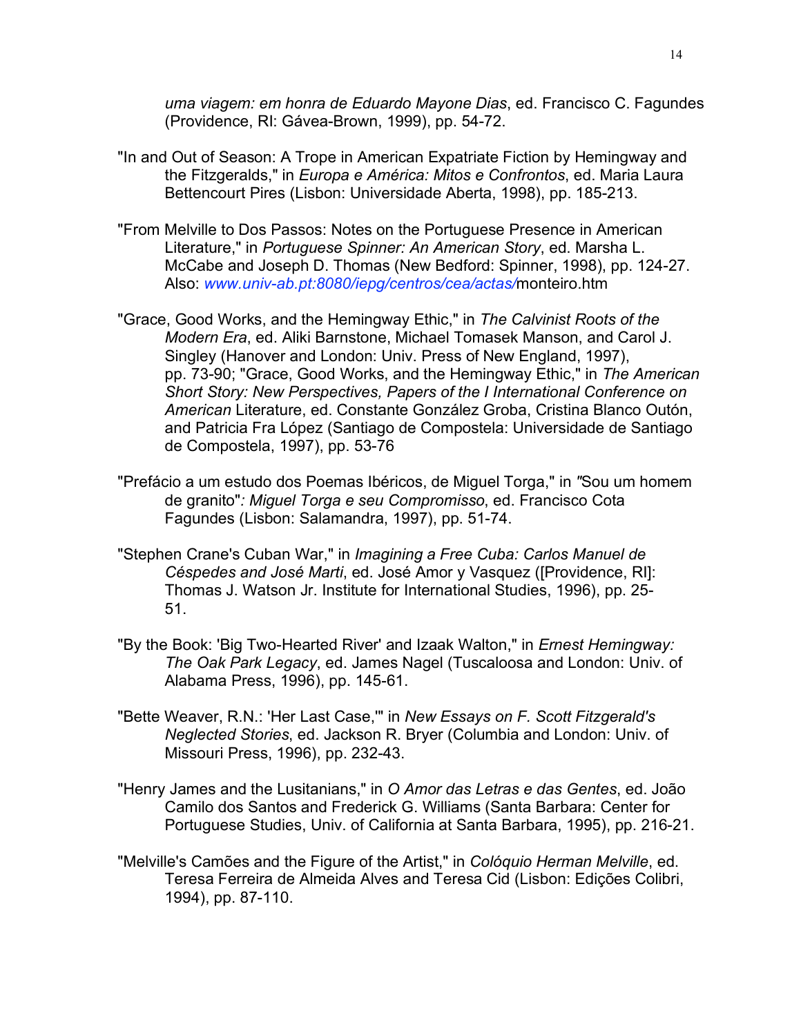*uma viagem: em honra de Eduardo Mayone Dias*, ed. Francisco C. Fagundes (Providence, RI: Gávea-Brown, 1999), pp. 54-72.

"In and Out of Season: A Trope in American Expatriate Fiction by Hemingway and the Fitzgeralds," in *Europa e América: Mitos e Confrontos*, ed. Maria Laura Bettencourt Pires (Lisbon: Universidade Aberta, 1998), pp. 185-213.

"From Melville to Dos Passos: Notes on the Portuguese Presence in American Literature," in *Portuguese Spinner: An American Story*, ed. Marsha L. McCabe and Joseph D. Thomas (New Bedford: Spinner, 1998), pp. 124-27. Also: *www.univ-ab.pt:8080/iepg/centros/cea/actas/*monteiro.htm

"Grace, Good Works, and the Hemingway Ethic," in *The Calvinist Roots of the Modern Era*, ed. Aliki Barnstone, Michael Tomasek Manson, and Carol J. Singley (Hanover and London: Univ. Press of New England, 1997), pp. 73-90; "Grace, Good Works, and the Hemingway Ethic," in *The American Short Story: New Perspectives, Papers of the I International Conference on American* Literature, ed. Constante González Groba, Cristina Blanco Outón, and Patricia Fra López (Santiago de Compostela: Universidade de Santiago de Compostela, 1997), pp. 53-76

"Prefácio a um estudo dos Poemas Ibéricos, de Miguel Torga," in *"*Sou um homem de granito"*: Miguel Torga e seu Compromisso*, ed. Francisco Cota Fagundes (Lisbon: Salamandra, 1997), pp. 51-74.

"Stephen Crane's Cuban War," in *Imagining a Free Cuba: Carlos Manuel de Céspedes and José Marti*, ed. José Amor y Vasquez ([Providence, RI]: Thomas J. Watson Jr. Institute for International Studies, 1996), pp. 25-51.

"By the Book: 'Big Two-Hearted River' and Izaak Walton," in *Ernest Hemingway: The Oak Park Legacy*, ed. James Nagel (Tuscaloosa and London: Univ. of Alabama Press, 1996), pp. 145-61.

"Bette Weaver, R.N.: 'Her Last Case,'" in *New Essays on F. Scott Fitzgerald's Neglected Stories*, ed. Jackson R. Bryer (Columbia and London: Univ. of Missouri Press, 1996), pp. 232-43.

"Henry James and the Lusitanians," in *O Amor das Letras e das Gentes*, ed. João Camilo dos Santos and Frederick G. Williams (Santa Barbara: Center for Portuguese Studies, Univ. of California at Santa Barbara, 1995), pp. 216-21.

"Melville's Camões and the Figure of the Artist," in *Colóquio Herman Melville*, ed. Teresa Ferreira de Almeida Alves and Teresa Cid (Lisbon: Edições Colibri, 1994), pp. 87-110.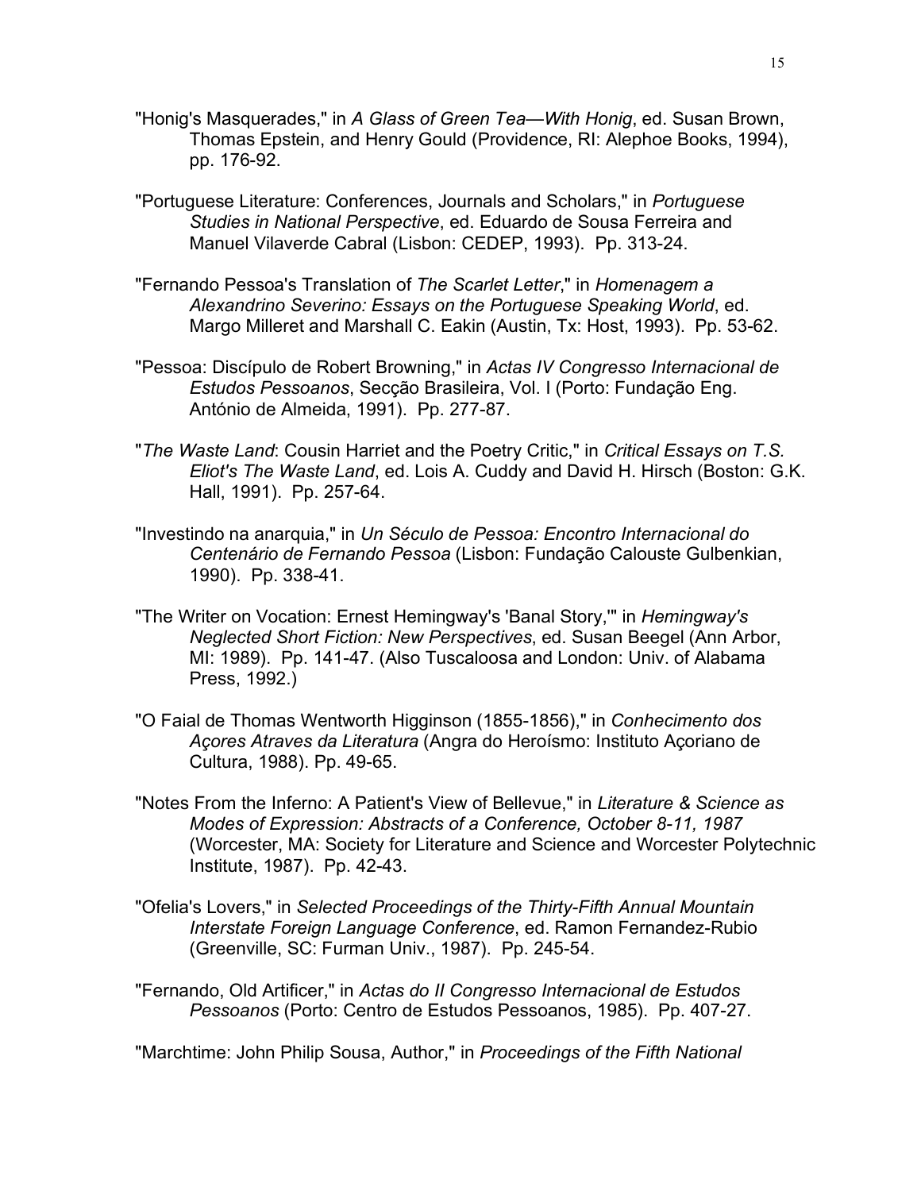"Honig's Masquerades," in *A Glass of Green Tea—With Honig*, ed. Susan Brown, Thomas Epstein, and Henry Gould (Providence, RI: Alephoe Books, 1994), pp. 176-92.

"Portuguese Literature: Conferences, Journals and Scholars," in *Portuguese Studies in National Perspective*, ed. Eduardo de Sousa Ferreira and Manuel Vilaverde Cabral (Lisbon: CEDEP, 1993). Pp. 313-24.

"Fernando Pessoa's Translation of *The Scarlet Letter*," in *Homenagem a Alexandrino Severino: Essays on the Portuguese Speaking World*, ed. Margo Milleret and Marshall C. Eakin (Austin, Tx: Host, 1993). Pp. 53-62.

"Pessoa: Discípulo de Robert Browning," in *Actas IV Congresso Internacional de Estudos Pessoanos*, Secção Brasileira, Vol. I (Porto: Fundação Eng. António de Almeida, 1991). Pp. 277-87.

"*The Waste Land*: Cousin Harriet and the Poetry Critic," in *Critical Essays on T.S. Eliot's The Waste Land*, ed. Lois A. Cuddy and David H. Hirsch (Boston: G.K. Hall, 1991). Pp. 257-64.

"Investindo na anarquia," in *Un Século de Pessoa: Encontro Internacional do Centenário de Fernando Pessoa* (Lisbon: Fundação Calouste Gulbenkian, 1990). Pp. 338-41.

"The Writer on Vocation: Ernest Hemingway's 'Banal Story,'" in *Hemingway's Neglected Short Fiction: New Perspectives*, ed. Susan Beegel (Ann Arbor, MI: 1989). Pp. 141-47. (Also Tuscaloosa and London: Univ. of Alabama Press, 1992.)

"O Faial de Thomas Wentworth Higginson (1855-1856)," in *Conhecimento dos Açores Atraves da Literatura* (Angra do Heroísmo: Instituto Açoriano de Cultura, 1988). Pp. 49-65.

"Notes From the Inferno: A Patient's View of Bellevue," in *Literature & Science as Modes of Expression: Abstracts of a Conference, October 8-11, 1987* (Worcester, MA: Society for Literature and Science and Worcester Polytechnic Institute, 1987). Pp. 42-43.

"Ofelia's Lovers," in *Selected Proceedings of the Thirty-Fifth Annual Mountain Interstate Foreign Language Conference*, ed. Ramon Fernandez-Rubio (Greenville, SC: Furman Univ., 1987). Pp. 245-54.

"Fernando, Old Artificer," in *Actas do II Congresso Internacional de Estudos Pessoanos* (Porto: Centro de Estudos Pessoanos, 1985). Pp. 407-27.

"Marchtime: John Philip Sousa, Author," in *Proceedings of the Fifth National*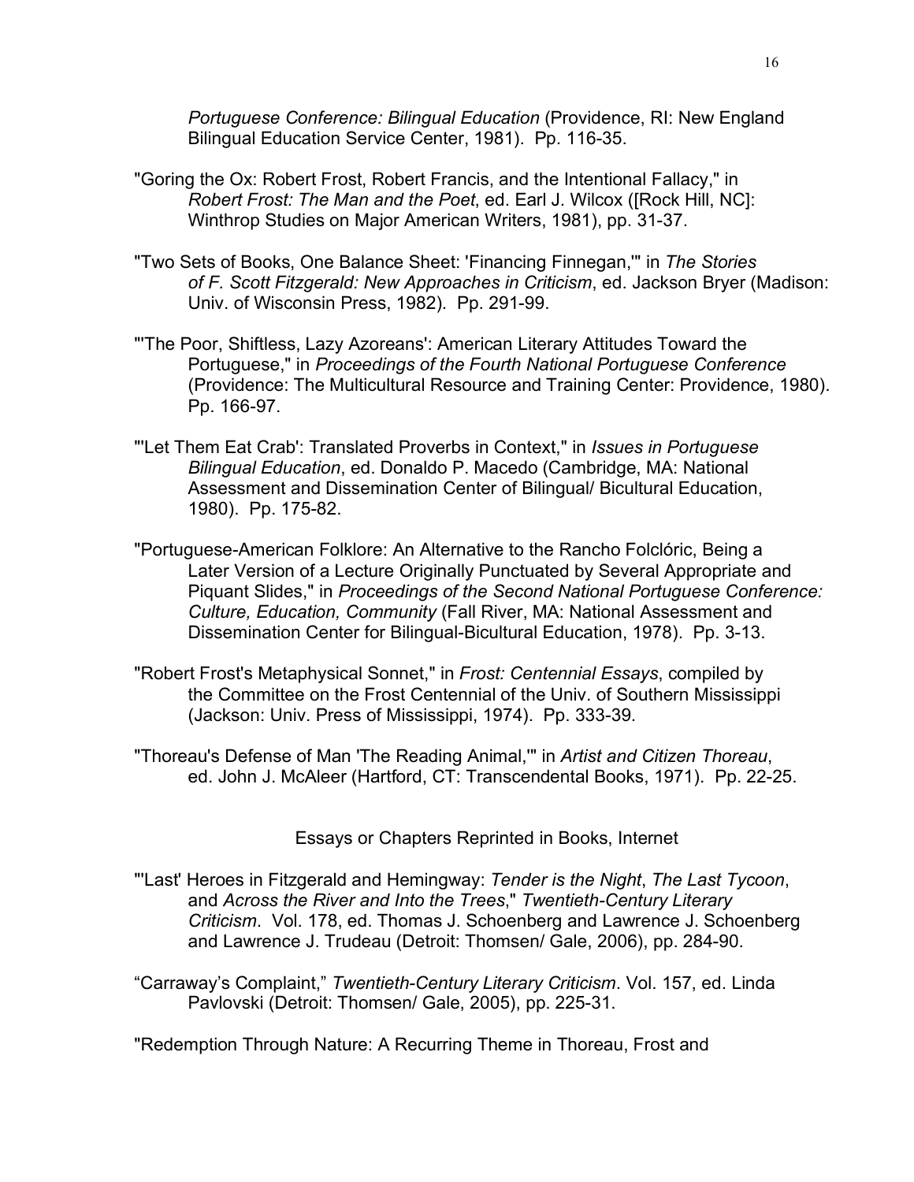*Portuguese Conference: Bilingual Education* (Providence, RI: New England Bilingual Education Service Center, 1981). Pp. 116-35.

"Goring the Ox: Robert Frost, Robert Francis, and the Intentional Fallacy," in *Robert Frost: The Man and the Poet*, ed. Earl J. Wilcox ([Rock Hill, NC]: Winthrop Studies on Major American Writers, 1981), pp. 31-37.

"Two Sets of Books, One Balance Sheet: 'Financing Finnegan,'" in *The Stories of F. Scott Fitzgerald: New Approaches in Criticism*, ed. Jackson Bryer (Madison: Univ. of Wisconsin Press, 1982). Pp. 291-99.

"'The Poor, Shiftless, Lazy Azoreans': American Literary Attitudes Toward the Portuguese," in *Proceedings of the Fourth National Portuguese Conference* (Providence: The Multicultural Resource and Training Center: Providence, 1980). Pp. 166-97.

"'Let Them Eat Crab': Translated Proverbs in Context," in *Issues in Portuguese Bilingual Education*, ed. Donaldo P. Macedo (Cambridge, MA: National Assessment and Dissemination Center of Bilingual/ Bicultural Education, 1980). Pp. 175-82.

"Portuguese-American Folklore: An Alternative to the Rancho Folclóric, Being a Later Version of a Lecture Originally Punctuated by Several Appropriate and Piquant Slides," in *Proceedings of the Second National Portuguese Conference: Culture, Education, Community* (Fall River, MA: National Assessment and Dissemination Center for Bilingual-Bicultural Education, 1978). Pp. 3-13.

"Robert Frost's Metaphysical Sonnet," in *Frost: Centennial Essays*, compiled by the Committee on the Frost Centennial of the Univ. of Southern Mississippi (Jackson: Univ. Press of Mississippi, 1974). Pp. 333-39.

"Thoreau's Defense of Man 'The Reading Animal,'" in *Artist and Citizen Thoreau*, ed. John J. McAleer (Hartford, CT: Transcendental Books, 1971). Pp. 22-25.

## Essays or Chapters Reprinted in Books, Internet

"'Last' Heroes in Fitzgerald and Hemingway: *Tender is the Night*, *The Last Tycoon*, and *Across the River and Into the Trees*," *Twentieth-Century Literary Criticism*. Vol. 178, ed. Thomas J. Schoenberg and Lawrence J. Schoenberg and Lawrence J. Trudeau (Detroit: Thomsen/ Gale, 2006), pp. 284-90.

"Carraway's Complaint," *Twentieth-Century Literary Criticism*. Vol. 157, ed. Linda Pavlovski (Detroit: Thomsen/ Gale, 2005), pp. 225-31.

"Redemption Through Nature: A Recurring Theme in Thoreau, Frost and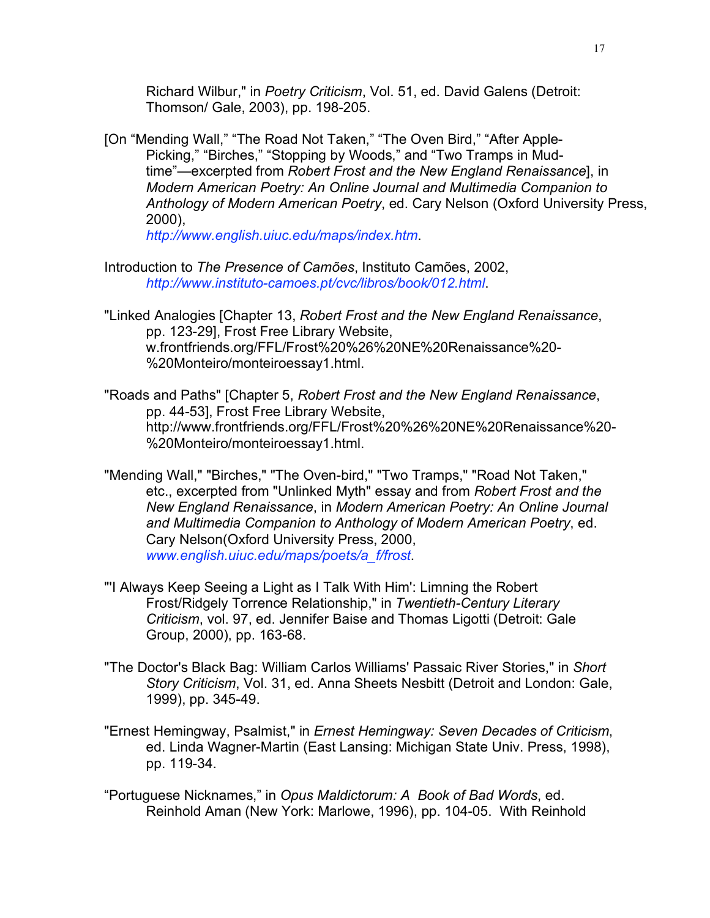Richard Wilbur," in *Poetry Criticism*, Vol. 51, ed. David Galens (Detroit: Thomson/ Gale, 2003), pp. 198-205.

[On “Mending Wall,” “The Road Not Taken,” “The Oven Bird,” “After Apple-Picking,” “Birches,” “Stopping by Woods,” and “Two Tramps in Mud-time”—excerpted from *Robert Frost and the New England Renaissance*], in *Modern American Poetry: An Online Journal and Multimedia Companion to Anthology of Modern American Poetry*, ed. Cary Nelson (Oxford University Press, 2000), *http://www.english.uiuc.edu/maps/index.htm*.

Introduction to *The Presence of Camões*, Instituto Camões, 2002, *http://www.instituto-camoes.pt/cvc/libros/book/012.html*.

"Linked Analogies [Chapter 13, *Robert Frost and the New England Renaissance*, pp. 123-29], Frost Free Library Website, w.frontfriends.org/FFL/Frost%20%26%20NE%20Renaissance%20-%20Monteiro/monteiroessay1.html.

"Roads and Paths" [Chapter 5, *Robert Frost and the New England Renaissance*, pp. 44-53], Frost Free Library Website, http://www.frontfriends.org/FFL/Frost%20%26%20NE%20Renaissance%20-%20Monteiro/monteiroessay1.html.

"Mending Wall," "Birches," "The Oven-bird," "Two Tramps," "Road Not Taken," etc., excerpted from "Unlinked Myth" essay and from *Robert Frost and the New England Renaissance*, in *Modern American Poetry: An Online Journal and Multimedia Companion to Anthology of Modern American Poetry*, ed. Cary Nelson(Oxford University Press, 2000, *www.english.uiuc.edu/maps/poets/a_f/frost*.

"'I Always Keep Seeing a Light as I Talk With Him': Limning the Robert Frost/Ridgely Torrence Relationship," in *Twentieth-Century Literary Criticism*, vol. 97, ed. Jennifer Baise and Thomas Ligotti (Detroit: Gale Group, 2000), pp. 163-68.

"The Doctor's Black Bag: William Carlos Williams' Passaic River Stories," in *Short Story Criticism*, Vol. 31, ed. Anna Sheets Nesbitt (Detroit and London: Gale, 1999), pp. 345-49.

"Ernest Hemingway, Psalmist," in *Ernest Hemingway: Seven Decades of Criticism*, ed. Linda Wagner-Martin (East Lansing: Michigan State Univ. Press, 1998), pp. 119-34.

“Portuguese Nicknames,” in *Opus Maldictorum: A Book of Bad Words*, ed. Reinhold Aman (New York: Marlowe, 1996), pp. 104-05. With Reinhold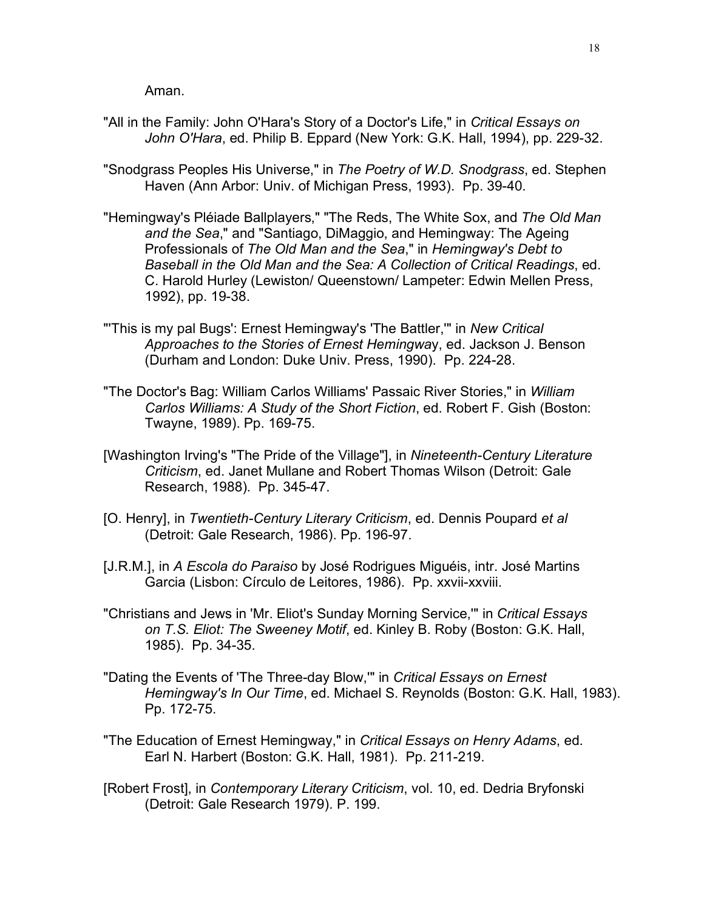Aman.

"All in the Family: John O'Hara's Story of a Doctor's Life," in *Critical Essays on John O'Hara*, ed. Philip B. Eppard (New York: G.K. Hall, 1994), pp. 229-32.

"Snodgrass Peoples His Universe," in *The Poetry of W.D. Snodgrass*, ed. Stephen Haven (Ann Arbor: Univ. of Michigan Press, 1993). Pp. 39-40.

"Hemingway's Pléiade Ballplayers," "The Reds, The White Sox, and *The Old Man and the Sea*," and "Santiago, DiMaggio, and Hemingway: The Ageing Professionals of *The Old Man and the Sea*," in *Hemingway's Debt to Baseball in the Old Man and the Sea: A Collection of Critical Readings*, ed. C. Harold Hurley (Lewiston/ Queenstown/ Lampeter: Edwin Mellen Press, 1992), pp. 19-38.

"'This is my pal Bugs': Ernest Hemingway's 'The Battler,'" in *New Critical Approaches to the Stories of Ernest Hemingway*, ed. Jackson J. Benson (Durham and London: Duke Univ. Press, 1990). Pp. 224-28.

"The Doctor's Bag: William Carlos Williams' Passaic River Stories," in *William Carlos Williams: A Study of the Short Fiction*, ed. Robert F. Gish (Boston: Twayne, 1989). Pp. 169-75.

[Washington Irving's "The Pride of the Village"], in *Nineteenth-Century Literature Criticism*, ed. Janet Mullane and Robert Thomas Wilson (Detroit: Gale Research, 1988). Pp. 345-47.

[O. Henry], in *Twentieth-Century Literary Criticism*, ed. Dennis Poupard *et al* (Detroit: Gale Research, 1986). Pp. 196-97.

[J.R.M.], in *A Escola do Paraiso* by José Rodrigues Miguéis, intr. José Martins Garcia (Lisbon: Círculo de Leitores, 1986). Pp. xxvii-xxviii.

"Christians and Jews in 'Mr. Eliot's Sunday Morning Service,'" in *Critical Essays on T.S. Eliot: The Sweeney Motif*, ed. Kinley B. Roby (Boston: G.K. Hall, 1985). Pp. 34-35.

"Dating the Events of 'The Three-day Blow,'" in *Critical Essays on Ernest Hemingway's In Our Time*, ed. Michael S. Reynolds (Boston: G.K. Hall, 1983). Pp. 172-75.

"The Education of Ernest Hemingway," in *Critical Essays on Henry Adams*, ed. Earl N. Harbert (Boston: G.K. Hall, 1981). Pp. 211-219.

[Robert Frost], in *Contemporary Literary Criticism*, vol. 10, ed. Dedria Bryfonski (Detroit: Gale Research 1979). P. 199.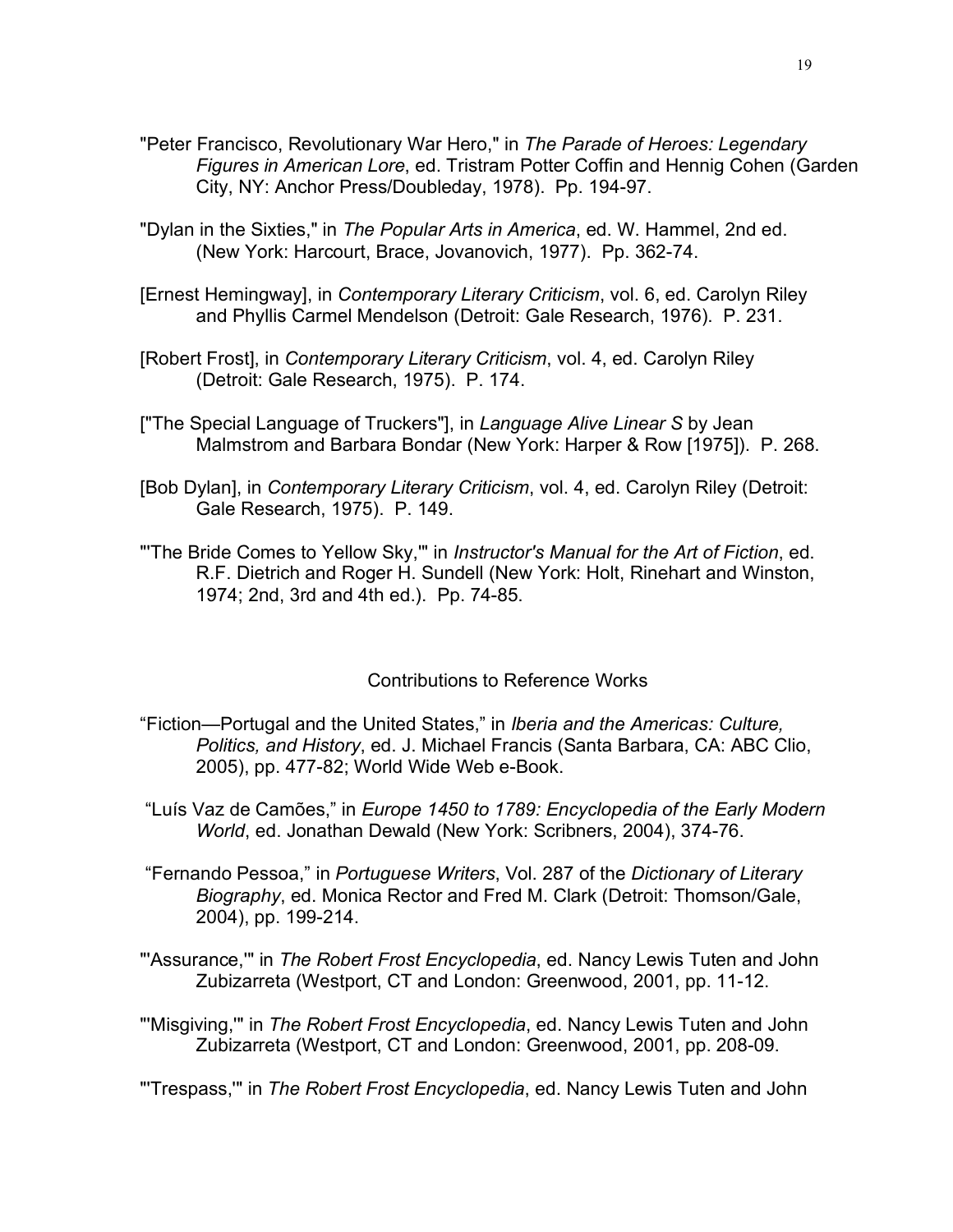"Peter Francisco, Revolutionary War Hero," in *The Parade of Heroes: Legendary Figures in American Lore*, ed. Tristram Potter Coffin and Hennig Cohen (Garden City, NY: Anchor Press/Doubleday, 1978). Pp. 194-97.

"Dylan in the Sixties," in *The Popular Arts in America*, ed. W. Hammel, 2nd ed. (New York: Harcourt, Brace, Jovanovich, 1977). Pp. 362-74.

[Ernest Hemingway], in *Contemporary Literary Criticism*, vol. 6, ed. Carolyn Riley and Phyllis Carmel Mendelson (Detroit: Gale Research, 1976). P. 231.

[Robert Frost], in *Contemporary Literary Criticism*, vol. 4, ed. Carolyn Riley (Detroit: Gale Research, 1975). P. 174.

["The Special Language of Truckers"], in *Language Alive Linear S* by Jean Malmstrom and Barbara Bondar (New York: Harper & Row [1975]). P. 268.

[Bob Dylan], in *Contemporary Literary Criticism*, vol. 4, ed. Carolyn Riley (Detroit: Gale Research, 1975). P. 149.

"'The Bride Comes to Yellow Sky,'" in *Instructor's Manual for the Art of Fiction*, ed. R.F. Dietrich and Roger H. Sundell (New York: Holt, Rinehart and Winston, 1974; 2nd, 3rd and 4th ed.). Pp. 74-85.

## Contributions to Reference Works

"Fiction—Portugal and the United States," in *Iberia and the Americas: Culture, Politics, and History*, ed. J. Michael Francis (Santa Barbara, CA: ABC Clio, 2005), pp. 477-82; World Wide Web e-Book.

"Luís Vaz de Camões," in *Europe 1450 to 1789: Encyclopedia of the Early Modern World*, ed. Jonathan Dewald (New York: Scribners, 2004), 374-76.

"Fernando Pessoa," in *Portuguese Writers*, Vol. 287 of the *Dictionary of Literary Biography*, ed. Monica Rector and Fred M. Clark (Detroit: Thomson/Gale, 2004), pp. 199-214.

"'Assurance,'" in *The Robert Frost Encyclopedia*, ed. Nancy Lewis Tuten and John Zubizarreta (Westport, CT and London: Greenwood, 2001, pp. 11-12.

"'Misgiving,'" in *The Robert Frost Encyclopedia*, ed. Nancy Lewis Tuten and John Zubizarreta (Westport, CT and London: Greenwood, 2001, pp. 208-09.

"'Trespass,'" in *The Robert Frost Encyclopedia*, ed. Nancy Lewis Tuten and John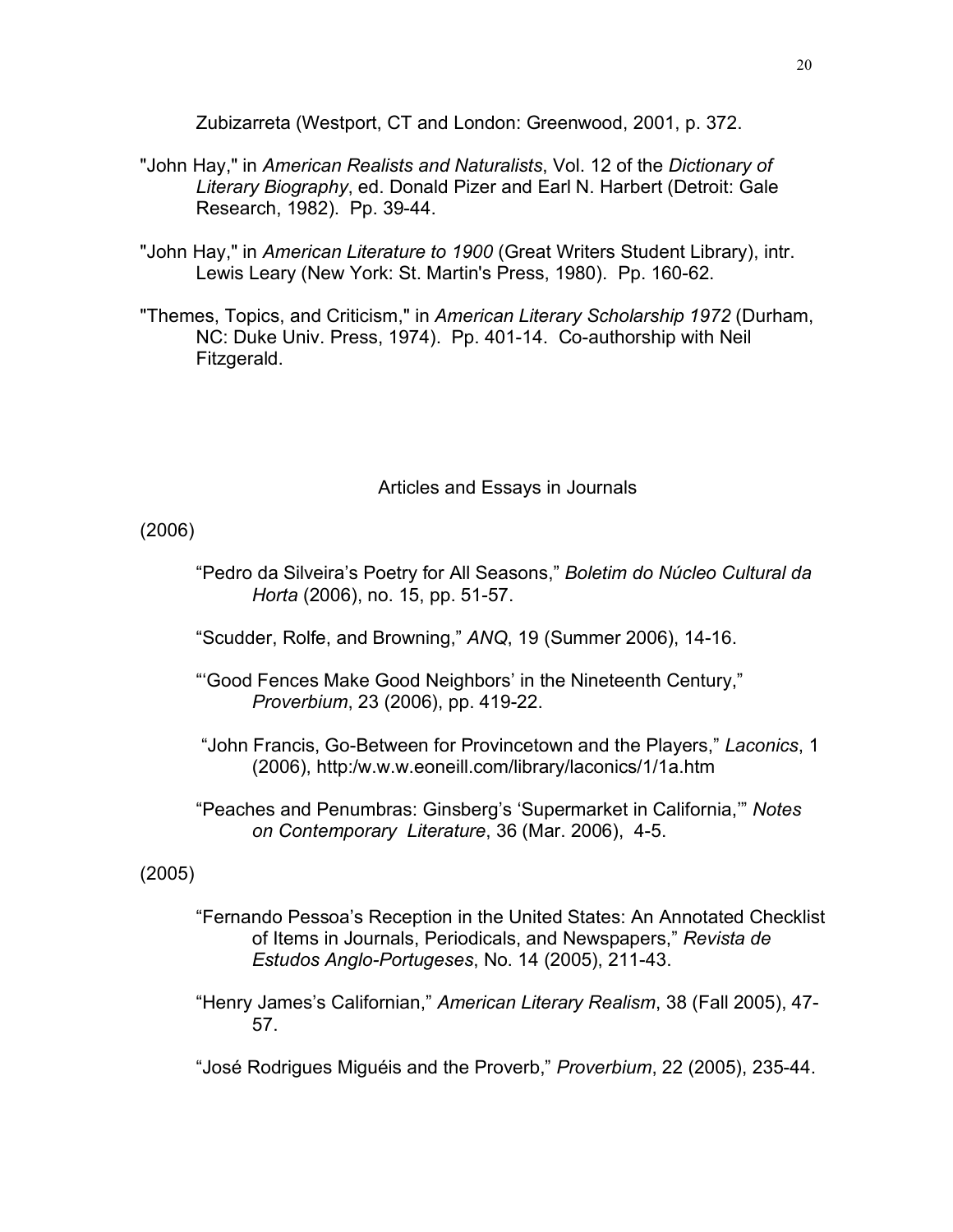Zubizarreta (Westport, CT and London: Greenwood, 2001, p. 372.

"John Hay," in *American Realists and Naturalists*, Vol. 12 of the *Dictionary of Literary Biography*, ed. Donald Pizer and Earl N. Harbert (Detroit: Gale Research, 1982). Pp. 39-44.

"John Hay," in *American Literature to 1900* (Great Writers Student Library), intr. Lewis Leary (New York: St. Martin's Press, 1980). Pp. 160-62.

"Themes, Topics, and Criticism," in *American Literary Scholarship 1972* (Durham, NC: Duke Univ. Press, 1974). Pp. 401-14. Co-authorship with Neil Fitzgerald.

## Articles and Essays in Journals

(2006)

“Pedro da Silveira’s Poetry for All Seasons,” *Boletim do Núcleo Cultural da Horta* (2006), no. 15, pp. 51-57.

“Scudder, Rolfe, and Browning,” *ANQ*, 19 (Summer 2006), 14-16.

“‘Good Fences Make Good Neighbors’ in the Nineteenth Century,” *Proverbium*, 23 (2006), pp. 419-22.

“John Francis, Go-Between for Provincetown and the Players,” *Laconics*, 1 (2006), http:/w.w.w.eoneill.com/library/laconics/1/1a.htm

“Peaches and Penumbras: Ginsberg’s ‘Supermarket in California,’” *Notes on Contemporary Literature*, 36 (Mar. 2006), 4-5.

(2005)

“Fernando Pessoa’s Reception in the United States: An Annotated Checklist of Items in Journals, Periodicals, and Newspapers,” *Revista de Estudos Anglo-Portugeses*, No. 14 (2005), 211-43.

“Henry James’s Californian,” *American Literary Realism*, 38 (Fall 2005), 47-57.

“José Rodrigues Miguéis and the Proverb,” *Proverbium*, 22 (2005), 235-44.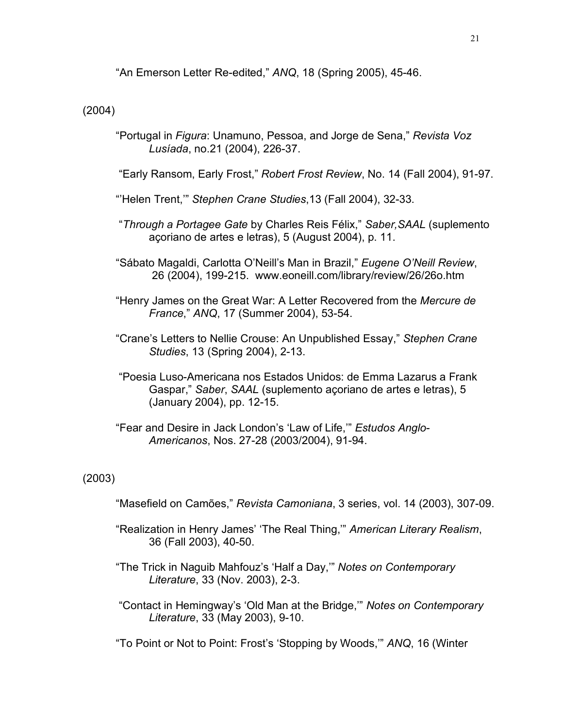"An Emerson Letter Re-edited," *ANQ*, 18 (Spring 2005), 45-46.

(2004)

"Portugal in *Figura*: Unamuno, Pessoa, and Jorge de Sena," *Revista Voz Lusíada*, no.21 (2004), 226-37.

"Early Ransom, Early Frost," *Robert Frost Review*, No. 14 (Fall 2004), 91-97.

"'Helen Trent,'" *Stephen Crane Studies*,13 (Fall 2004), 32-33.

"*Through a Portagee Gate* by Charles Reis Félix," *Saber,SAAL* (suplemento açoriano de artes e letras), 5 (August 2004), p. 11.

"Sábato Magaldi, Carlotta O'Neill's Man in Brazil," *Eugene O'Neill Review*, 26 (2004), 199-215. www.eoneill.com/library/review/26/26o.htm

"Henry James on the Great War: A Letter Recovered from the *Mercure de France*," *ANQ*, 17 (Summer 2004), 53-54.

"Crane's Letters to Nellie Crouse: An Unpublished Essay," *Stephen Crane Studies*, 13 (Spring 2004), 2-13.

"Poesia Luso-Americana nos Estados Unidos: de Emma Lazarus a Frank Gaspar," *Saber*, *SAAL* (suplemento açoriano de artes e letras), 5 (January 2004), pp. 12-15.

"Fear and Desire in Jack London's 'Law of Life,'" *Estudos Anglo-Americanos*, Nos. 27-28 (2003/2004), 91-94.

(2003)

"Masefield on Camões," *Revista Camoniana*, 3 series, vol. 14 (2003), 307-09.

"Realization in Henry James' 'The Real Thing,'" *American Literary Realism*, 36 (Fall 2003), 40-50.

"The Trick in Naguib Mahfouz's 'Half a Day,'" *Notes on Contemporary Literature*, 33 (Nov. 2003), 2-3.

"Contact in Hemingway's 'Old Man at the Bridge,'" *Notes on Contemporary Literature*, 33 (May 2003), 9-10.

"To Point or Not to Point: Frost's 'Stopping by Woods,'" *ANQ*, 16 (Winter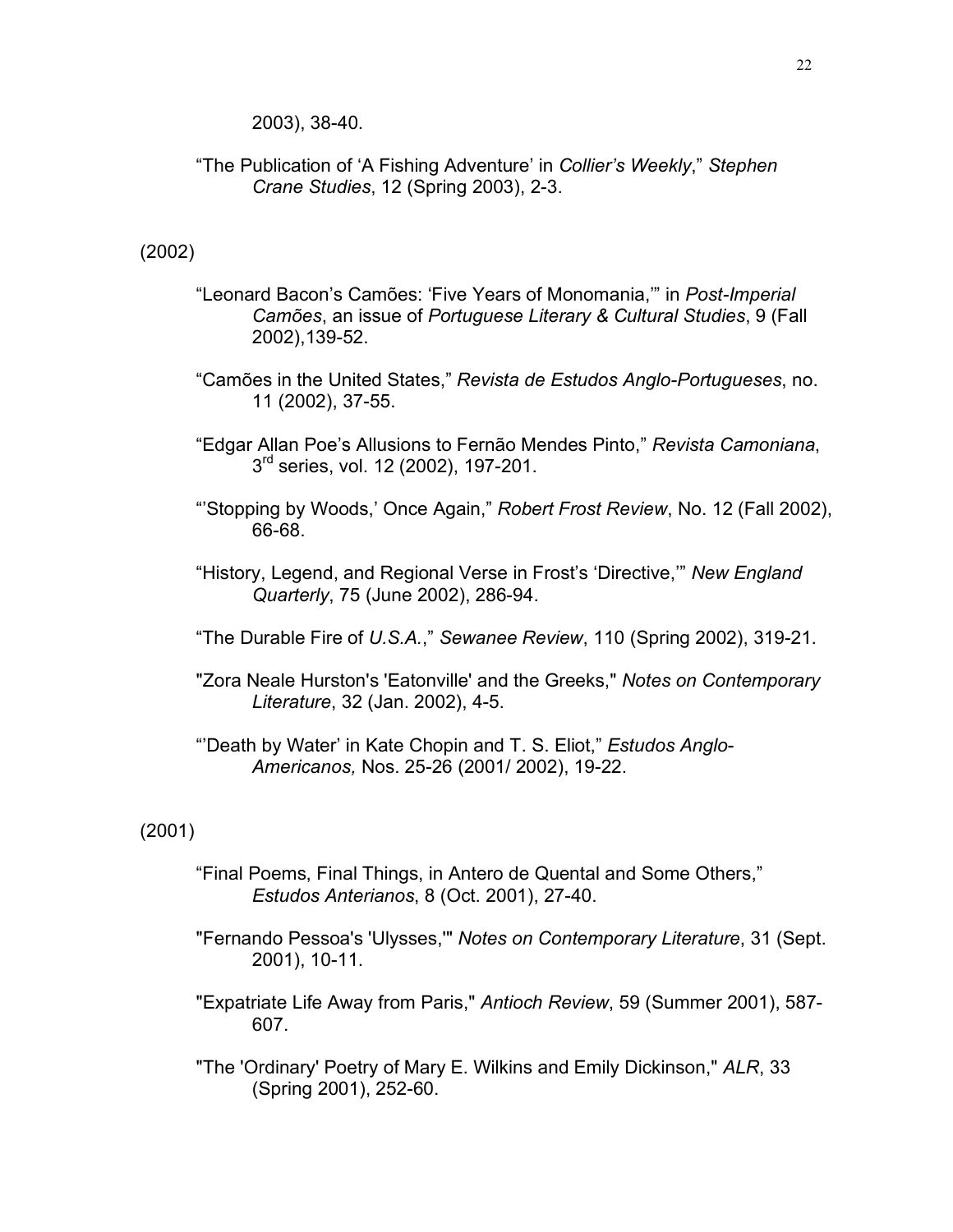2003), 38-40.

"The Publication of 'A Fishing Adventure' in *Collier's Weekly*," *Stephen Crane Studies*, 12 (Spring 2003), 2-3.

(2002)

"Leonard Bacon's Camões: 'Five Years of Monomania,'" in *Post-Imperial Camões*, an issue of *Portuguese Literary & Cultural Studies*, 9 (Fall 2002),139-52.

"Camões in the United States," *Revista de Estudos Anglo-Portugueses*, no. 11 (2002), 37-55.

"Edgar Allan Poe's Allusions to Fernão Mendes Pinto," *Revista Camoniana*, 3rd series, vol. 12 (2002), 197-201.

"'Stopping by Woods,' Once Again," *Robert Frost Review*, No. 12 (Fall 2002), 66-68.

"History, Legend, and Regional Verse in Frost's 'Directive,'" *New England Quarterly*, 75 (June 2002), 286-94.

"The Durable Fire of *U.S.A.*," *Sewanee Review*, 110 (Spring 2002), 319-21.

"Zora Neale Hurston's 'Eatonville' and the Greeks," *Notes on Contemporary Literature*, 32 (Jan. 2002), 4-5.

"'Death by Water' in Kate Chopin and T. S. Eliot," *Estudos Anglo-Americanos,* Nos. 25-26 (2001/ 2002), 19-22.

(2001)

"Final Poems, Final Things, in Antero de Quental and Some Others," *Estudos Anterianos*, 8 (Oct. 2001), 27-40.

"Fernando Pessoa's 'Ulysses,'" *Notes on Contemporary Literature*, 31 (Sept. 2001), 10-11.

"Expatriate Life Away from Paris," *Antioch Review*, 59 (Summer 2001), 587-607.

"The 'Ordinary' Poetry of Mary E. Wilkins and Emily Dickinson," *ALR*, 33 (Spring 2001), 252-60.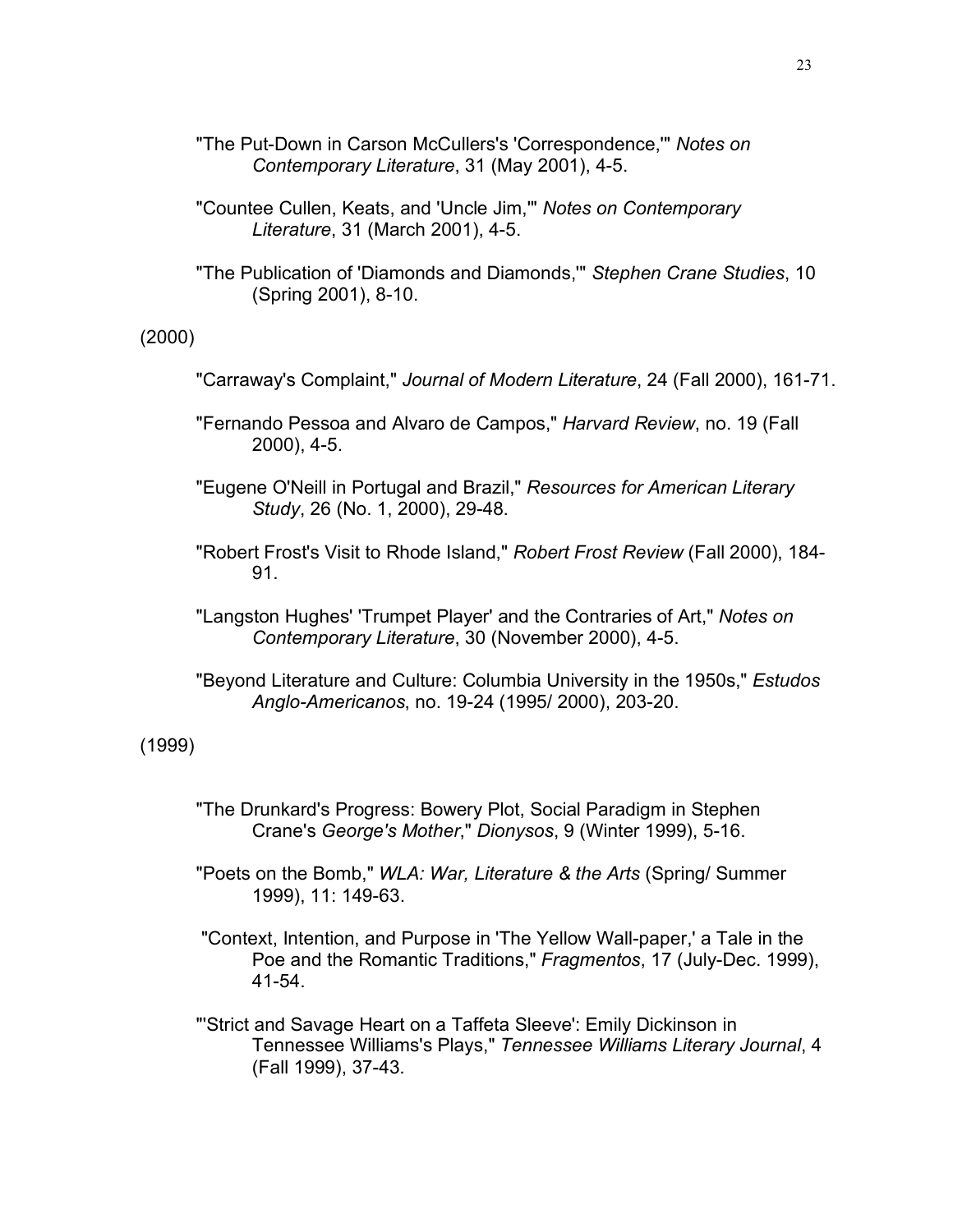"The Put-Down in Carson McCullers's 'Correspondence,'" *Notes on Contemporary Literature*, 31 (May 2001), 4-5.

"Countee Cullen, Keats, and 'Uncle Jim,'" *Notes on Contemporary Literature*, 31 (March 2001), 4-5.

"The Publication of 'Diamonds and Diamonds,'" *Stephen Crane Studies*, 10 (Spring 2001), 8-10.

(2000)

"Carraway's Complaint," *Journal of Modern Literature*, 24 (Fall 2000), 161-71.

"Fernando Pessoa and Alvaro de Campos," *Harvard Review*, no. 19 (Fall 2000), 4-5.

"Eugene O'Neill in Portugal and Brazil," *Resources for American Literary Study*, 26 (No. 1, 2000), 29-48.

"Robert Frost's Visit to Rhode Island," *Robert Frost Review* (Fall 2000), 184-91.

"Langston Hughes' 'Trumpet Player' and the Contraries of Art," *Notes on Contemporary Literature*, 30 (November 2000), 4-5.

"Beyond Literature and Culture: Columbia University in the 1950s," *Estudos Anglo-Americanos*, no. 19-24 (1995/ 2000), 203-20.

(1999)

"The Drunkard's Progress: Bowery Plot, Social Paradigm in Stephen Crane's *George's Mother*," *Dionysos*, 9 (Winter 1999), 5-16.

"Poets on the Bomb," *WLA: War, Literature & the Arts* (Spring/ Summer 1999), 11: 149-63.

"Context, Intention, and Purpose in 'The Yellow Wall-paper,' a Tale in the Poe and the Romantic Traditions," *Fragmentos*, 17 (July-Dec. 1999), 41-54.

"'Strict and Savage Heart on a Taffeta Sleeve': Emily Dickinson in Tennessee Williams's Plays," *Tennessee Williams Literary Journal*, 4 (Fall 1999), 37-43.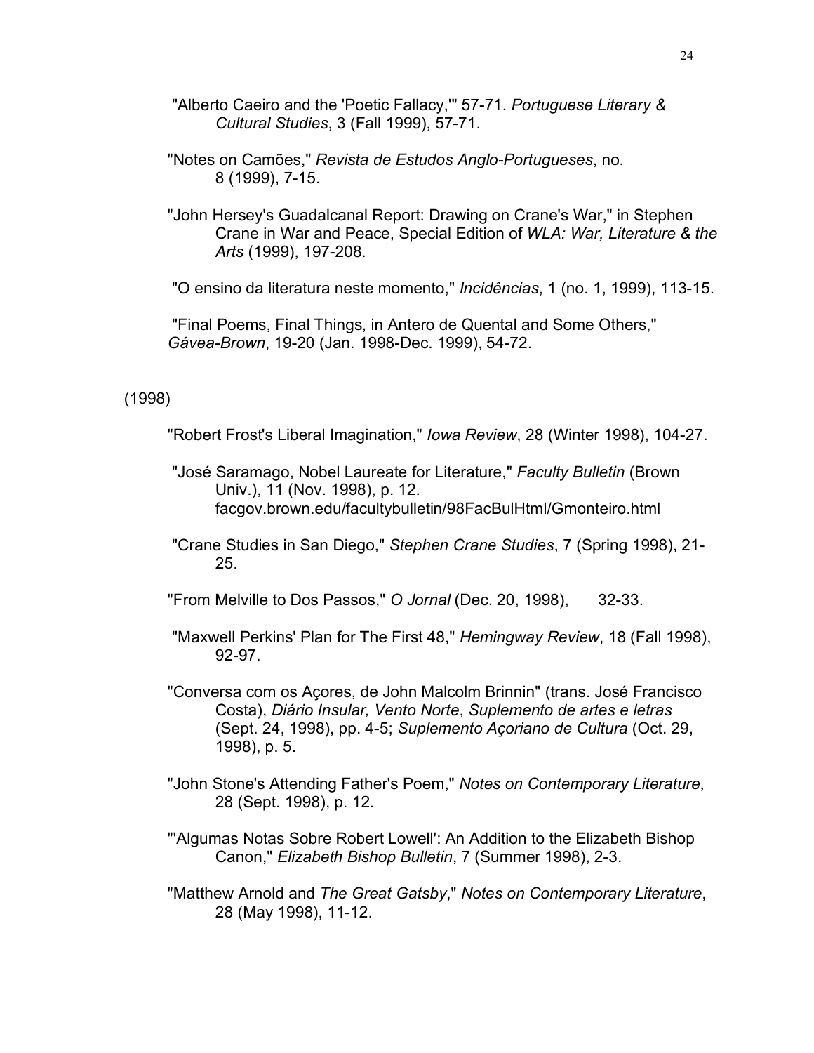"Alberto Caeiro and the 'Poetic Fallacy,'" 57-71. *Portuguese Literary & Cultural Studies*, 3 (Fall 1999), 57-71.

"Notes on Camões," *Revista de Estudos Anglo-Portugueses*, no. 8 (1999), 7-15.

"John Hersey's Guadalcanal Report: Drawing on Crane's War," in Stephen Crane in War and Peace, Special Edition of *WLA: War, Literature & the Arts* (1999), 197-208.

"O ensino da literatura neste momento," *Incidências*, 1 (no. 1, 1999), 113-15.

"Final Poems, Final Things, in Antero de Quental and Some Others," *Gávea-Brown*, 19-20 (Jan. 1998-Dec. 1999), 54-72.

(1998)

"Robert Frost's Liberal Imagination," *Iowa Review*, 28 (Winter 1998), 104-27.

"José Saramago, Nobel Laureate for Literature," *Faculty Bulletin* (Brown Univ.), 11 (Nov. 1998), p. 12. facgov.brown.edu/facultybulletin/98FacBulHtml/Gmonteiro.html

"Crane Studies in San Diego," *Stephen Crane Studies*, 7 (Spring 1998), 21-25.

"From Melville to Dos Passos," *O Jornal* (Dec. 20, 1998), 32-33.

"Maxwell Perkins' Plan for The First 48," *Hemingway Review*, 18 (Fall 1998), 92-97.

"Conversa com os Açores, de John Malcolm Brinnin" (trans. José Francisco Costa), *Diário Insular, Vento Norte, Suplemento de artes e letras* (Sept. 24, 1998), pp. 4-5; *Suplemento Açoriano de Cultura* (Oct. 29, 1998), p. 5.

"John Stone's Attending Father's Poem," *Notes on Contemporary Literature*, 28 (Sept. 1998), p. 12.

"'Algumas Notas Sobre Robert Lowell': An Addition to the Elizabeth Bishop Canon," *Elizabeth Bishop Bulletin*, 7 (Summer 1998), 2-3.

"Matthew Arnold and *The Great Gatsby*," *Notes on Contemporary Literature*, 28 (May 1998), 11-12.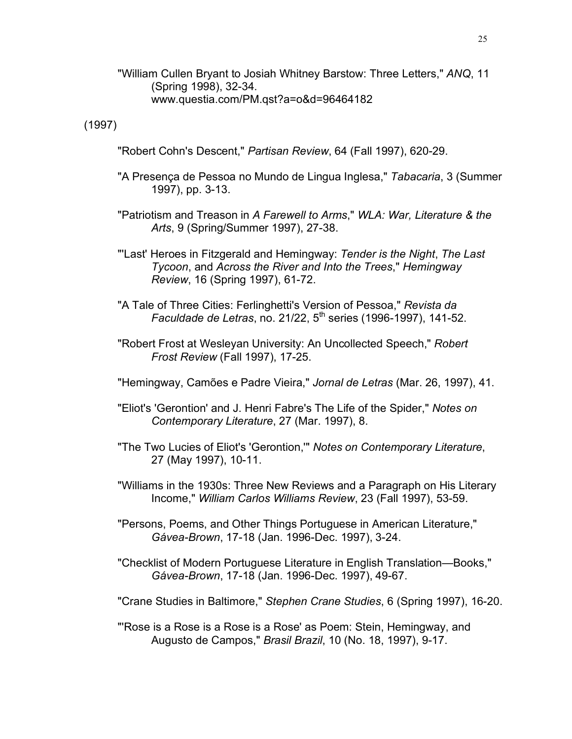"William Cullen Bryant to Josiah Whitney Barstow: Three Letters," *ANQ*, 11 (Spring 1998), 32-34.
www.questia.com/PM.qst?a=o&d=96464182

(1997)

"Robert Cohn's Descent," *Partisan Review*, 64 (Fall 1997), 620-29.

"A Presença de Pessoa no Mundo de Lingua Inglesa," *Tabacaria*, 3 (Summer 1997), pp. 3-13.

"Patriotism and Treason in *A Farewell to Arms*," *WLA: War, Literature & the Arts*, 9 (Spring/Summer 1997), 27-38.

"'Last' Heroes in Fitzgerald and Hemingway: *Tender is the Night*, *The Last Tycoon*, and *Across the River and Into the Trees*," *Hemingway Review*, 16 (Spring 1997), 61-72.

"A Tale of Three Cities: Ferlinghetti's Version of Pessoa," *Revista da Faculdade de Letras*, no. 21/22, 5th series (1996-1997), 141-52.

"Robert Frost at Wesleyan University: An Uncollected Speech," *Robert Frost Review* (Fall 1997), 17-25.

"Hemingway, Camões e Padre Vieira," *Jornal de Letras* (Mar. 26, 1997), 41.

"Eliot's 'Gerontion' and J. Henri Fabre's The Life of the Spider," *Notes on Contemporary Literature*, 27 (Mar. 1997), 8.

"The Two Lucies of Eliot's 'Gerontion,'" *Notes on Contemporary Literature*, 27 (May 1997), 10-11.

"Williams in the 1930s: Three New Reviews and a Paragraph on His Literary Income," *William Carlos Williams Review*, 23 (Fall 1997), 53-59.

"Persons, Poems, and Other Things Portuguese in American Literature," *Gávea-Brown*, 17-18 (Jan. 1996-Dec. 1997), 3-24.

"Checklist of Modern Portuguese Literature in English Translation—Books," *Gávea-Brown*, 17-18 (Jan. 1996-Dec. 1997), 49-67.

"Crane Studies in Baltimore," *Stephen Crane Studies*, 6 (Spring 1997), 16-20.

"'Rose is a Rose is a Rose is a Rose' as Poem: Stein, Hemingway, and Augusto de Campos," *Brasil Brazil*, 10 (No. 18, 1997), 9-17.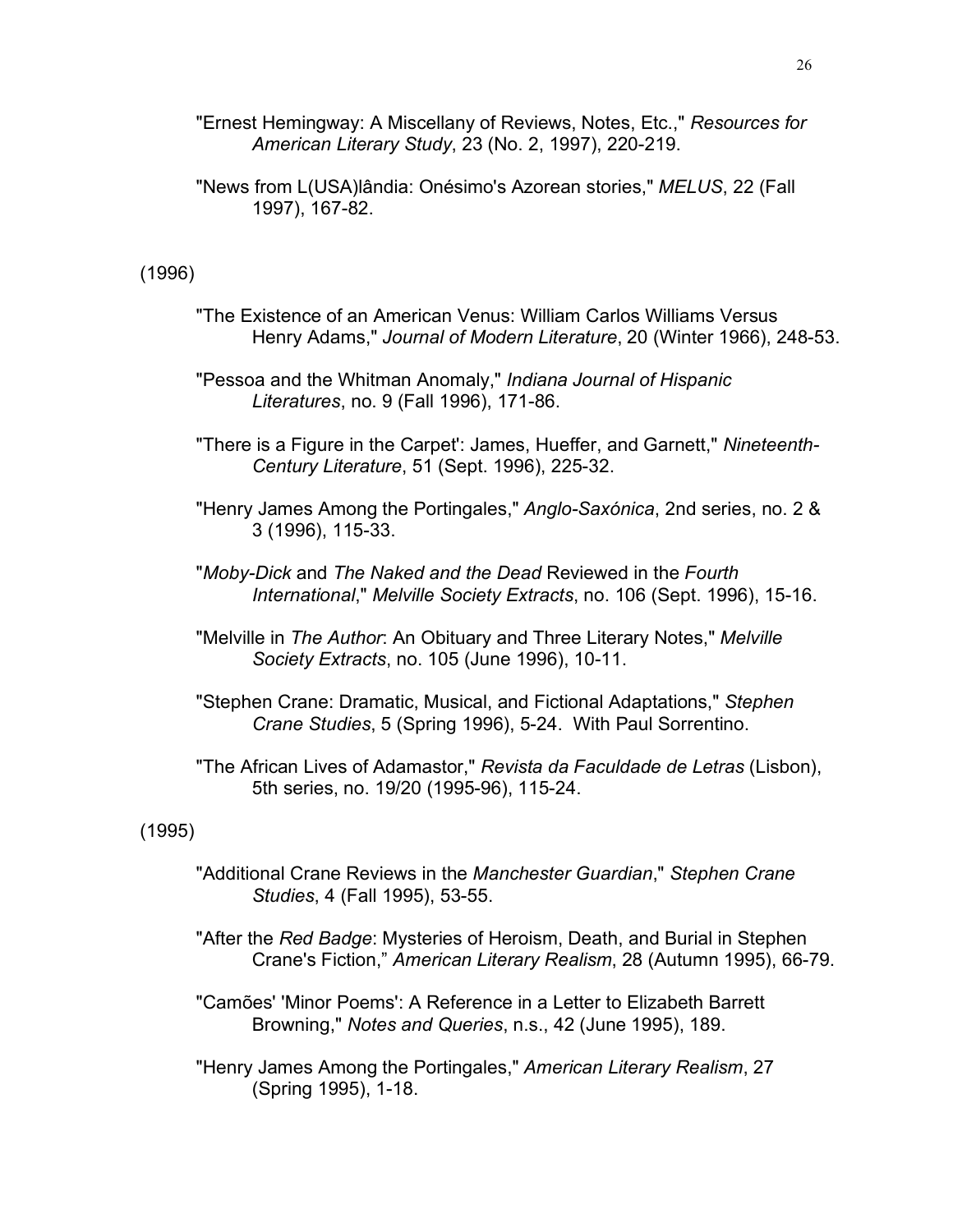"Ernest Hemingway: A Miscellany of Reviews, Notes, Etc.," *Resources for American Literary Study*, 23 (No. 2, 1997), 220-219.

"News from L(USA)lândia: Onésimo's Azorean stories," *MELUS*, 22 (Fall 1997), 167-82.

(1996)

"The Existence of an American Venus: William Carlos Williams Versus Henry Adams," *Journal of Modern Literature*, 20 (Winter 1966), 248-53.

"Pessoa and the Whitman Anomaly," *Indiana Journal of Hispanic Literatures*, no. 9 (Fall 1996), 171-86.

"There is a Figure in the Carpet': James, Hueffer, and Garnett," *Nineteenth-Century Literature*, 51 (Sept. 1996), 225-32.

"Henry James Among the Portingales," *Anglo-Saxónica*, 2nd series, no. 2 & 3 (1996), 115-33.

"*Moby-Dick* and *The Naked and the Dead* Reviewed in the *Fourth International*," *Melville Society Extracts*, no. 106 (Sept. 1996), 15-16.

"Melville in *The Author*: An Obituary and Three Literary Notes," *Melville Society Extracts*, no. 105 (June 1996), 10-11.

"Stephen Crane: Dramatic, Musical, and Fictional Adaptations," *Stephen Crane Studies*, 5 (Spring 1996), 5-24. With Paul Sorrentino.

"The African Lives of Adamastor," *Revista da Faculdade de Letras* (Lisbon), 5th series, no. 19/20 (1995-96), 115-24.

(1995)

"Additional Crane Reviews in the *Manchester Guardian*," *Stephen Crane Studies*, 4 (Fall 1995), 53-55.

"After the *Red Badge*: Mysteries of Heroism, Death, and Burial in Stephen Crane's Fiction," *American Literary Realism*, 28 (Autumn 1995), 66-79.

"Camões' 'Minor Poems': A Reference in a Letter to Elizabeth Barrett Browning," *Notes and Queries*, n.s., 42 (June 1995), 189.

"Henry James Among the Portingales," *American Literary Realism*, 27 (Spring 1995), 1-18.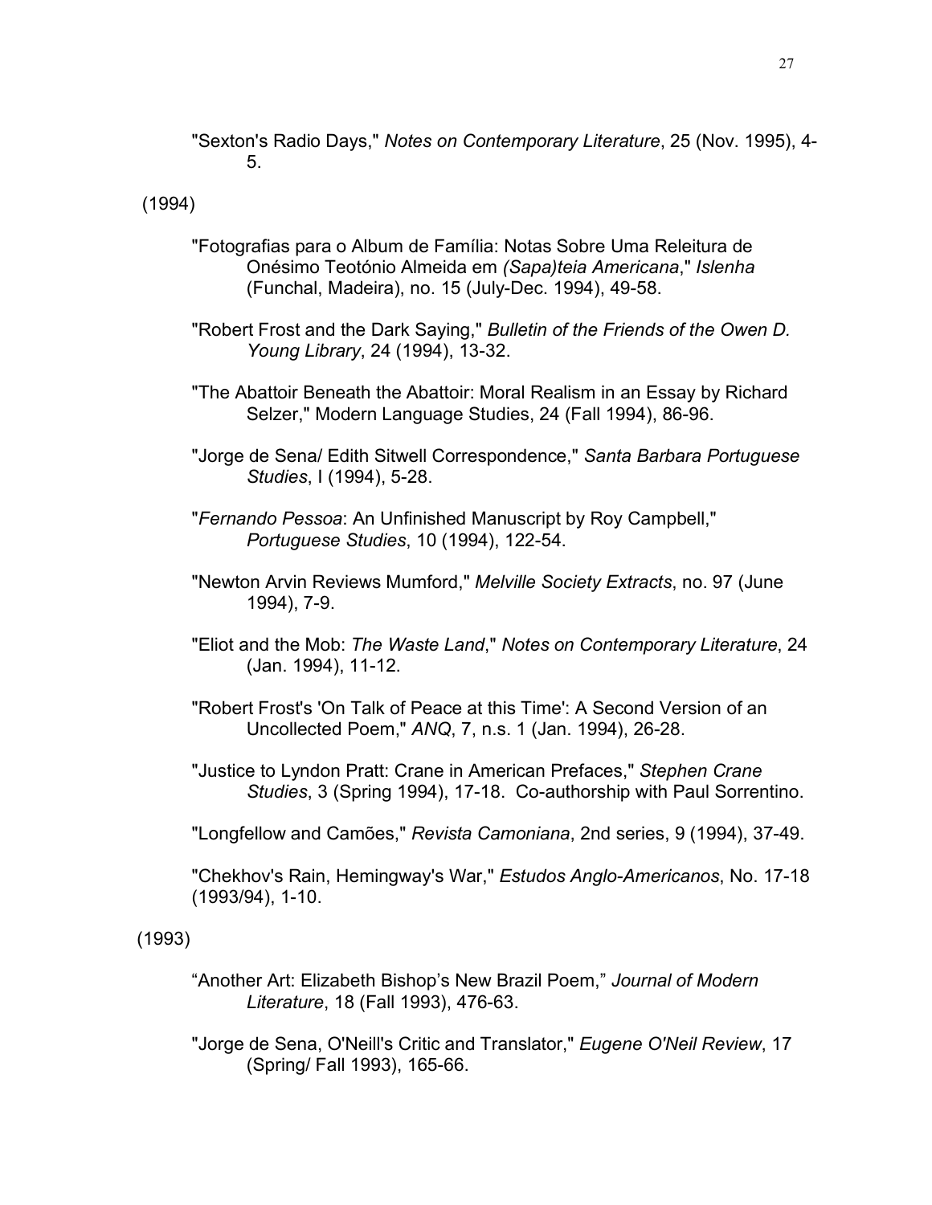"Sexton's Radio Days," *Notes on Contemporary Literature*, 25 (Nov. 1995), 4-5.

(1994)

"Fotografias para o Album de Família: Notas Sobre Uma Releitura de Onésimo Teotónio Almeida em *(Sapa)teia Americana*," *Islenha* (Funchal, Madeira), no. 15 (July-Dec. 1994), 49-58.

"Robert Frost and the Dark Saying," *Bulletin of the Friends of the Owen D. Young Library*, 24 (1994), 13-32.

"The Abattoir Beneath the Abattoir: Moral Realism in an Essay by Richard Selzer," Modern Language Studies, 24 (Fall 1994), 86-96.

"Jorge de Sena/ Edith Sitwell Correspondence," *Santa Barbara Portuguese Studies*, I (1994), 5-28.

"*Fernando Pessoa*: An Unfinished Manuscript by Roy Campbell," *Portuguese Studies*, 10 (1994), 122-54.

"Newton Arvin Reviews Mumford," *Melville Society Extracts*, no. 97 (June 1994), 7-9.

"Eliot and the Mob: *The Waste Land*," *Notes on Contemporary Literature*, 24 (Jan. 1994), 11-12.

"Robert Frost's 'On Talk of Peace at this Time': A Second Version of an Uncollected Poem," *ANQ*, 7, n.s. 1 (Jan. 1994), 26-28.

"Justice to Lyndon Pratt: Crane in American Prefaces," *Stephen Crane Studies*, 3 (Spring 1994), 17-18. Co-authorship with Paul Sorrentino.

"Longfellow and Camões," *Revista Camoniana*, 2nd series, 9 (1994), 37-49.

"Chekhov's Rain, Hemingway's War," *Estudos Anglo-Americanos*, No. 17-18 (1993/94), 1-10.

(1993)

"Another Art: Elizabeth Bishop's New Brazil Poem," *Journal of Modern Literature*, 18 (Fall 1993), 476-63.

"Jorge de Sena, O'Neill's Critic and Translator," *Eugene O'Neil Review*, 17 (Spring/ Fall 1993), 165-66.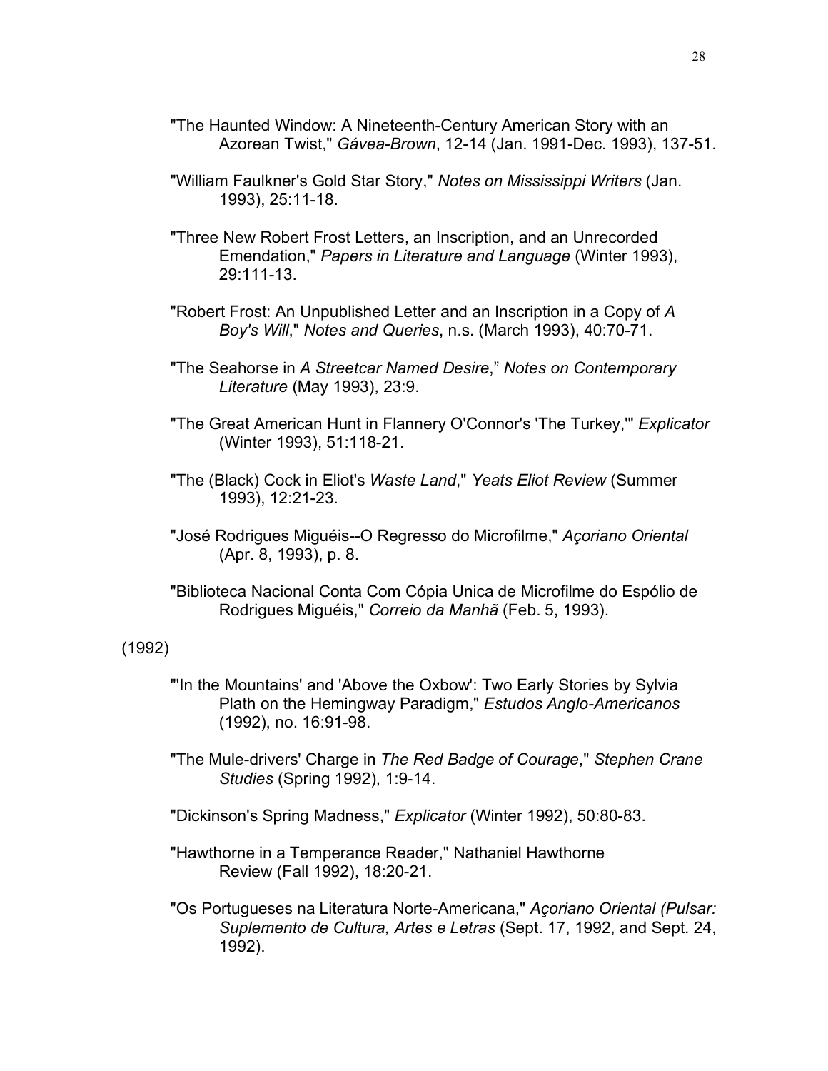"The Haunted Window: A Nineteenth-Century American Story with an Azorean Twist," *Gávea-Brown*, 12-14 (Jan. 1991-Dec. 1993), 137-51.

"William Faulkner's Gold Star Story," *Notes on Mississippi Writers* (Jan. 1993), 25:11-18.

"Three New Robert Frost Letters, an Inscription, and an Unrecorded Emendation," *Papers in Literature and Language* (Winter 1993), 29:111-13.

"Robert Frost: An Unpublished Letter and an Inscription in a Copy of *A Boy's Will*," *Notes and Queries*, n.s. (March 1993), 40:70-71.

"The Seahorse in *A Streetcar Named Desire*," *Notes on Contemporary Literature* (May 1993), 23:9.

"The Great American Hunt in Flannery O'Connor's 'The Turkey,'" *Explicator* (Winter 1993), 51:118-21.

"The (Black) Cock in Eliot's *Waste Land*," *Yeats Eliot Review* (Summer 1993), 12:21-23.

"José Rodrigues Miguéis--O Regresso do Microfilme," *Açoriano Oriental* (Apr. 8, 1993), p. 8.

"Biblioteca Nacional Conta Com Cópia Unica de Microfilme do Espólio de Rodrigues Miguéis," *Correio da Manhã* (Feb. 5, 1993).

(1992)

"'In the Mountains' and 'Above the Oxbow': Two Early Stories by Sylvia Plath on the Hemingway Paradigm," *Estudos Anglo-Americanos* (1992), no. 16:91-98.

"The Mule-drivers' Charge in *The Red Badge of Courage*," *Stephen Crane Studies* (Spring 1992), 1:9-14.

"Dickinson's Spring Madness," *Explicator* (Winter 1992), 50:80-83.

"Hawthorne in a Temperance Reader," Nathaniel Hawthorne Review (Fall 1992), 18:20-21.

"Os Portugueses na Literatura Norte-Americana," *Açoriano Oriental (Pulsar: Suplemento de Cultura, Artes e Letras* (Sept. 17, 1992, and Sept. 24, 1992).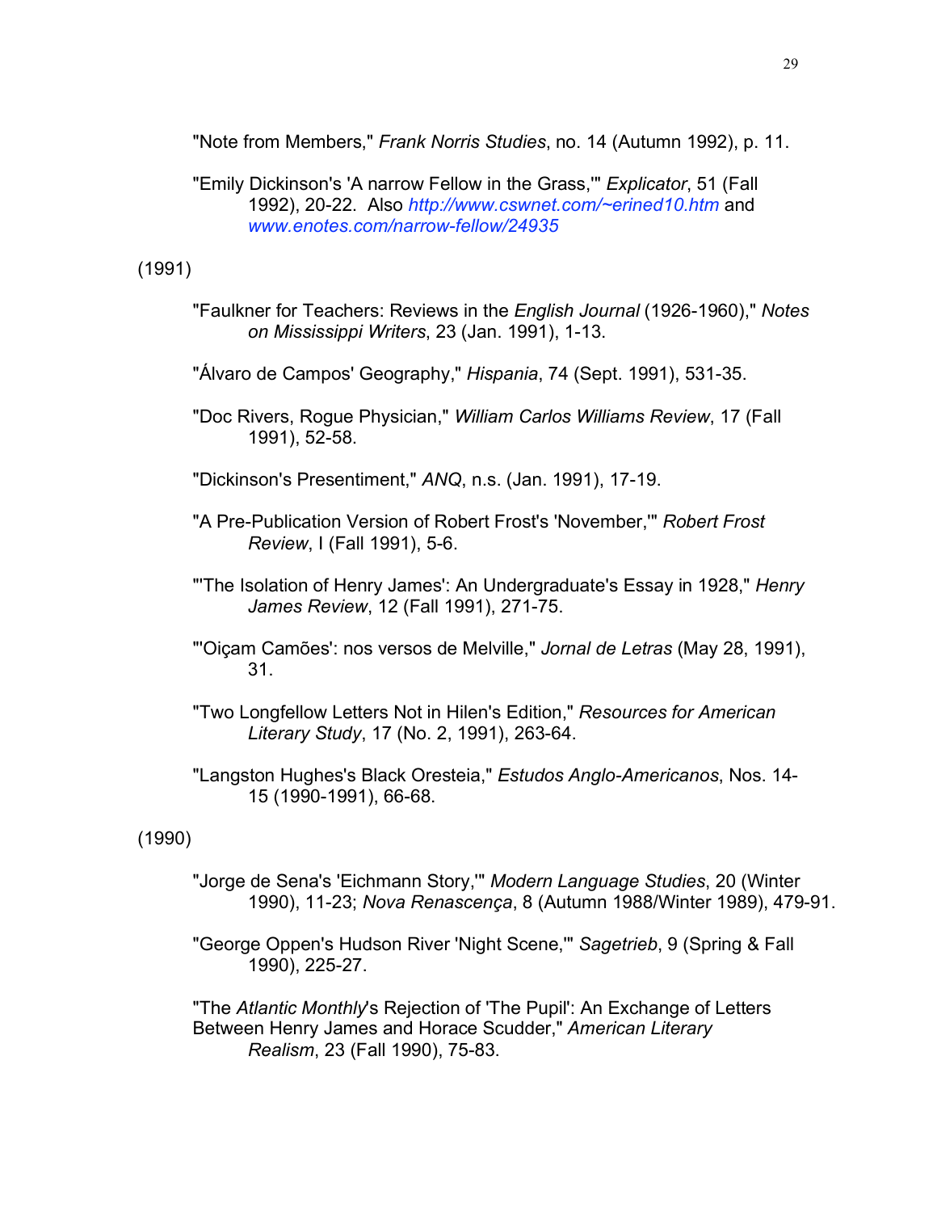"Note from Members," *Frank Norris Studies*, no. 14 (Autumn 1992), p. 11.

"Emily Dickinson's 'A narrow Fellow in the Grass,'" *Explicator*, 51 (Fall 1992), 20-22. Also *http://www.cswnet.com/~erined10.htm* and *www.enotes.com/narrow-fellow/24935*

(1991)

"Faulkner for Teachers: Reviews in the *English Journal* (1926-1960)," *Notes on Mississippi Writers*, 23 (Jan. 1991), 1-13.

"Álvaro de Campos' Geography," *Hispania*, 74 (Sept. 1991), 531-35.

"Doc Rivers, Rogue Physician," *William Carlos Williams Review*, 17 (Fall 1991), 52-58.

"Dickinson's Presentiment," *ANQ*, n.s. (Jan. 1991), 17-19.

"A Pre-Publication Version of Robert Frost's 'November,'" *Robert Frost Review*, I (Fall 1991), 5-6.

"'The Isolation of Henry James': An Undergraduate's Essay in 1928," *Henry James Review*, 12 (Fall 1991), 271-75.

"'Oiçam Camões': nos versos de Melville," *Jornal de Letras* (May 28, 1991), 31.

"Two Longfellow Letters Not in Hilen's Edition," *Resources for American Literary Study*, 17 (No. 2, 1991), 263-64.

"Langston Hughes's Black Oresteia," *Estudos Anglo-Americanos*, Nos. 14-15 (1990-1991), 66-68.

(1990)

"Jorge de Sena's 'Eichmann Story,'" *Modern Language Studies*, 20 (Winter 1990), 11-23; *Nova Renascença*, 8 (Autumn 1988/Winter 1989), 479-91.

"George Oppen's Hudson River 'Night Scene,'" *Sagetrieb*, 9 (Spring & Fall 1990), 225-27.

"The *Atlantic Monthly*'s Rejection of 'The Pupil': An Exchange of Letters Between Henry James and Horace Scudder," *American Literary Realism*, 23 (Fall 1990), 75-83.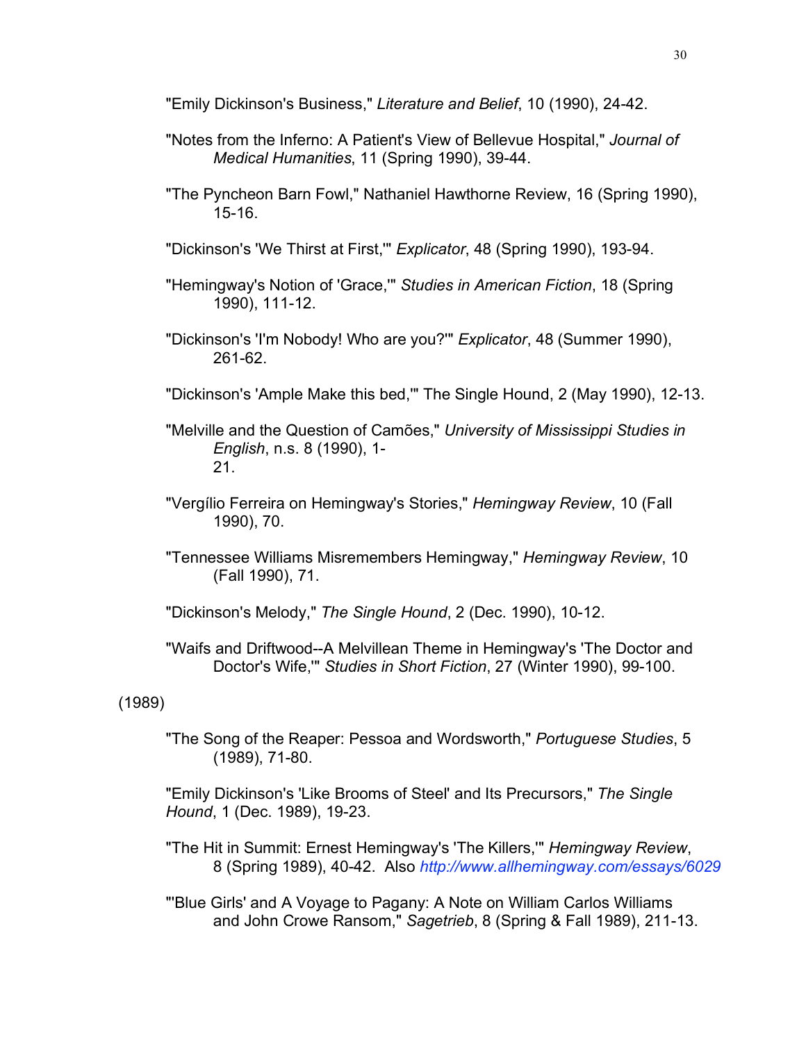"Emily Dickinson's Business," *Literature and Belief*, 10 (1990), 24-42.

"Notes from the Inferno: A Patient's View of Bellevue Hospital," *Journal of Medical Humanities*, 11 (Spring 1990), 39-44.

"The Pyncheon Barn Fowl," Nathaniel Hawthorne Review, 16 (Spring 1990), 15-16.

"Dickinson's 'We Thirst at First,'" *Explicator*, 48 (Spring 1990), 193-94.

"Hemingway's Notion of 'Grace,'" *Studies in American Fiction*, 18 (Spring 1990), 111-12.

"Dickinson's 'I'm Nobody! Who are you?'" *Explicator*, 48 (Summer 1990), 261-62.

"Dickinson's 'Ample Make this bed,'" The Single Hound, 2 (May 1990), 12-13.

"Melville and the Question of Camões," *University of Mississippi Studies in English*, n.s. 8 (1990), 1-21.

"Vergílio Ferreira on Hemingway's Stories," *Hemingway Review*, 10 (Fall 1990), 70.

"Tennessee Williams Misremembers Hemingway," *Hemingway Review*, 10 (Fall 1990), 71.

"Dickinson's Melody," *The Single Hound*, 2 (Dec. 1990), 10-12.

"Waifs and Driftwood--A Melvillean Theme in Hemingway's 'The Doctor and Doctor's Wife,'" *Studies in Short Fiction*, 27 (Winter 1990), 99-100.

(1989)

"The Song of the Reaper: Pessoa and Wordsworth," *Portuguese Studies*, 5 (1989), 71-80.

"Emily Dickinson's 'Like Brooms of Steel' and Its Precursors," *The Single Hound*, 1 (Dec. 1989), 19-23.

"The Hit in Summit: Ernest Hemingway's 'The Killers,'" *Hemingway Review*, 8 (Spring 1989), 40-42. Also *http://www.allhemingway.com/essays/6029*

"'Blue Girls' and A Voyage to Pagany: A Note on William Carlos Williams and John Crowe Ransom," *Sagetrieb*, 8 (Spring & Fall 1989), 211-13.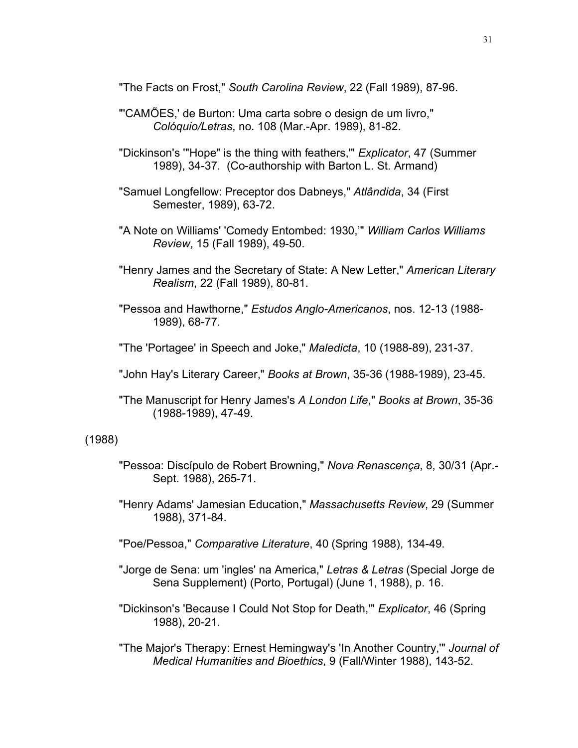"The Facts on Frost," *South Carolina Review*, 22 (Fall 1989), 87-96.

"'CAMÕES,' de Burton: Uma carta sobre o design de um livro," *Colóquio/Letras*, no. 108 (Mar.-Apr. 1989), 81-82.

"Dickinson's '"Hope" is the thing with feathers,'" *Explicator*, 47 (Summer 1989), 34-37. (Co-authorship with Barton L. St. Armand)

"Samuel Longfellow: Preceptor dos Dabneys," *Atlândida*, 34 (First Semester, 1989), 63-72.

"A Note on Williams' 'Comedy Entombed: 1930,'" *William Carlos Williams Review*, 15 (Fall 1989), 49-50.

"Henry James and the Secretary of State: A New Letter," *American Literary Realism*, 22 (Fall 1989), 80-81.

"Pessoa and Hawthorne," *Estudos Anglo-Americanos*, nos. 12-13 (1988-1989), 68-77.

"The 'Portagee' in Speech and Joke," *Maledicta*, 10 (1988-89), 231-37.

"John Hay's Literary Career," *Books at Brown*, 35-36 (1988-1989), 23-45.

"The Manuscript for Henry James's *A London Life*," *Books at Brown*, 35-36 (1988-1989), 47-49.

(1988)

"Pessoa: Discípulo de Robert Browning," *Nova Renascença*, 8, 30/31 (Apr.-Sept. 1988), 265-71.

"Henry Adams' Jamesian Education," *Massachusetts Review*, 29 (Summer 1988), 371-84.

"Poe/Pessoa," *Comparative Literature*, 40 (Spring 1988), 134-49.

"Jorge de Sena: um 'ingles' na America," *Letras & Letras* (Special Jorge de Sena Supplement) (Porto, Portugal) (June 1, 1988), p. 16.

"Dickinson's 'Because I Could Not Stop for Death,'" *Explicator*, 46 (Spring 1988), 20-21.

"The Major's Therapy: Ernest Hemingway's 'In Another Country,'" *Journal of Medical Humanities and Bioethics*, 9 (Fall/Winter 1988), 143-52.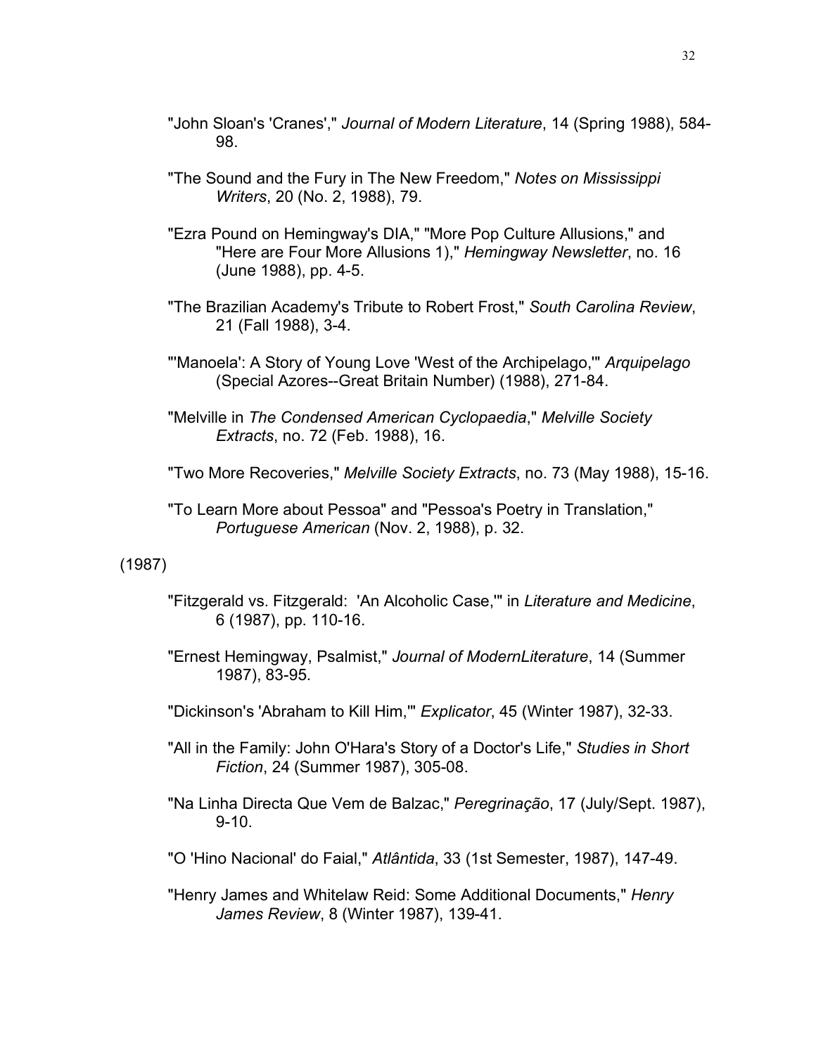"John Sloan's 'Cranes'," *Journal of Modern Literature*, 14 (Spring 1988), 584-98.

"The Sound and the Fury in The New Freedom," *Notes on Mississippi Writers*, 20 (No. 2, 1988), 79.

"Ezra Pound on Hemingway's DIA," "More Pop Culture Allusions," and "Here are Four More Allusions 1)," *Hemingway Newsletter*, no. 16 (June 1988), pp. 4-5.

"The Brazilian Academy's Tribute to Robert Frost," *South Carolina Review*, 21 (Fall 1988), 3-4.

"'Manoela': A Story of Young Love 'West of the Archipelago,'" *Arquipelago* (Special Azores--Great Britain Number) (1988), 271-84.

"Melville in *The Condensed American Cyclopaedia*," *Melville Society Extracts*, no. 72 (Feb. 1988), 16.

"Two More Recoveries," *Melville Society Extracts*, no. 73 (May 1988), 15-16.

"To Learn More about Pessoa" and "Pessoa's Poetry in Translation," *Portuguese American* (Nov. 2, 1988), p. 32.

(1987)

"Fitzgerald vs. Fitzgerald: 'An Alcoholic Case,'" in *Literature and Medicine*, 6 (1987), pp. 110-16.

"Ernest Hemingway, Psalmist," *Journal of ModernLiterature*, 14 (Summer 1987), 83-95.

"Dickinson's 'Abraham to Kill Him,'" *Explicator*, 45 (Winter 1987), 32-33.

"All in the Family: John O'Hara's Story of a Doctor's Life," *Studies in Short Fiction*, 24 (Summer 1987), 305-08.

"Na Linha Directa Que Vem de Balzac," *Peregrinação*, 17 (July/Sept. 1987), 9-10.

"O 'Hino Nacional' do Faial," *Atlântida*, 33 (1st Semester, 1987), 147-49.

"Henry James and Whitelaw Reid: Some Additional Documents," *Henry James Review*, 8 (Winter 1987), 139-41.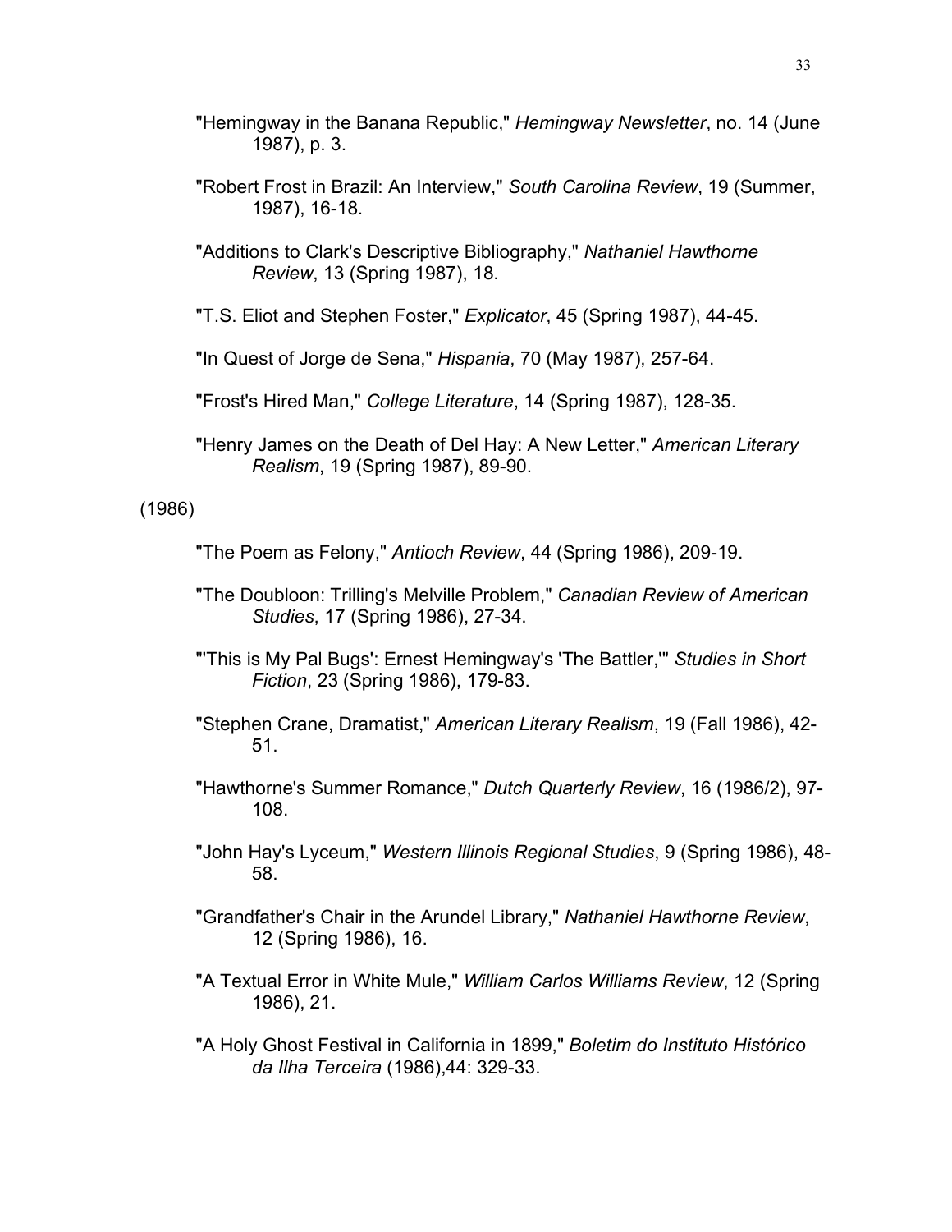"Hemingway in the Banana Republic," *Hemingway Newsletter*, no. 14 (June 1987), p. 3.

"Robert Frost in Brazil: An Interview," *South Carolina Review*, 19 (Summer, 1987), 16-18.

"Additions to Clark's Descriptive Bibliography," *Nathaniel Hawthorne Review*, 13 (Spring 1987), 18.

"T.S. Eliot and Stephen Foster," *Explicator*, 45 (Spring 1987), 44-45.

"In Quest of Jorge de Sena," *Hispania*, 70 (May 1987), 257-64.

"Frost's Hired Man," *College Literature*, 14 (Spring 1987), 128-35.

"Henry James on the Death of Del Hay: A New Letter," *American Literary Realism*, 19 (Spring 1987), 89-90.

(1986)

"The Poem as Felony," *Antioch Review*, 44 (Spring 1986), 209-19.

"The Doubloon: Trilling's Melville Problem," *Canadian Review of American Studies*, 17 (Spring 1986), 27-34.

"'This is My Pal Bugs': Ernest Hemingway's 'The Battler,'" *Studies in Short Fiction*, 23 (Spring 1986), 179-83.

"Stephen Crane, Dramatist," *American Literary Realism*, 19 (Fall 1986), 42-51.

"Hawthorne's Summer Romance," *Dutch Quarterly Review*, 16 (1986/2), 97-108.

"John Hay's Lyceum," *Western Illinois Regional Studies*, 9 (Spring 1986), 48-58.

"Grandfather's Chair in the Arundel Library," *Nathaniel Hawthorne Review*, 12 (Spring 1986), 16.

"A Textual Error in White Mule," *William Carlos Williams Review*, 12 (Spring 1986), 21.

"A Holy Ghost Festival in California in 1899," *Boletim do Instituto Histórico da Ilha Terceira* (1986),44: 329-33.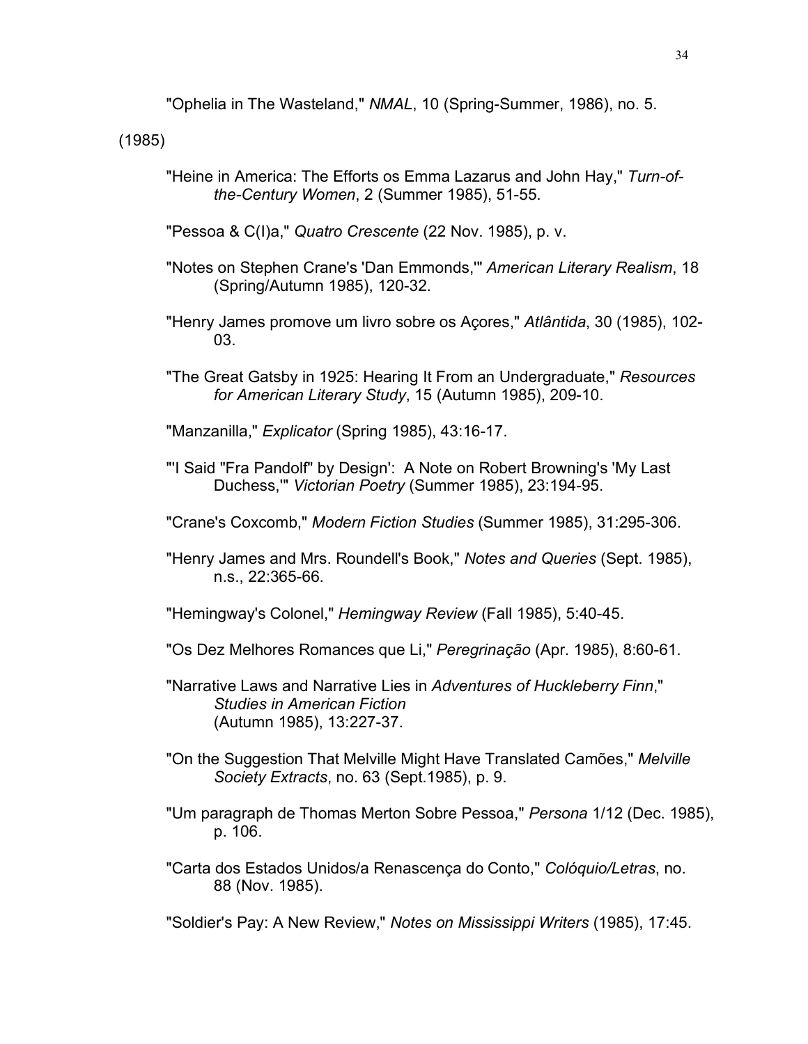"Ophelia in The Wasteland," *NMAL*, 10 (Spring-Summer, 1986), no. 5.

(1985)

"Heine in America: The Efforts os Emma Lazarus and John Hay," *Turn-of-the-Century Women*, 2 (Summer 1985), 51-55.

"Pessoa & C(I)a," *Quatro Crescente* (22 Nov. 1985), p. v.

"Notes on Stephen Crane's 'Dan Emmonds,'" *American Literary Realism*, 18 (Spring/Autumn 1985), 120-32.

"Henry James promove um livro sobre os Açores," *Atlântida*, 30 (1985), 102-03.

"The Great Gatsby in 1925: Hearing It From an Undergraduate," *Resources for American Literary Study*, 15 (Autumn 1985), 209-10.

"Manzanilla," *Explicator* (Spring 1985), 43:16-17.

"'I Said "Fra Pandolf" by Design': A Note on Robert Browning's 'My Last Duchess,'" *Victorian Poetry* (Summer 1985), 23:194-95.

"Crane's Coxcomb," *Modern Fiction Studies* (Summer 1985), 31:295-306.

"Henry James and Mrs. Roundell's Book," *Notes and Queries* (Sept. 1985), n.s., 22:365-66.

"Hemingway's Colonel," *Hemingway Review* (Fall 1985), 5:40-45.

"Os Dez Melhores Romances que Li," *Peregrinação* (Apr. 1985), 8:60-61.

"Narrative Laws and Narrative Lies in *Adventures of Huckleberry Finn*," *Studies in American Fiction* (Autumn 1985), 13:227-37.

"On the Suggestion That Melville Might Have Translated Camões," *Melville Society Extracts*, no. 63 (Sept.1985), p. 9.

"Um paragraph de Thomas Merton Sobre Pessoa," *Persona* 1/12 (Dec. 1985), p. 106.

"Carta dos Estados Unidos/a Renascença do Conto," *Colóquio/Letras*, no. 88 (Nov. 1985).

"Soldier's Pay: A New Review," *Notes on Mississippi Writers* (1985), 17:45.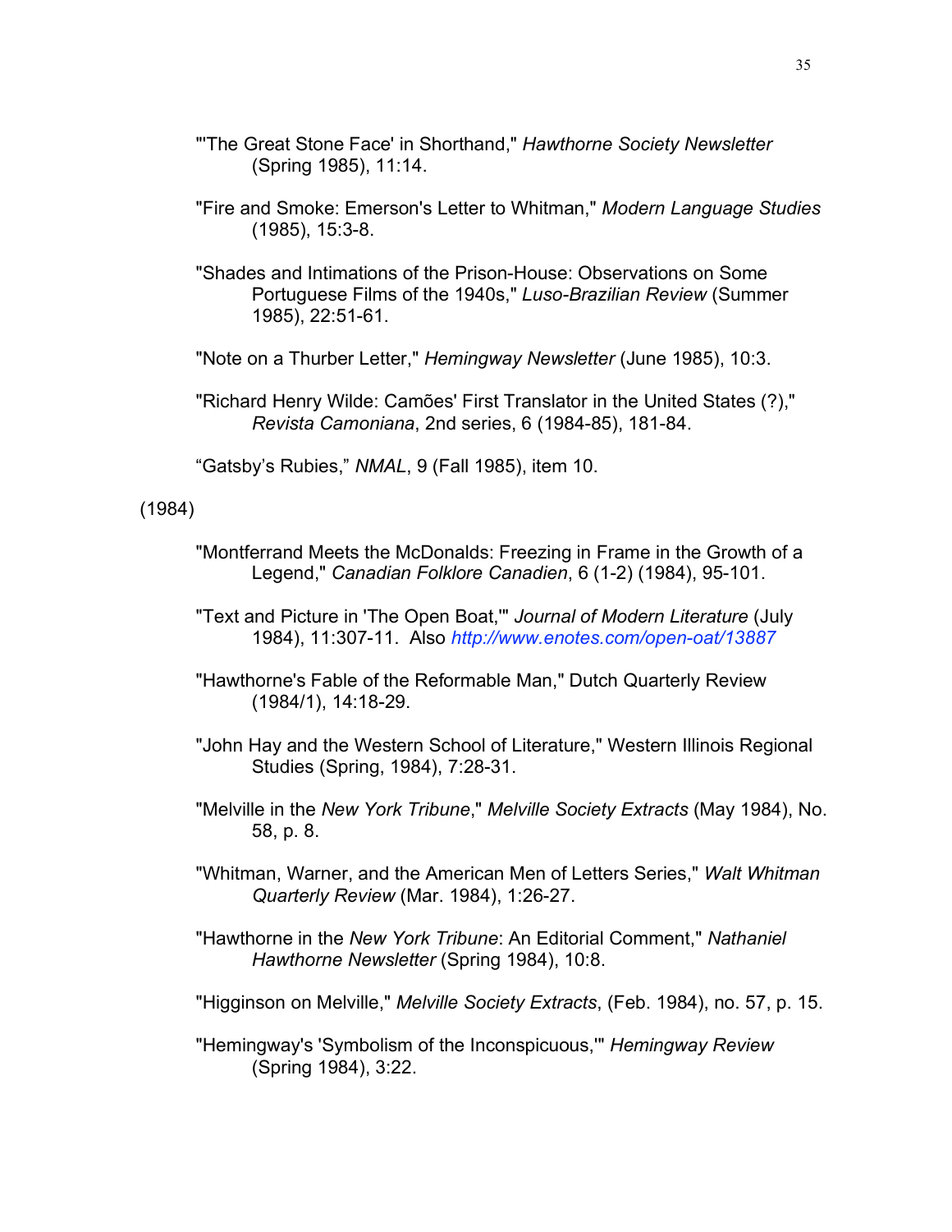"'The Great Stone Face' in Shorthand," *Hawthorne Society Newsletter* (Spring 1985), 11:14.

"Fire and Smoke: Emerson's Letter to Whitman," *Modern Language Studies* (1985), 15:3-8.

"Shades and Intimations of the Prison-House: Observations on Some Portuguese Films of the 1940s," *Luso-Brazilian Review* (Summer 1985), 22:51-61.

"Note on a Thurber Letter," *Hemingway Newsletter* (June 1985), 10:3.

"Richard Henry Wilde: Camões' First Translator in the United States (?)," *Revista Camoniana*, 2nd series, 6 (1984-85), 181-84.

"Gatsby's Rubies," *NMAL*, 9 (Fall 1985), item 10.

(1984)

"Montferrand Meets the McDonalds: Freezing in Frame in the Growth of a Legend," *Canadian Folklore Canadien*, 6 (1-2) (1984), 95-101.

"Text and Picture in 'The Open Boat,'" *Journal of Modern Literature* (July 1984), 11:307-11. Also *http://www.enotes.com/open-oat/13887*

"Hawthorne's Fable of the Reformable Man," Dutch Quarterly Review (1984/1), 14:18-29.

"John Hay and the Western School of Literature," Western Illinois Regional Studies (Spring, 1984), 7:28-31.

"Melville in the *New York Tribune*," *Melville Society Extracts* (May 1984), No. 58, p. 8.

"Whitman, Warner, and the American Men of Letters Series," *Walt Whitman Quarterly Review* (Mar. 1984), 1:26-27.

"Hawthorne in the *New York Tribune*: An Editorial Comment," *Nathaniel Hawthorne Newsletter* (Spring 1984), 10:8.

"Higginson on Melville," *Melville Society Extracts*, (Feb. 1984), no. 57, p. 15.

"Hemingway's 'Symbolism of the Inconspicuous,'" *Hemingway Review* (Spring 1984), 3:22.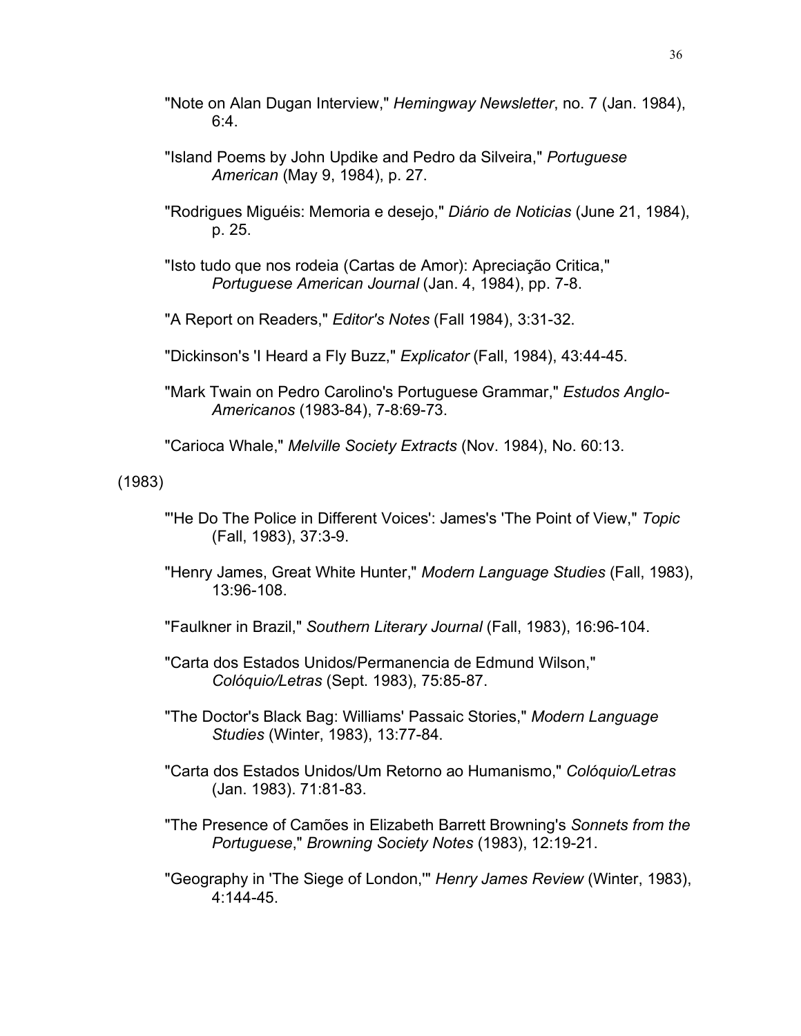"Note on Alan Dugan Interview," *Hemingway Newsletter*, no. 7 (Jan. 1984), 6:4.

"Island Poems by John Updike and Pedro da Silveira," *Portuguese American* (May 9, 1984), p. 27.

"Rodrigues Miguéis: Memoria e desejo," *Diário de Noticias* (June 21, 1984), p. 25.

"Isto tudo que nos rodeia (Cartas de Amor): Apreciação Critica," *Portuguese American Journal* (Jan. 4, 1984), pp. 7-8.

"A Report on Readers," *Editor's Notes* (Fall 1984), 3:31-32.

"Dickinson's 'I Heard a Fly Buzz," *Explicator* (Fall, 1984), 43:44-45.

"Mark Twain on Pedro Carolino's Portuguese Grammar," *Estudos Anglo-Americanos* (1983-84), 7-8:69-73.

"Carioca Whale," *Melville Society Extracts* (Nov. 1984), No. 60:13.

(1983)

"'He Do The Police in Different Voices': James's 'The Point of View," *Topic* (Fall, 1983), 37:3-9.

"Henry James, Great White Hunter," *Modern Language Studies* (Fall, 1983), 13:96-108.

"Faulkner in Brazil," *Southern Literary Journal* (Fall, 1983), 16:96-104.

"Carta dos Estados Unidos/Permanencia de Edmund Wilson," *Colóquio/Letras* (Sept. 1983), 75:85-87.

"The Doctor's Black Bag: Williams' Passaic Stories," *Modern Language Studies* (Winter, 1983), 13:77-84.

"Carta dos Estados Unidos/Um Retorno ao Humanismo," *Colóquio/Letras* (Jan. 1983). 71:81-83.

"The Presence of Camões in Elizabeth Barrett Browning's *Sonnets from the Portuguese*," *Browning Society Notes* (1983), 12:19-21.

"Geography in 'The Siege of London,'" *Henry James Review* (Winter, 1983), 4:144-45.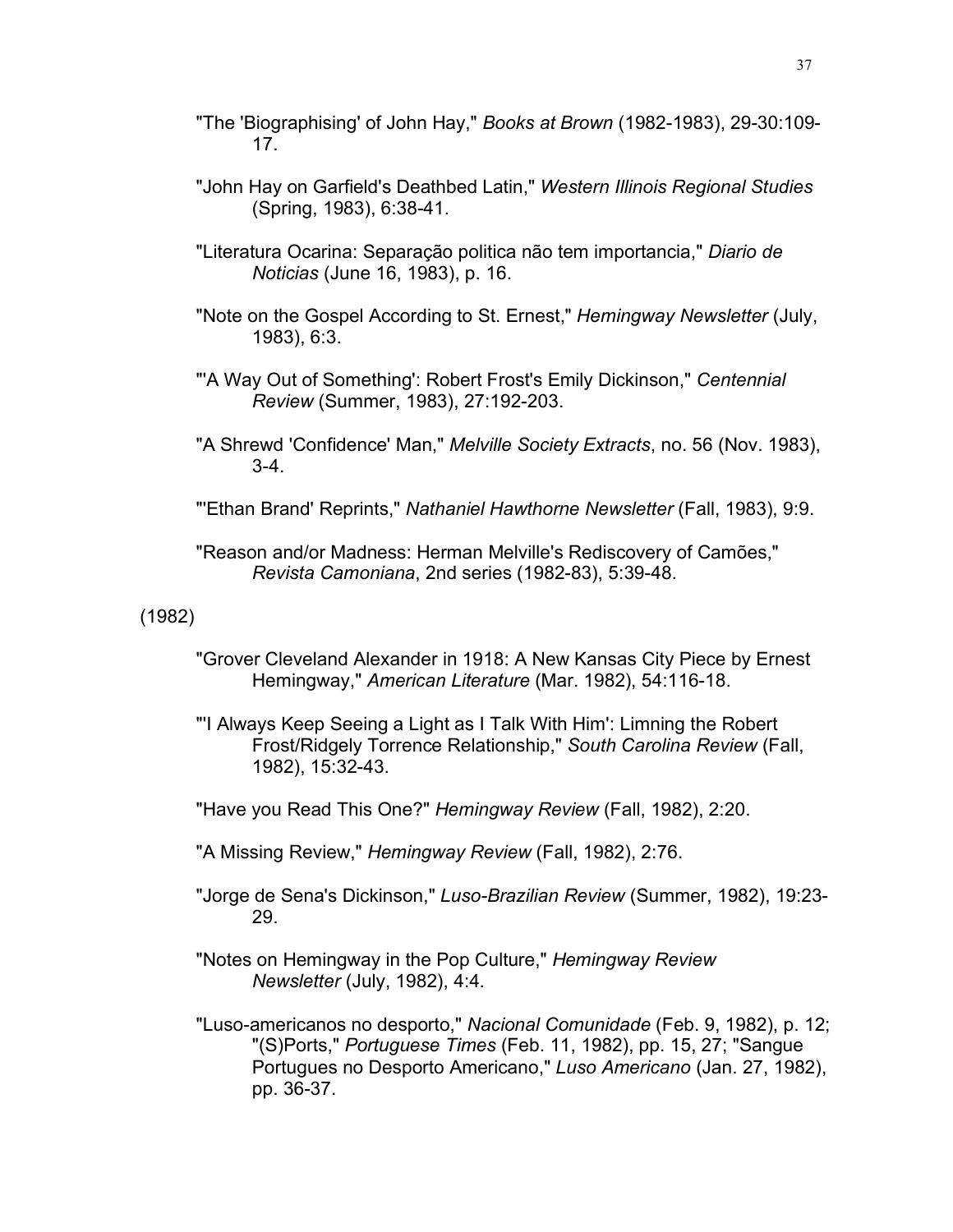"The 'Biographising' of John Hay," *Books at Brown* (1982-1983), 29-30:109-17.

"John Hay on Garfield's Deathbed Latin," *Western Illinois Regional Studies* (Spring, 1983), 6:38-41.

"Literatura Ocarina: Separação politica não tem importancia," *Diario de Noticias* (June 16, 1983), p. 16.

"Note on the Gospel According to St. Ernest," *Hemingway Newsletter* (July, 1983), 6:3.

"'A Way Out of Something': Robert Frost's Emily Dickinson," *Centennial Review* (Summer, 1983), 27:192-203.

"A Shrewd 'Confidence' Man," *Melville Society Extracts*, no. 56 (Nov. 1983), 3-4.

"'Ethan Brand' Reprints," *Nathaniel Hawthorne Newsletter* (Fall, 1983), 9:9.

"Reason and/or Madness: Herman Melville's Rediscovery of Camões," *Revista Camoniana*, 2nd series (1982-83), 5:39-48.

(1982)

"Grover Cleveland Alexander in 1918: A New Kansas City Piece by Ernest Hemingway," *American Literature* (Mar. 1982), 54:116-18.

"'I Always Keep Seeing a Light as I Talk With Him': Limning the Robert Frost/Ridgely Torrence Relationship," *South Carolina Review* (Fall, 1982), 15:32-43.

"Have you Read This One?" *Hemingway Review* (Fall, 1982), 2:20.

"A Missing Review," *Hemingway Review* (Fall, 1982), 2:76.

"Jorge de Sena's Dickinson," *Luso-Brazilian Review* (Summer, 1982), 19:23-29.

"Notes on Hemingway in the Pop Culture," *Hemingway Review Newsletter* (July, 1982), 4:4.

"Luso-americanos no desporto," *Nacional Comunidade* (Feb. 9, 1982), p. 12; "(S)Ports," *Portuguese Times* (Feb. 11, 1982), pp. 15, 27; "Sangue Portugues no Desporto Americano," *Luso Americano* (Jan. 27, 1982), pp. 36-37.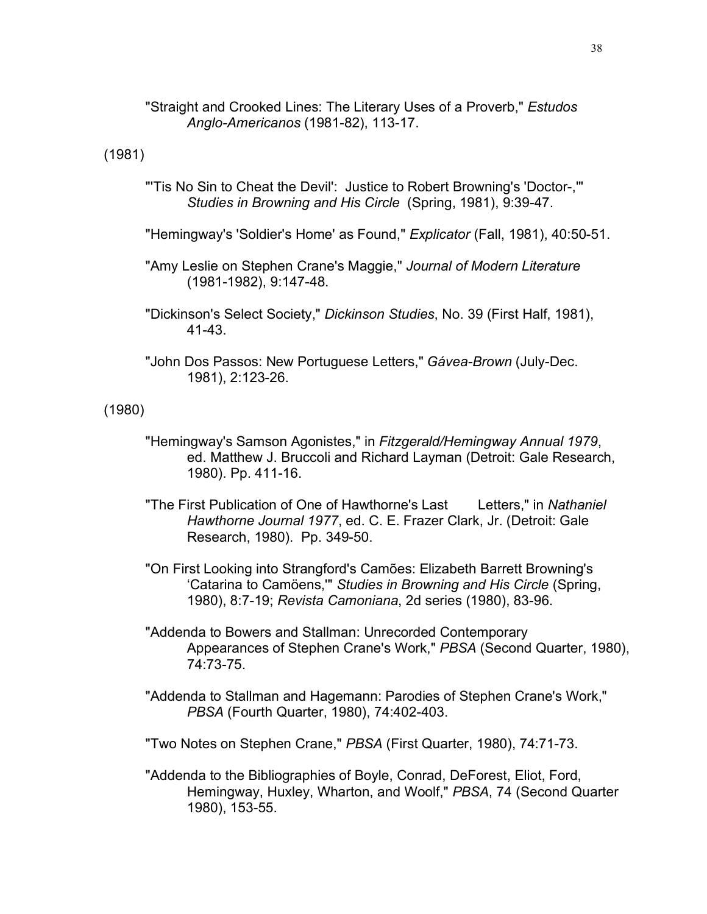"Straight and Crooked Lines: The Literary Uses of a Proverb," *Estudos Anglo-Americanos* (1981-82), 113-17.

(1981)

"'Tis No Sin to Cheat the Devil': Justice to Robert Browning's 'Doctor-,'" *Studies in Browning and His Circle* (Spring, 1981), 9:39-47.

"Hemingway's 'Soldier's Home' as Found," *Explicator* (Fall, 1981), 40:50-51.

"Amy Leslie on Stephen Crane's Maggie," *Journal of Modern Literature* (1981-1982), 9:147-48.

"Dickinson's Select Society," *Dickinson Studies*, No. 39 (First Half, 1981), 41-43.

"John Dos Passos: New Portuguese Letters," *Gávea-Brown* (July-Dec. 1981), 2:123-26.

(1980)

"Hemingway's Samson Agonistes," in *Fitzgerald/Hemingway Annual 1979*, ed. Matthew J. Bruccoli and Richard Layman (Detroit: Gale Research, 1980). Pp. 411-16.

"The First Publication of One of Hawthorne's Last Letters," in *Nathaniel Hawthorne Journal 1977*, ed. C. E. Frazer Clark, Jr. (Detroit: Gale Research, 1980). Pp. 349-50.

"On First Looking into Strangford's Camões: Elizabeth Barrett Browning's 'Catarina to Camöens,'" *Studies in Browning and His Circle* (Spring, 1980), 8:7-19; *Revista Camoniana*, 2d series (1980), 83-96.

"Addenda to Bowers and Stallman: Unrecorded Contemporary Appearances of Stephen Crane's Work," *PBSA* (Second Quarter, 1980), 74:73-75.

"Addenda to Stallman and Hagemann: Parodies of Stephen Crane's Work," *PBSA* (Fourth Quarter, 1980), 74:402-403.

"Two Notes on Stephen Crane," *PBSA* (First Quarter, 1980), 74:71-73.

"Addenda to the Bibliographies of Boyle, Conrad, DeForest, Eliot, Ford, Hemingway, Huxley, Wharton, and Woolf," *PBSA*, 74 (Second Quarter 1980), 153-55.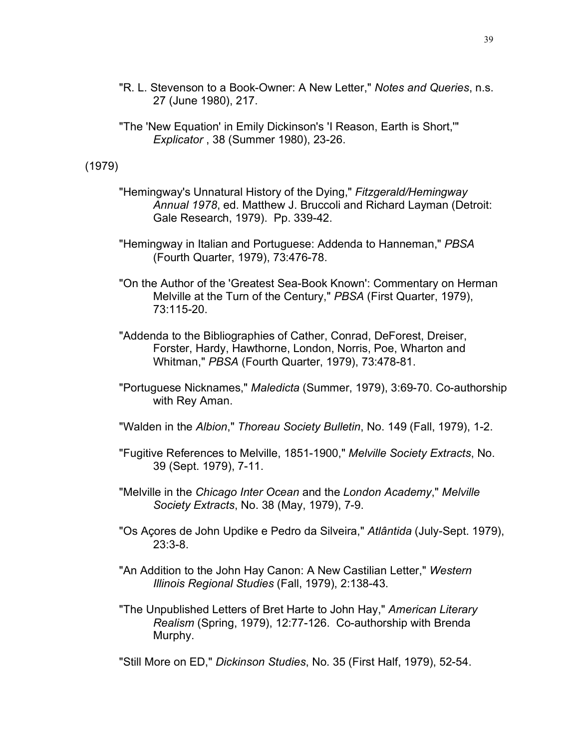"R. L. Stevenson to a Book-Owner: A New Letter," *Notes and Queries*, n.s. 27 (June 1980), 217.

"The 'New Equation' in Emily Dickinson's 'I Reason, Earth is Short,'" *Explicator* , 38 (Summer 1980), 23-26.

(1979)

"Hemingway's Unnatural History of the Dying," *Fitzgerald/Hemingway Annual 1978*, ed. Matthew J. Bruccoli and Richard Layman (Detroit: Gale Research, 1979). Pp. 339-42.

"Hemingway in Italian and Portuguese: Addenda to Hanneman," *PBSA* (Fourth Quarter, 1979), 73:476-78.

"On the Author of the 'Greatest Sea-Book Known': Commentary on Herman Melville at the Turn of the Century," *PBSA* (First Quarter, 1979), 73:115-20.

"Addenda to the Bibliographies of Cather, Conrad, DeForest, Dreiser, Forster, Hardy, Hawthorne, London, Norris, Poe, Wharton and Whitman," *PBSA* (Fourth Quarter, 1979), 73:478-81.

"Portuguese Nicknames," *Maledicta* (Summer, 1979), 3:69-70. Co-authorship with Rey Aman.

"Walden in the *Albion*," *Thoreau Society Bulletin*, No. 149 (Fall, 1979), 1-2.

"Fugitive References to Melville, 1851-1900," *Melville Society Extracts*, No. 39 (Sept. 1979), 7-11.

"Melville in the *Chicago Inter Ocean* and the *London Academy*," *Melville Society Extracts*, No. 38 (May, 1979), 7-9.

"Os Açores de John Updike e Pedro da Silveira," *Atlântida* (July-Sept. 1979), 23:3-8.

"An Addition to the John Hay Canon: A New Castilian Letter," *Western Illinois Regional Studies* (Fall, 1979), 2:138-43.

"The Unpublished Letters of Bret Harte to John Hay," *American Literary Realism* (Spring, 1979), 12:77-126. Co-authorship with Brenda Murphy.

"Still More on ED," *Dickinson Studies*, No. 35 (First Half, 1979), 52-54.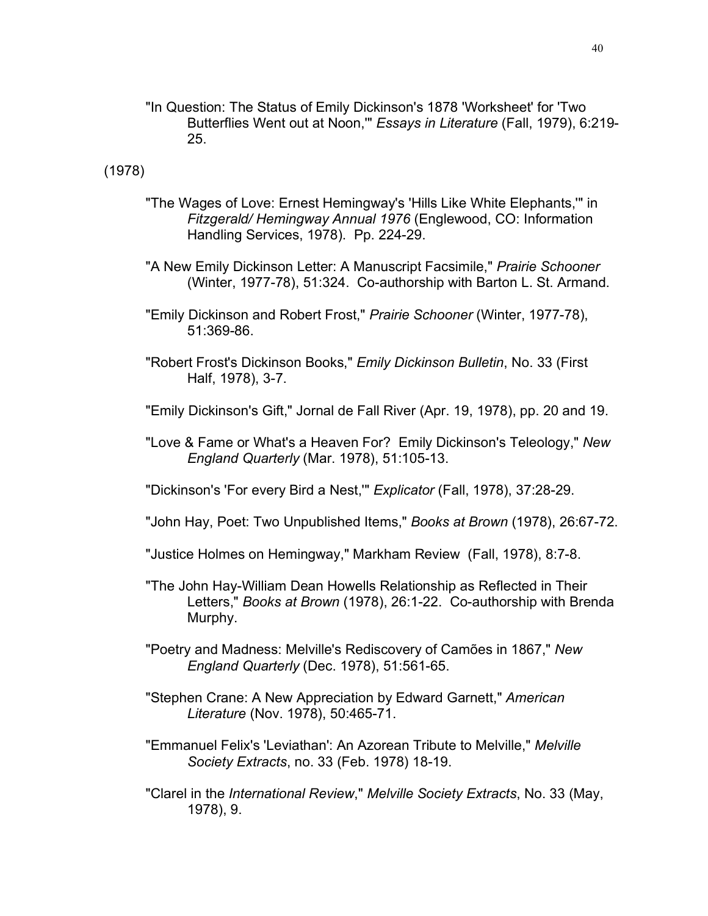"In Question: The Status of Emily Dickinson's 1878 'Worksheet' for 'Two Butterflies Went out at Noon,'" *Essays in Literature* (Fall, 1979), 6:219-25.

(1978)

"The Wages of Love: Ernest Hemingway's 'Hills Like White Elephants,'" in *Fitzgerald/ Hemingway Annual 1976* (Englewood, CO: Information Handling Services, 1978). Pp. 224-29.

"A New Emily Dickinson Letter: A Manuscript Facsimile," *Prairie Schooner* (Winter, 1977-78), 51:324. Co-authorship with Barton L. St. Armand.

"Emily Dickinson and Robert Frost," *Prairie Schooner* (Winter, 1977-78), 51:369-86.

"Robert Frost's Dickinson Books," *Emily Dickinson Bulletin*, No. 33 (First Half, 1978), 3-7.

"Emily Dickinson's Gift," Jornal de Fall River (Apr. 19, 1978), pp. 20 and 19.

"Love & Fame or What's a Heaven For? Emily Dickinson's Teleology," *New England Quarterly* (Mar. 1978), 51:105-13.

"Dickinson's 'For every Bird a Nest,'" *Explicator* (Fall, 1978), 37:28-29.

"John Hay, Poet: Two Unpublished Items," *Books at Brown* (1978), 26:67-72.

"Justice Holmes on Hemingway," Markham Review (Fall, 1978), 8:7-8.

"The John Hay-William Dean Howells Relationship as Reflected in Their Letters," *Books at Brown* (1978), 26:1-22. Co-authorship with Brenda Murphy.

"Poetry and Madness: Melville's Rediscovery of Camões in 1867," *New England Quarterly* (Dec. 1978), 51:561-65.

"Stephen Crane: A New Appreciation by Edward Garnett," *American Literature* (Nov. 1978), 50:465-71.

"Emmanuel Felix's 'Leviathan': An Azorean Tribute to Melville," *Melville Society Extracts*, no. 33 (Feb. 1978) 18-19.

"Clarel in the *International Review*," *Melville Society Extracts*, No. 33 (May, 1978), 9.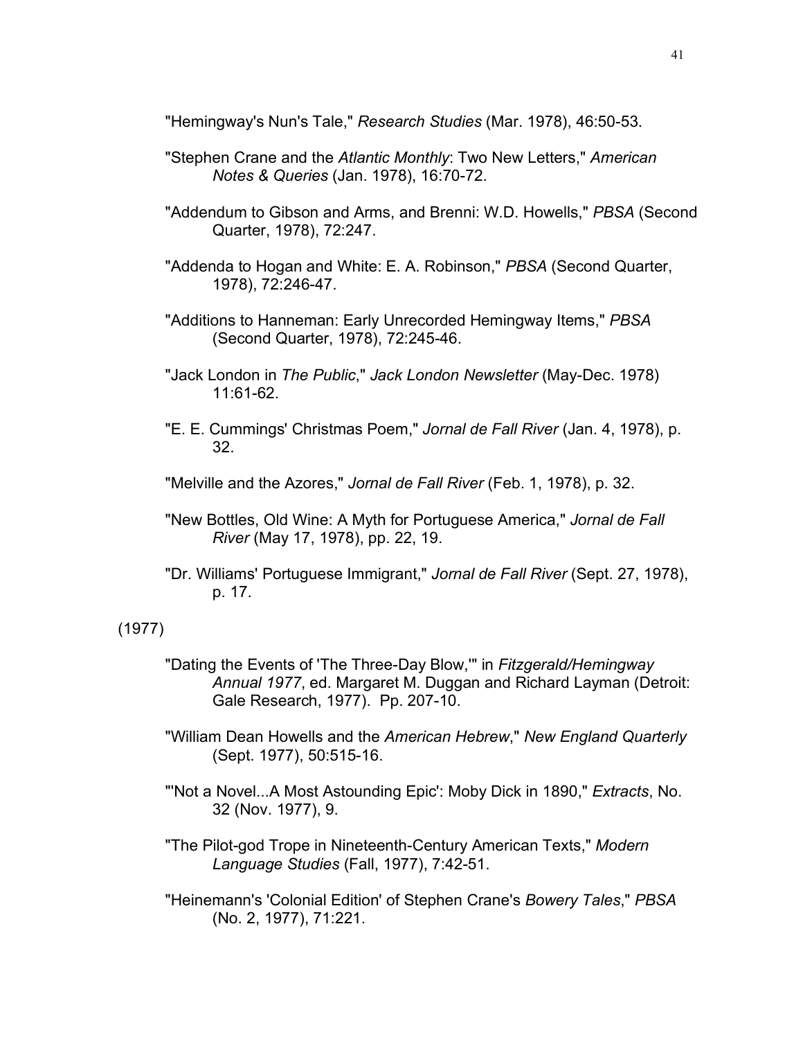"Hemingway's Nun's Tale," *Research Studies* (Mar. 1978), 46:50-53.

"Stephen Crane and the *Atlantic Monthly*: Two New Letters," *American Notes & Queries* (Jan. 1978), 16:70-72.

"Addendum to Gibson and Arms, and Brenni: W.D. Howells," *PBSA* (Second Quarter, 1978), 72:247.

"Addenda to Hogan and White: E. A. Robinson," *PBSA* (Second Quarter, 1978), 72:246-47.

"Additions to Hanneman: Early Unrecorded Hemingway Items," *PBSA* (Second Quarter, 1978), 72:245-46.

"Jack London in *The Public*," *Jack London Newsletter* (May-Dec. 1978) 11:61-62.

"E. E. Cummings' Christmas Poem," *Jornal de Fall River* (Jan. 4, 1978), p. 32.

"Melville and the Azores," *Jornal de Fall River* (Feb. 1, 1978), p. 32.

"New Bottles, Old Wine: A Myth for Portuguese America," *Jornal de Fall River* (May 17, 1978), pp. 22, 19.

"Dr. Williams' Portuguese Immigrant," *Jornal de Fall River* (Sept. 27, 1978), p. 17.

(1977)

"Dating the Events of 'The Three-Day Blow,'" in *Fitzgerald/Hemingway Annual 1977*, ed. Margaret M. Duggan and Richard Layman (Detroit: Gale Research, 1977). Pp. 207-10.

"William Dean Howells and the *American Hebrew*," *New England Quarterly* (Sept. 1977), 50:515-16.

"'Not a Novel...A Most Astounding Epic': Moby Dick in 1890," *Extracts*, No. 32 (Nov. 1977), 9.

"The Pilot-god Trope in Nineteenth-Century American Texts," *Modern Language Studies* (Fall, 1977), 7:42-51.

"Heinemann's 'Colonial Edition' of Stephen Crane's *Bowery Tales*," *PBSA* (No. 2, 1977), 71:221.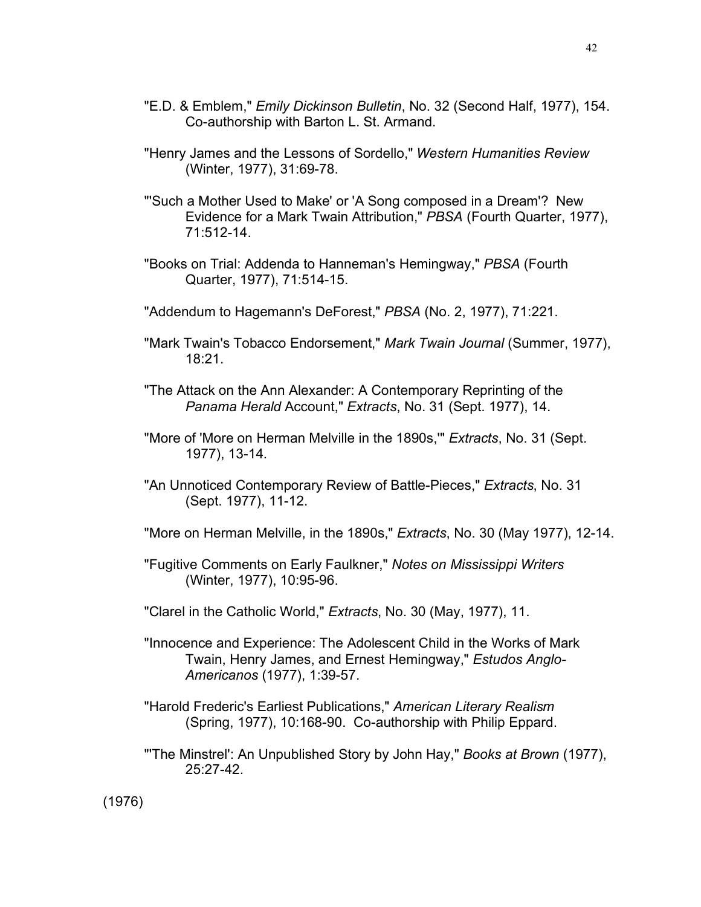"E.D. & Emblem," *Emily Dickinson Bulletin*, No. 32 (Second Half, 1977), 154. Co-authorship with Barton L. St. Armand.

"Henry James and the Lessons of Sordello," *Western Humanities Review* (Winter, 1977), 31:69-78.

"'Such a Mother Used to Make' or 'A Song composed in a Dream'? New Evidence for a Mark Twain Attribution," *PBSA* (Fourth Quarter, 1977), 71:512-14.

"Books on Trial: Addenda to Hanneman's Hemingway," *PBSA* (Fourth Quarter, 1977), 71:514-15.

"Addendum to Hagemann's DeForest," *PBSA* (No. 2, 1977), 71:221.

"Mark Twain's Tobacco Endorsement," *Mark Twain Journal* (Summer, 1977), 18:21.

"The Attack on the Ann Alexander: A Contemporary Reprinting of the *Panama Herald* Account," *Extracts*, No. 31 (Sept. 1977), 14.

"More of 'More on Herman Melville in the 1890s,'" *Extracts*, No. 31 (Sept. 1977), 13-14.

"An Unnoticed Contemporary Review of Battle-Pieces," *Extracts*, No. 31 (Sept. 1977), 11-12.

"More on Herman Melville, in the 1890s," *Extracts*, No. 30 (May 1977), 12-14.

"Fugitive Comments on Early Faulkner," *Notes on Mississippi Writers* (Winter, 1977), 10:95-96.

"Clarel in the Catholic World," *Extracts*, No. 30 (May, 1977), 11.

"Innocence and Experience: The Adolescent Child in the Works of Mark Twain, Henry James, and Ernest Hemingway," *Estudos Anglo-Americanos* (1977), 1:39-57.

"Harold Frederic's Earliest Publications," *American Literary Realism* (Spring, 1977), 10:168-90. Co-authorship with Philip Eppard.

"'The Minstrel': An Unpublished Story by John Hay," *Books at Brown* (1977), 25:27-42.

(1976)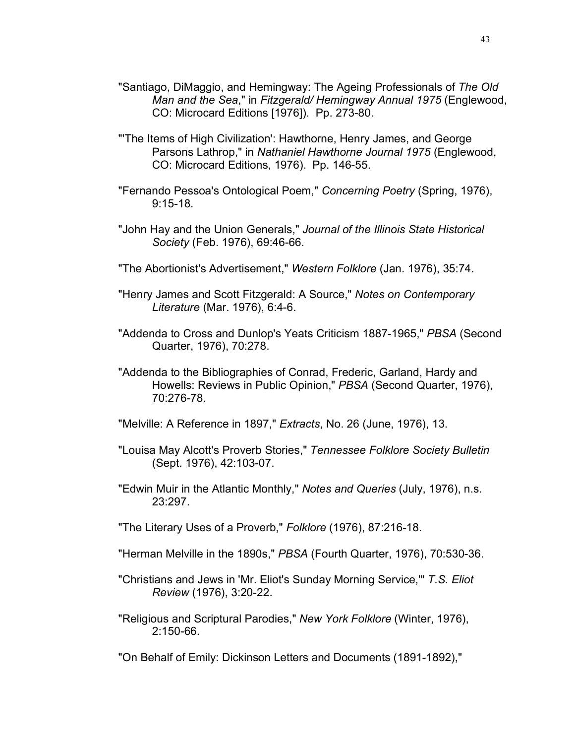"Santiago, DiMaggio, and Hemingway: The Ageing Professionals of *The Old Man and the Sea*," in *Fitzgerald/ Hemingway Annual 1975* (Englewood, CO: Microcard Editions [1976]). Pp. 273-80.

"'The Items of High Civilization': Hawthorne, Henry James, and George Parsons Lathrop," in *Nathaniel Hawthorne Journal 1975* (Englewood, CO: Microcard Editions, 1976). Pp. 146-55.

"Fernando Pessoa's Ontological Poem," *Concerning Poetry* (Spring, 1976), 9:15-18.

"John Hay and the Union Generals," *Journal of the Illinois State Historical Society* (Feb. 1976), 69:46-66.

"The Abortionist's Advertisement," *Western Folklore* (Jan. 1976), 35:74.

"Henry James and Scott Fitzgerald: A Source," *Notes on Contemporary Literature* (Mar. 1976), 6:4-6.

"Addenda to Cross and Dunlop's Yeats Criticism 1887-1965," *PBSA* (Second Quarter, 1976), 70:278.

"Addenda to the Bibliographies of Conrad, Frederic, Garland, Hardy and Howells: Reviews in Public Opinion," *PBSA* (Second Quarter, 1976), 70:276-78.

"Melville: A Reference in 1897," *Extracts*, No. 26 (June, 1976), 13.

"Louisa May Alcott's Proverb Stories," *Tennessee Folklore Society Bulletin* (Sept. 1976), 42:103-07.

"Edwin Muir in the Atlantic Monthly," *Notes and Queries* (July, 1976), n.s. 23:297.

"The Literary Uses of a Proverb," *Folklore* (1976), 87:216-18.

"Herman Melville in the 1890s," *PBSA* (Fourth Quarter, 1976), 70:530-36.

"Christians and Jews in 'Mr. Eliot's Sunday Morning Service,'" *T.S. Eliot Review* (1976), 3:20-22.

"Religious and Scriptural Parodies," *New York Folklore* (Winter, 1976), 2:150-66.

"On Behalf of Emily: Dickinson Letters and Documents (1891-1892),"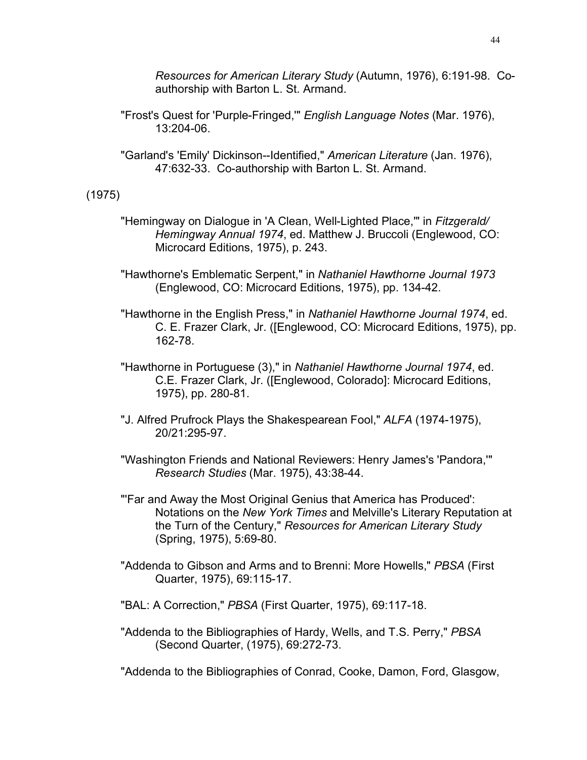*Resources for American Literary Study* (Autumn, 1976), 6:191-98. Co-authorship with Barton L. St. Armand.

"Frost's Quest for 'Purple-Fringed,'" *English Language Notes* (Mar. 1976), 13:204-06.

"Garland's 'Emily' Dickinson--Identified," *American Literature* (Jan. 1976), 47:632-33. Co-authorship with Barton L. St. Armand.

(1975)

"Hemingway on Dialogue in 'A Clean, Well-Lighted Place,'" in *Fitzgerald/ Hemingway Annual 1974*, ed. Matthew J. Bruccoli (Englewood, CO: Microcard Editions, 1975), p. 243.

"Hawthorne's Emblematic Serpent," in *Nathaniel Hawthorne Journal 1973* (Englewood, CO: Microcard Editions, 1975), pp. 134-42.

"Hawthorne in the English Press," in *Nathaniel Hawthorne Journal 1974*, ed. C. E. Frazer Clark, Jr. ([Englewood, CO: Microcard Editions, 1975), pp. 162-78.

"Hawthorne in Portuguese (3)," in *Nathaniel Hawthorne Journal 1974*, ed. C.E. Frazer Clark, Jr. ([Englewood, Colorado]: Microcard Editions, 1975), pp. 280-81.

"J. Alfred Prufrock Plays the Shakespearean Fool," *ALFA* (1974-1975), 20/21:295-97.

"Washington Friends and National Reviewers: Henry James's 'Pandora,'" *Research Studies* (Mar. 1975), 43:38-44.

"'Far and Away the Most Original Genius that America has Produced': Notations on the *New York Times* and Melville's Literary Reputation at the Turn of the Century," *Resources for American Literary Study* (Spring, 1975), 5:69-80.

"Addenda to Gibson and Arms and to Brenni: More Howells," *PBSA* (First Quarter, 1975), 69:115-17.

"BAL: A Correction," *PBSA* (First Quarter, 1975), 69:117-18.

"Addenda to the Bibliographies of Hardy, Wells, and T.S. Perry," *PBSA* (Second Quarter, (1975), 69:272-73.

"Addenda to the Bibliographies of Conrad, Cooke, Damon, Ford, Glasgow,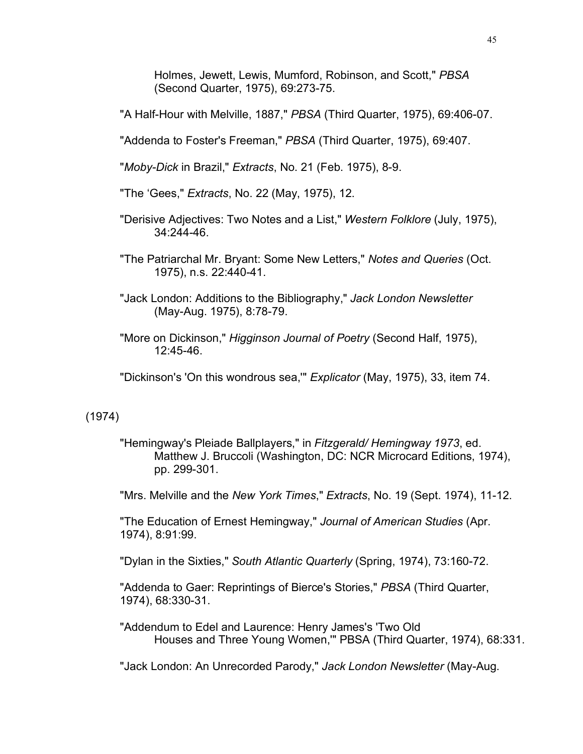Holmes, Jewett, Lewis, Mumford, Robinson, and Scott," *PBSA* (Second Quarter, 1975), 69:273-75.

"A Half-Hour with Melville, 1887," *PBSA* (Third Quarter, 1975), 69:406-07.

"Addenda to Foster's Freeman," *PBSA* (Third Quarter, 1975), 69:407.

"*Moby-Dick* in Brazil," *Extracts*, No. 21 (Feb. 1975), 8-9.

"The 'Gees," *Extracts*, No. 22 (May, 1975), 12.

"Derisive Adjectives: Two Notes and a List," *Western Folklore* (July, 1975), 34:244-46.

"The Patriarchal Mr. Bryant: Some New Letters," *Notes and Queries* (Oct. 1975), n.s. 22:440-41.

"Jack London: Additions to the Bibliography," *Jack London Newsletter* (May-Aug. 1975), 8:78-79.

"More on Dickinson," *Higginson Journal of Poetry* (Second Half, 1975), 12:45-46.

"Dickinson's 'On this wondrous sea,'" *Explicator* (May, 1975), 33, item 74.

(1974)

"Hemingway's Pleiade Ballplayers," in *Fitzgerald/ Hemingway 1973*, ed. Matthew J. Bruccoli (Washington, DC: NCR Microcard Editions, 1974), pp. 299-301.

"Mrs. Melville and the *New York Times*," *Extracts*, No. 19 (Sept. 1974), 11-12.

"The Education of Ernest Hemingway," *Journal of American Studies* (Apr. 1974), 8:91:99.

"Dylan in the Sixties," *South Atlantic Quarterly* (Spring, 1974), 73:160-72.

"Addenda to Gaer: Reprintings of Bierce's Stories," *PBSA* (Third Quarter, 1974), 68:330-31.

"Addendum to Edel and Laurence: Henry James's 'Two Old Houses and Three Young Women,'" PBSA (Third Quarter, 1974), 68:331.

"Jack London: An Unrecorded Parody," *Jack London Newsletter* (May-Aug.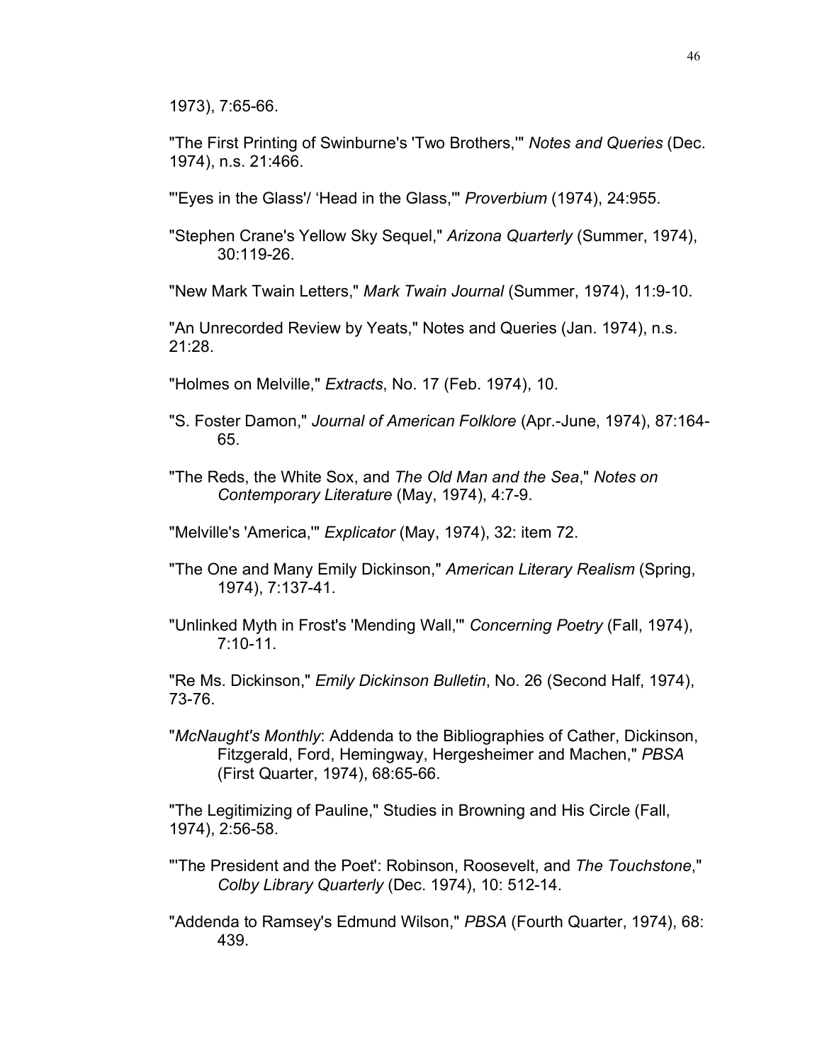1973), 7:65-66.

"The First Printing of Swinburne's 'Two Brothers,'" *Notes and Queries* (Dec. 1974), n.s. 21:466.

"'Eyes in the Glass'/ 'Head in the Glass,'" *Proverbium* (1974), 24:955.

"Stephen Crane's Yellow Sky Sequel," *Arizona Quarterly* (Summer, 1974), 30:119-26.

"New Mark Twain Letters," *Mark Twain Journal* (Summer, 1974), 11:9-10.

"An Unrecorded Review by Yeats," Notes and Queries (Jan. 1974), n.s. 21:28.

"Holmes on Melville," *Extracts*, No. 17 (Feb. 1974), 10.

"S. Foster Damon," *Journal of American Folklore* (Apr.-June, 1974), 87:164-65.

"The Reds, the White Sox, and *The Old Man and the Sea*," *Notes on Contemporary Literature* (May, 1974), 4:7-9.

"Melville's 'America,'" *Explicator* (May, 1974), 32: item 72.

"The One and Many Emily Dickinson," *American Literary Realism* (Spring, 1974), 7:137-41.

"Unlinked Myth in Frost's 'Mending Wall,'" *Concerning Poetry* (Fall, 1974), 7:10-11.

"Re Ms. Dickinson," *Emily Dickinson Bulletin*, No. 26 (Second Half, 1974), 73-76.

"*McNaught's Monthly*: Addenda to the Bibliographies of Cather, Dickinson, Fitzgerald, Ford, Hemingway, Hergesheimer and Machen," *PBSA* (First Quarter, 1974), 68:65-66.

"The Legitimizing of Pauline," Studies in Browning and His Circle (Fall, 1974), 2:56-58.

"'The President and the Poet': Robinson, Roosevelt, and *The Touchstone*," *Colby Library Quarterly* (Dec. 1974), 10: 512-14.

"Addenda to Ramsey's Edmund Wilson," *PBSA* (Fourth Quarter, 1974), 68: 439.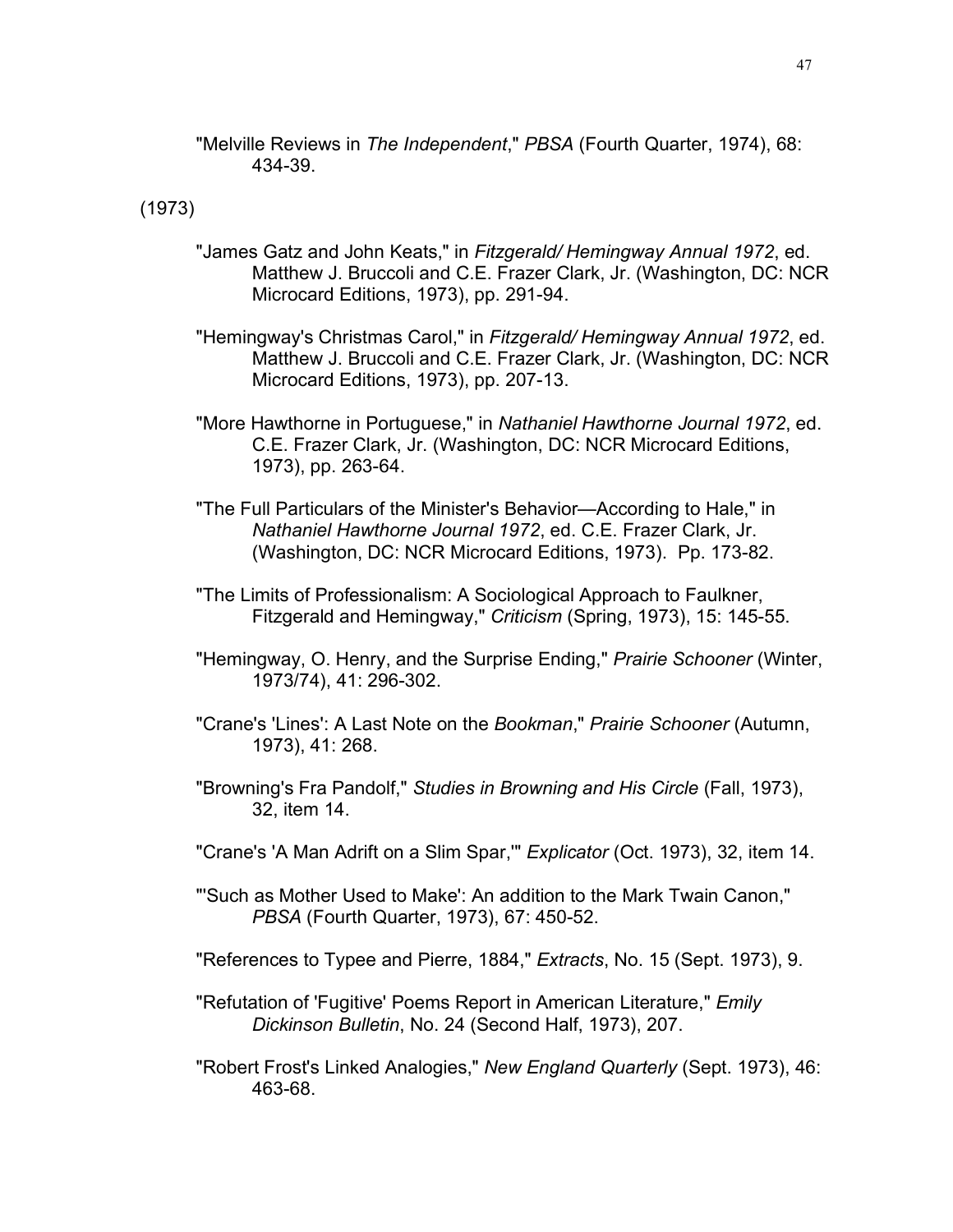"Melville Reviews in *The Independent*," *PBSA* (Fourth Quarter, 1974), 68: 434-39.

(1973)

"James Gatz and John Keats," in *Fitzgerald/ Hemingway Annual 1972*, ed. Matthew J. Bruccoli and C.E. Frazer Clark, Jr. (Washington, DC: NCR Microcard Editions, 1973), pp. 291-94.

"Hemingway's Christmas Carol," in *Fitzgerald/ Hemingway Annual 1972*, ed. Matthew J. Bruccoli and C.E. Frazer Clark, Jr. (Washington, DC: NCR Microcard Editions, 1973), pp. 207-13.

"More Hawthorne in Portuguese," in *Nathaniel Hawthorne Journal 1972*, ed. C.E. Frazer Clark, Jr. (Washington, DC: NCR Microcard Editions, 1973), pp. 263-64.

"The Full Particulars of the Minister's Behavior—According to Hale," in *Nathaniel Hawthorne Journal 1972*, ed. C.E. Frazer Clark, Jr. (Washington, DC: NCR Microcard Editions, 1973). Pp. 173-82.

"The Limits of Professionalism: A Sociological Approach to Faulkner, Fitzgerald and Hemingway," *Criticism* (Spring, 1973), 15: 145-55.

"Hemingway, O. Henry, and the Surprise Ending," *Prairie Schooner* (Winter, 1973/74), 41: 296-302.

"Crane's 'Lines': A Last Note on the *Bookman*," *Prairie Schooner* (Autumn, 1973), 41: 268.

"Browning's Fra Pandolf," *Studies in Browning and His Circle* (Fall, 1973), 32, item 14.

"Crane's 'A Man Adrift on a Slim Spar,'" *Explicator* (Oct. 1973), 32, item 14.

"'Such as Mother Used to Make': An addition to the Mark Twain Canon," *PBSA* (Fourth Quarter, 1973), 67: 450-52.

"References to Typee and Pierre, 1884," *Extracts*, No. 15 (Sept. 1973), 9.

"Refutation of 'Fugitive' Poems Report in American Literature," *Emily Dickinson Bulletin*, No. 24 (Second Half, 1973), 207.

"Robert Frost's Linked Analogies," *New England Quarterly* (Sept. 1973), 46: 463-68.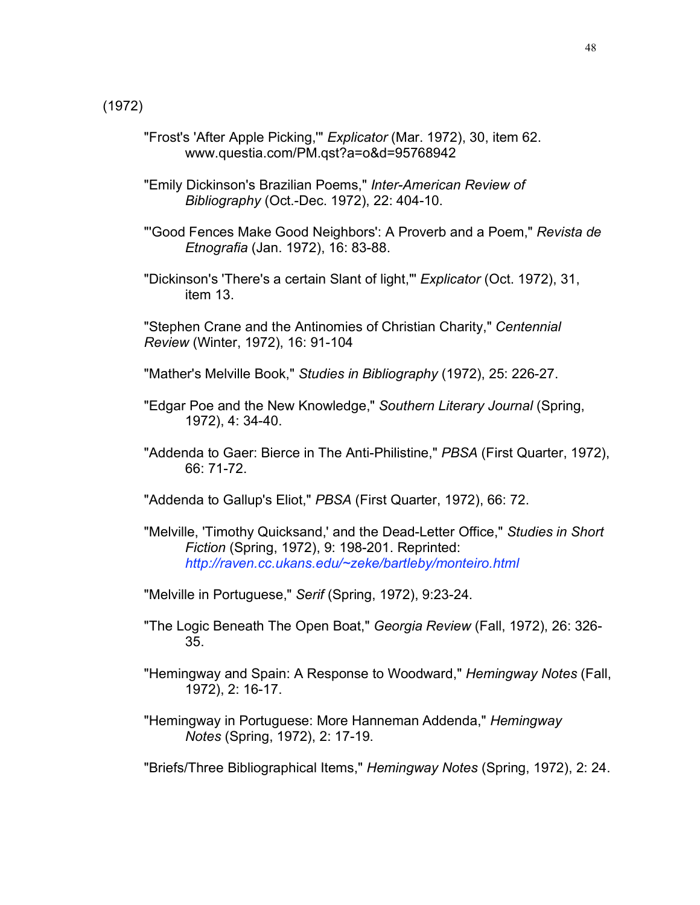(1972)

"Frost's 'After Apple Picking,'" *Explicator* (Mar. 1972), 30, item 62. www.questia.com/PM.qst?a=o&d=95768942

"Emily Dickinson's Brazilian Poems," *Inter-American Review of Bibliography* (Oct.-Dec. 1972), 22: 404-10.

"'Good Fences Make Good Neighbors': A Proverb and a Poem," *Revista de Etnografia* (Jan. 1972), 16: 83-88.

"Dickinson's 'There's a certain Slant of light,'" *Explicator* (Oct. 1972), 31, item 13.

"Stephen Crane and the Antinomies of Christian Charity," *Centennial Review* (Winter, 1972), 16: 91-104

"Mather's Melville Book," *Studies in Bibliography* (1972), 25: 226-27.

"Edgar Poe and the New Knowledge," *Southern Literary Journal* (Spring, 1972), 4: 34-40.

"Addenda to Gaer: Bierce in The Anti-Philistine," *PBSA* (First Quarter, 1972), 66: 71-72.

"Addenda to Gallup's Eliot," *PBSA* (First Quarter, 1972), 66: 72.

"Melville, 'Timothy Quicksand,' and the Dead-Letter Office," *Studies in Short Fiction* (Spring, 1972), 9: 198-201. Reprinted: *http://raven.cc.ukans.edu/~zeke/bartleby/monteiro.html*

"Melville in Portuguese," *Serif* (Spring, 1972), 9:23-24.

"The Logic Beneath The Open Boat," *Georgia Review* (Fall, 1972), 26: 326-35.

"Hemingway and Spain: A Response to Woodward," *Hemingway Notes* (Fall, 1972), 2: 16-17.

"Hemingway in Portuguese: More Hanneman Addenda," *Hemingway Notes* (Spring, 1972), 2: 17-19.

"Briefs/Three Bibliographical Items," *Hemingway Notes* (Spring, 1972), 2: 24.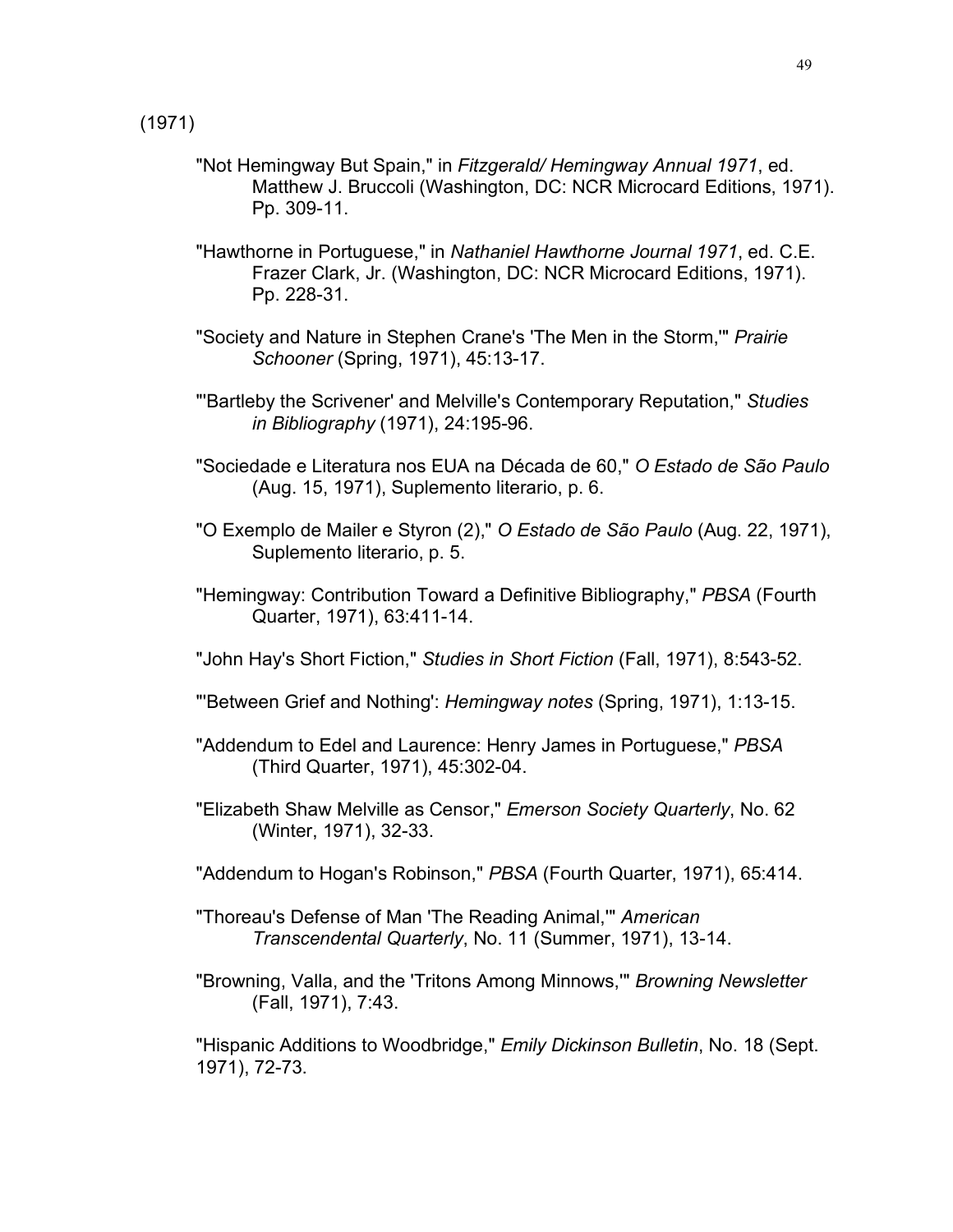(1971)

"Not Hemingway But Spain," in *Fitzgerald/ Hemingway Annual 1971*, ed. Matthew J. Bruccoli (Washington, DC: NCR Microcard Editions, 1971). Pp. 309-11.

"Hawthorne in Portuguese," in *Nathaniel Hawthorne Journal 1971*, ed. C.E. Frazer Clark, Jr. (Washington, DC: NCR Microcard Editions, 1971). Pp. 228-31.

"Society and Nature in Stephen Crane's 'The Men in the Storm,'" *Prairie Schooner* (Spring, 1971), 45:13-17.

"'Bartleby the Scrivener' and Melville's Contemporary Reputation," *Studies in Bibliography* (1971), 24:195-96.

"Sociedade e Literatura nos EUA na Década de 60," *O Estado de São Paulo* (Aug. 15, 1971), Suplemento literario, p. 6.

"O Exemplo de Mailer e Styron (2)," *O Estado de São Paulo* (Aug. 22, 1971), Suplemento literario, p. 5.

"Hemingway: Contribution Toward a Definitive Bibliography," *PBSA* (Fourth Quarter, 1971), 63:411-14.

"John Hay's Short Fiction," *Studies in Short Fiction* (Fall, 1971), 8:543-52.

"'Between Grief and Nothing': *Hemingway notes* (Spring, 1971), 1:13-15.

"Addendum to Edel and Laurence: Henry James in Portuguese," *PBSA* (Third Quarter, 1971), 45:302-04.

"Elizabeth Shaw Melville as Censor," *Emerson Society Quarterly*, No. 62 (Winter, 1971), 32-33.

"Addendum to Hogan's Robinson," *PBSA* (Fourth Quarter, 1971), 65:414.

"Thoreau's Defense of Man 'The Reading Animal,'" *American Transcendental Quarterly*, No. 11 (Summer, 1971), 13-14.

"Browning, Valla, and the 'Tritons Among Minnows,'" *Browning Newsletter* (Fall, 1971), 7:43.

"Hispanic Additions to Woodbridge," *Emily Dickinson Bulletin*, No. 18 (Sept. 1971), 72-73.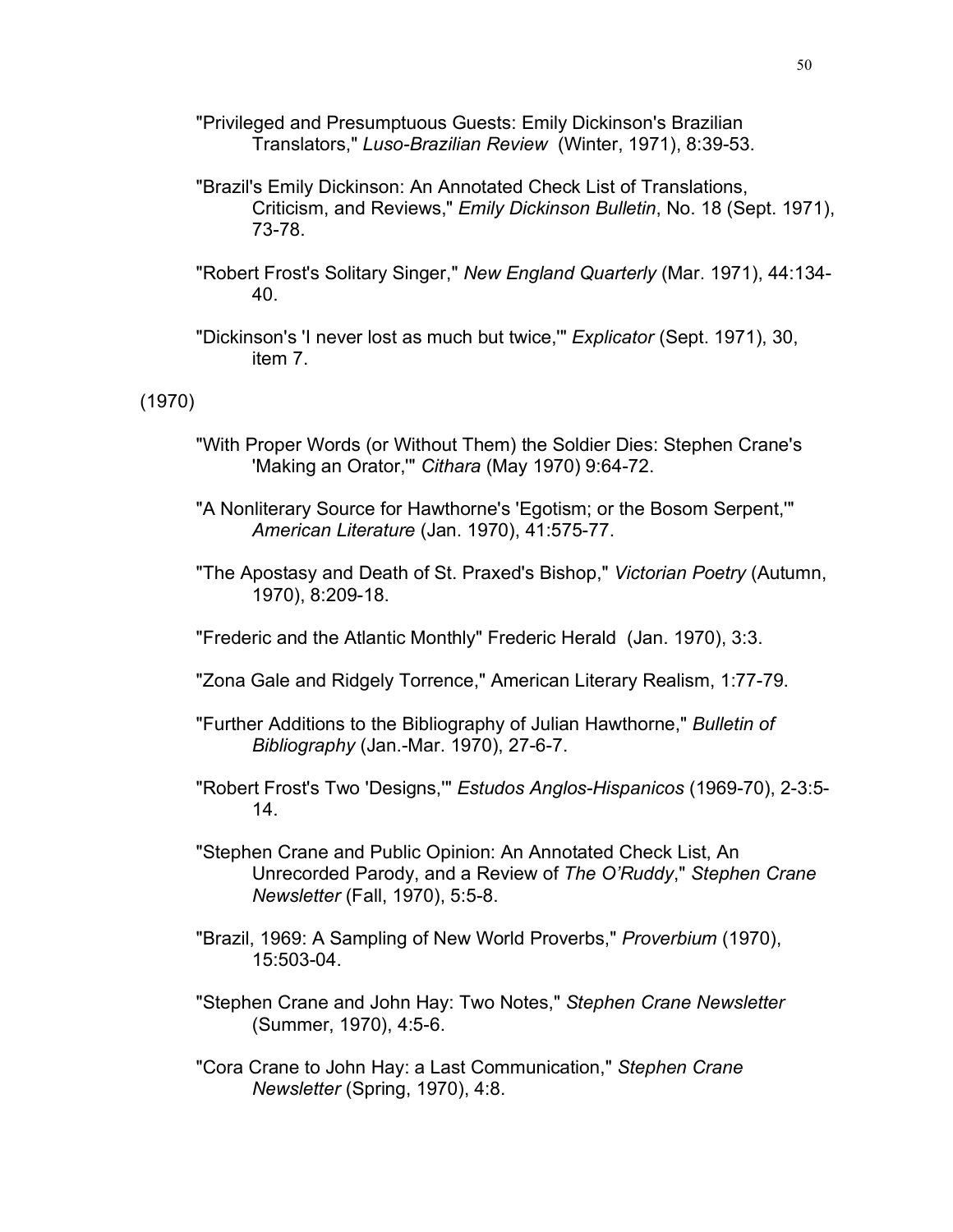"Privileged and Presumptuous Guests: Emily Dickinson's Brazilian Translators," *Luso-Brazilian Review* (Winter, 1971), 8:39-53.

"Brazil's Emily Dickinson: An Annotated Check List of Translations, Criticism, and Reviews," *Emily Dickinson Bulletin*, No. 18 (Sept. 1971), 73-78.

"Robert Frost's Solitary Singer," *New England Quarterly* (Mar. 1971), 44:134-40.

"Dickinson's 'I never lost as much but twice,'" *Explicator* (Sept. 1971), 30, item 7.

(1970)

"With Proper Words (or Without Them) the Soldier Dies: Stephen Crane's 'Making an Orator,'" *Cithara* (May 1970) 9:64-72.

"A Nonliterary Source for Hawthorne's 'Egotism; or the Bosom Serpent,'" *American Literature* (Jan. 1970), 41:575-77.

"The Apostasy and Death of St. Praxed's Bishop," *Victorian Poetry* (Autumn, 1970), 8:209-18.

"Frederic and the Atlantic Monthly" Frederic Herald (Jan. 1970), 3:3.

"Zona Gale and Ridgely Torrence," American Literary Realism, 1:77-79.

"Further Additions to the Bibliography of Julian Hawthorne," *Bulletin of Bibliography* (Jan.-Mar. 1970), 27-6-7.

"Robert Frost's Two 'Designs,'" *Estudos Anglos-Hispanicos* (1969-70), 2-3:5-14.

"Stephen Crane and Public Opinion: An Annotated Check List, An Unrecorded Parody, and a Review of *The O'Ruddy*," *Stephen Crane Newsletter* (Fall, 1970), 5:5-8.

"Brazil, 1969: A Sampling of New World Proverbs," *Proverbium* (1970), 15:503-04.

"Stephen Crane and John Hay: Two Notes," *Stephen Crane Newsletter* (Summer, 1970), 4:5-6.

"Cora Crane to John Hay: a Last Communication," *Stephen Crane Newsletter* (Spring, 1970), 4:8.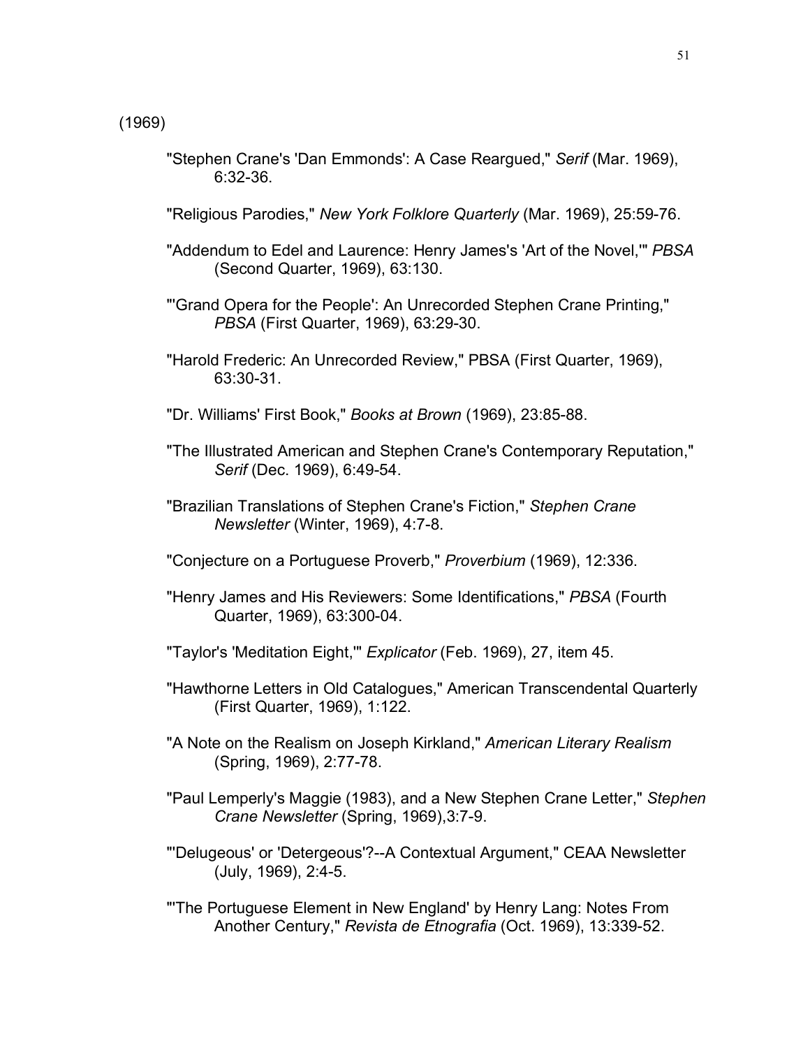(1969)

"Stephen Crane's 'Dan Emmonds': A Case Reargued," *Serif* (Mar. 1969), 6:32-36.

"Religious Parodies," *New York Folklore Quarterly* (Mar. 1969), 25:59-76.

"Addendum to Edel and Laurence: Henry James's 'Art of the Novel,'" *PBSA* (Second Quarter, 1969), 63:130.

"'Grand Opera for the People': An Unrecorded Stephen Crane Printing," *PBSA* (First Quarter, 1969), 63:29-30.

"Harold Frederic: An Unrecorded Review," PBSA (First Quarter, 1969), 63:30-31.

"Dr. Williams' First Book," *Books at Brown* (1969), 23:85-88.

"The Illustrated American and Stephen Crane's Contemporary Reputation," *Serif* (Dec. 1969), 6:49-54.

"Brazilian Translations of Stephen Crane's Fiction," *Stephen Crane Newsletter* (Winter, 1969), 4:7-8.

"Conjecture on a Portuguese Proverb," *Proverbium* (1969), 12:336.

"Henry James and His Reviewers: Some Identifications," *PBSA* (Fourth Quarter, 1969), 63:300-04.

"Taylor's 'Meditation Eight,'" *Explicator* (Feb. 1969), 27, item 45.

"Hawthorne Letters in Old Catalogues," American Transcendental Quarterly (First Quarter, 1969), 1:122.

"A Note on the Realism on Joseph Kirkland," *American Literary Realism* (Spring, 1969), 2:77-78.

"Paul Lemperly's Maggie (1983), and a New Stephen Crane Letter," *Stephen Crane Newsletter* (Spring, 1969),3:7-9.

"'Delugeous' or 'Detergeous'?--A Contextual Argument," CEAA Newsletter (July, 1969), 2:4-5.

"'The Portuguese Element in New England' by Henry Lang: Notes From Another Century," *Revista de Etnografia* (Oct. 1969), 13:339-52.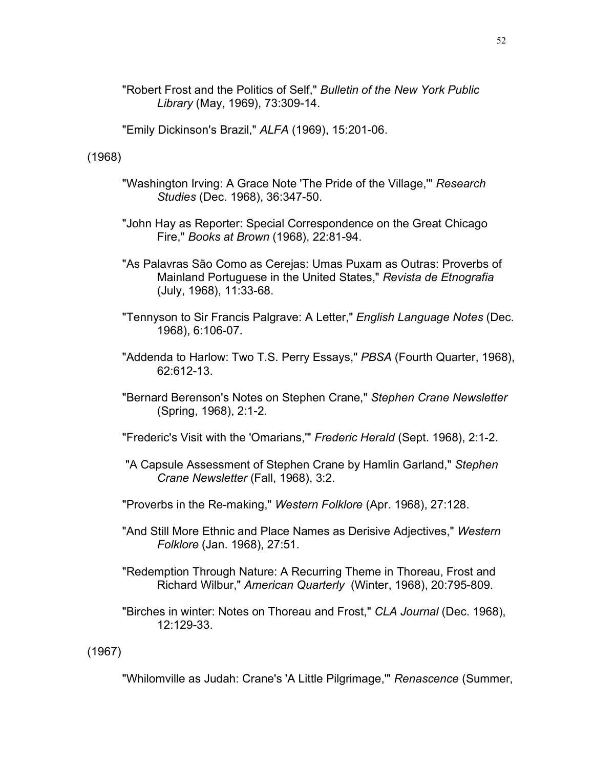"Robert Frost and the Politics of Self," *Bulletin of the New York Public Library* (May, 1969), 73:309-14.

"Emily Dickinson's Brazil," *ALFA* (1969), 15:201-06.

(1968)

"Washington Irving: A Grace Note 'The Pride of the Village,'" *Research Studies* (Dec. 1968), 36:347-50.

"John Hay as Reporter: Special Correspondence on the Great Chicago Fire," *Books at Brown* (1968), 22:81-94.

"As Palavras São Como as Cerejas: Umas Puxam as Outras: Proverbs of Mainland Portuguese in the United States," *Revista de Etnografia* (July, 1968), 11:33-68.

"Tennyson to Sir Francis Palgrave: A Letter," *English Language Notes* (Dec. 1968), 6:106-07.

"Addenda to Harlow: Two T.S. Perry Essays," *PBSA* (Fourth Quarter, 1968), 62:612-13.

"Bernard Berenson's Notes on Stephen Crane," *Stephen Crane Newsletter* (Spring, 1968), 2:1-2.

"Frederic's Visit with the 'Omarians,'" *Frederic Herald* (Sept. 1968), 2:1-2.

"A Capsule Assessment of Stephen Crane by Hamlin Garland," *Stephen Crane Newsletter* (Fall, 1968), 3:2.

"Proverbs in the Re-making," *Western Folklore* (Apr. 1968), 27:128.

"And Still More Ethnic and Place Names as Derisive Adjectives," *Western Folklore* (Jan. 1968), 27:51.

"Redemption Through Nature: A Recurring Theme in Thoreau, Frost and Richard Wilbur," *American Quarterly* (Winter, 1968), 20:795-809.

"Birches in winter: Notes on Thoreau and Frost," *CLA Journal* (Dec. 1968), 12:129-33.

(1967)

"Whilomville as Judah: Crane's 'A Little Pilgrimage,'" *Renascence* (Summer,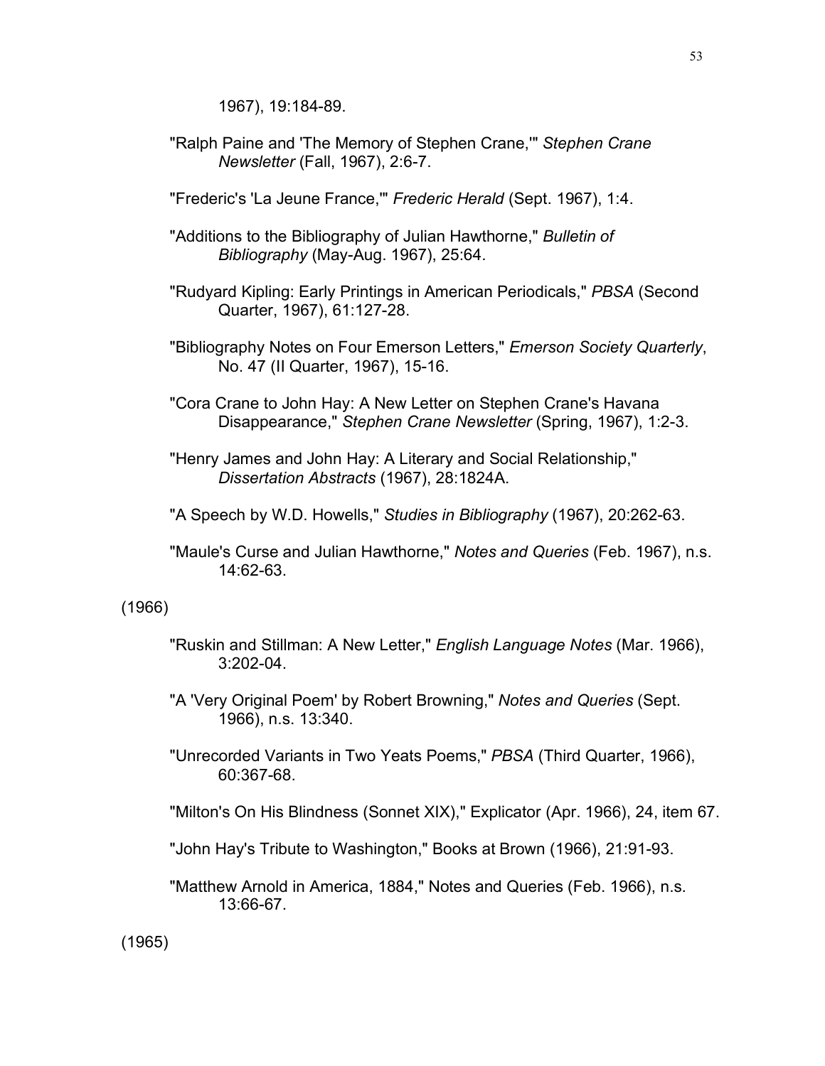1967), 19:184-89.

"Ralph Paine and 'The Memory of Stephen Crane,'" *Stephen Crane Newsletter* (Fall, 1967), 2:6-7.

"Frederic's 'La Jeune France,'" *Frederic Herald* (Sept. 1967), 1:4.

"Additions to the Bibliography of Julian Hawthorne," *Bulletin of Bibliography* (May-Aug. 1967), 25:64.

"Rudyard Kipling: Early Printings in American Periodicals," *PBSA* (Second Quarter, 1967), 61:127-28.

"Bibliography Notes on Four Emerson Letters," *Emerson Society Quarterly*, No. 47 (II Quarter, 1967), 15-16.

"Cora Crane to John Hay: A New Letter on Stephen Crane's Havana Disappearance," *Stephen Crane Newsletter* (Spring, 1967), 1:2-3.

"Henry James and John Hay: A Literary and Social Relationship," *Dissertation Abstracts* (1967), 28:1824A.

"A Speech by W.D. Howells," *Studies in Bibliography* (1967), 20:262-63.

"Maule's Curse and Julian Hawthorne," *Notes and Queries* (Feb. 1967), n.s. 14:62-63.

(1966)

"Ruskin and Stillman: A New Letter," *English Language Notes* (Mar. 1966), 3:202-04.

"A 'Very Original Poem' by Robert Browning," *Notes and Queries* (Sept. 1966), n.s. 13:340.

"Unrecorded Variants in Two Yeats Poems," *PBSA* (Third Quarter, 1966), 60:367-68.

"Milton's On His Blindness (Sonnet XIX)," Explicator (Apr. 1966), 24, item 67.

"John Hay's Tribute to Washington," Books at Brown (1966), 21:91-93.

"Matthew Arnold in America, 1884," Notes and Queries (Feb. 1966), n.s. 13:66-67.

(1965)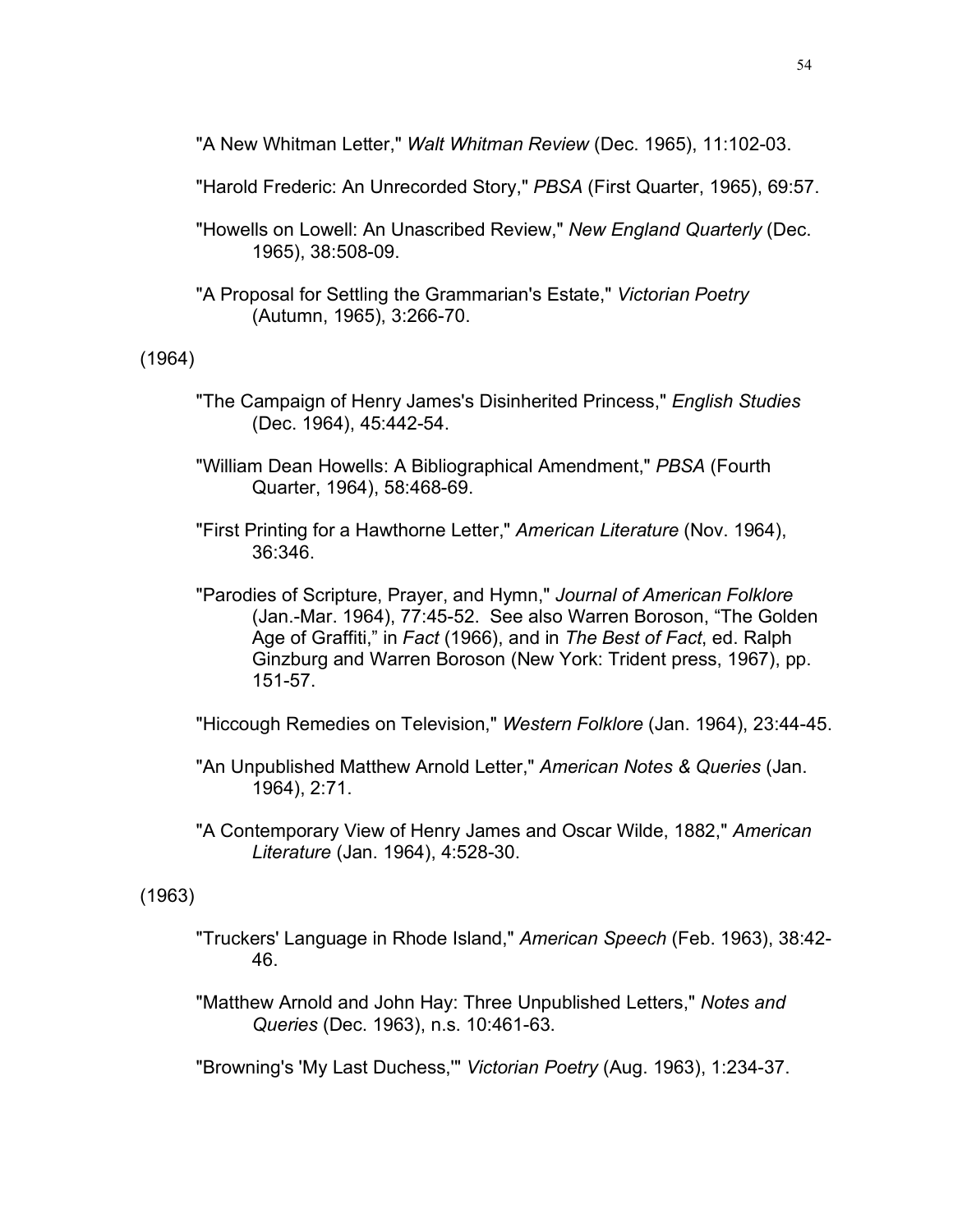"A New Whitman Letter," *Walt Whitman Review* (Dec. 1965), 11:102-03.

"Harold Frederic: An Unrecorded Story," *PBSA* (First Quarter, 1965), 69:57.

"Howells on Lowell: An Unascribed Review," *New England Quarterly* (Dec. 1965), 38:508-09.

"A Proposal for Settling the Grammarian's Estate," *Victorian Poetry* (Autumn, 1965), 3:266-70.

(1964)

"The Campaign of Henry James's Disinherited Princess," *English Studies* (Dec. 1964), 45:442-54.

"William Dean Howells: A Bibliographical Amendment," *PBSA* (Fourth Quarter, 1964), 58:468-69.

"First Printing for a Hawthorne Letter," *American Literature* (Nov. 1964), 36:346.

"Parodies of Scripture, Prayer, and Hymn," *Journal of American Folklore* (Jan.-Mar. 1964), 77:45-52. See also Warren Boroson, "The Golden Age of Graffiti," in *Fact* (1966), and in *The Best of Fact*, ed. Ralph Ginzburg and Warren Boroson (New York: Trident press, 1967), pp. 151-57.

"Hiccough Remedies on Television," *Western Folklore* (Jan. 1964), 23:44-45.

"An Unpublished Matthew Arnold Letter," *American Notes & Queries* (Jan. 1964), 2:71.

"A Contemporary View of Henry James and Oscar Wilde, 1882," *American Literature* (Jan. 1964), 4:528-30.

(1963)

"Truckers' Language in Rhode Island," *American Speech* (Feb. 1963), 38:42-46.

"Matthew Arnold and John Hay: Three Unpublished Letters," *Notes and Queries* (Dec. 1963), n.s. 10:461-63.

"Browning's 'My Last Duchess,'" *Victorian Poetry* (Aug. 1963), 1:234-37.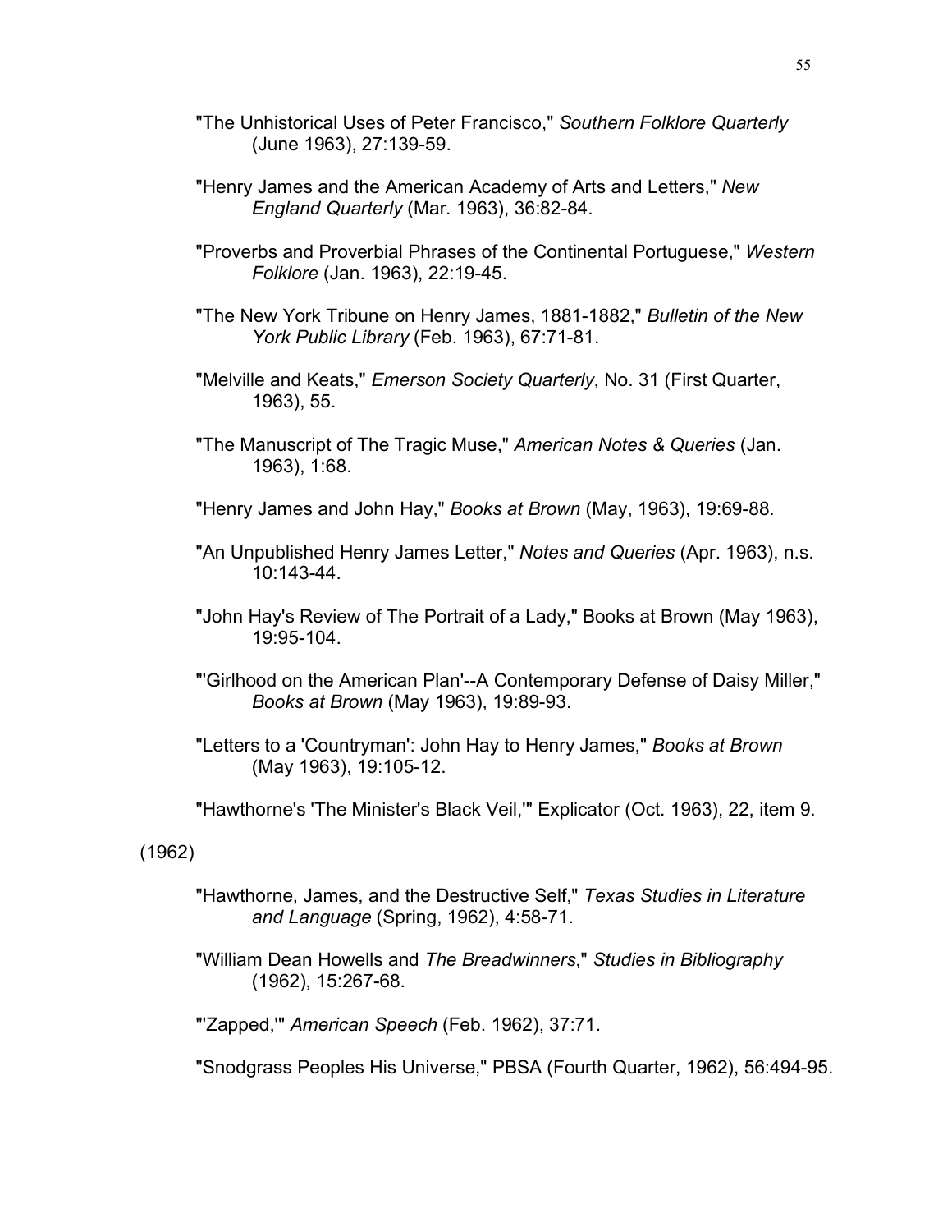"The Unhistorical Uses of Peter Francisco," *Southern Folklore Quarterly* (June 1963), 27:139-59.

"Henry James and the American Academy of Arts and Letters," *New England Quarterly* (Mar. 1963), 36:82-84.

"Proverbs and Proverbial Phrases of the Continental Portuguese," *Western Folklore* (Jan. 1963), 22:19-45.

"The New York Tribune on Henry James, 1881-1882," *Bulletin of the New York Public Library* (Feb. 1963), 67:71-81.

"Melville and Keats," *Emerson Society Quarterly*, No. 31 (First Quarter, 1963), 55.

"The Manuscript of The Tragic Muse," *American Notes & Queries* (Jan. 1963), 1:68.

"Henry James and John Hay," *Books at Brown* (May, 1963), 19:69-88.

"An Unpublished Henry James Letter," *Notes and Queries* (Apr. 1963), n.s. 10:143-44.

"John Hay's Review of The Portrait of a Lady," Books at Brown (May 1963), 19:95-104.

"'Girlhood on the American Plan'--A Contemporary Defense of Daisy Miller," *Books at Brown* (May 1963), 19:89-93.

"Letters to a 'Countryman': John Hay to Henry James," *Books at Brown* (May 1963), 19:105-12.

"Hawthorne's 'The Minister's Black Veil,'" Explicator (Oct. 1963), 22, item 9.

(1962)

"Hawthorne, James, and the Destructive Self," *Texas Studies in Literature and Language* (Spring, 1962), 4:58-71.

"William Dean Howells and *The Breadwinners*," *Studies in Bibliography* (1962), 15:267-68.

"'Zapped,'" *American Speech* (Feb. 1962), 37:71.

"Snodgrass Peoples His Universe," PBSA (Fourth Quarter, 1962), 56:494-95.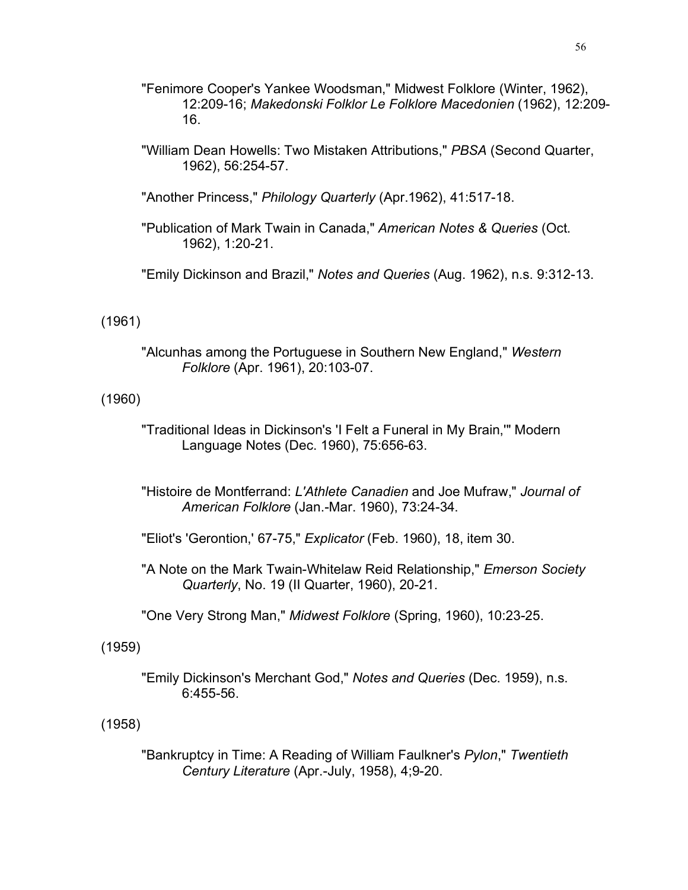"Fenimore Cooper's Yankee Woodsman," Midwest Folklore (Winter, 1962), 12:209-16; *Makedonski Folklor Le Folklore Macedonien* (1962), 12:209-16.

"William Dean Howells: Two Mistaken Attributions," *PBSA* (Second Quarter, 1962), 56:254-57.

"Another Princess," *Philology Quarterly* (Apr.1962), 41:517-18.

"Publication of Mark Twain in Canada," *American Notes & Queries* (Oct. 1962), 1:20-21.

"Emily Dickinson and Brazil," *Notes and Queries* (Aug. 1962), n.s. 9:312-13.

(1961)

"Alcunhas among the Portuguese in Southern New England," *Western Folklore* (Apr. 1961), 20:103-07.

(1960)

"Traditional Ideas in Dickinson's 'I Felt a Funeral in My Brain,'" Modern Language Notes (Dec. 1960), 75:656-63.

"Histoire de Montferrand: *L'Athlete Canadien* and Joe Mufraw," *Journal of American Folklore* (Jan.-Mar. 1960), 73:24-34.

"Eliot's 'Gerontion,' 67-75," *Explicator* (Feb. 1960), 18, item 30.

"A Note on the Mark Twain-Whitelaw Reid Relationship," *Emerson Society Quarterly*, No. 19 (II Quarter, 1960), 20-21.

"One Very Strong Man," *Midwest Folklore* (Spring, 1960), 10:23-25.

(1959)

"Emily Dickinson's Merchant God," *Notes and Queries* (Dec. 1959), n.s. 6:455-56.

(1958)

"Bankruptcy in Time: A Reading of William Faulkner's *Pylon*," *Twentieth Century Literature* (Apr.-July, 1958), 4;9-20.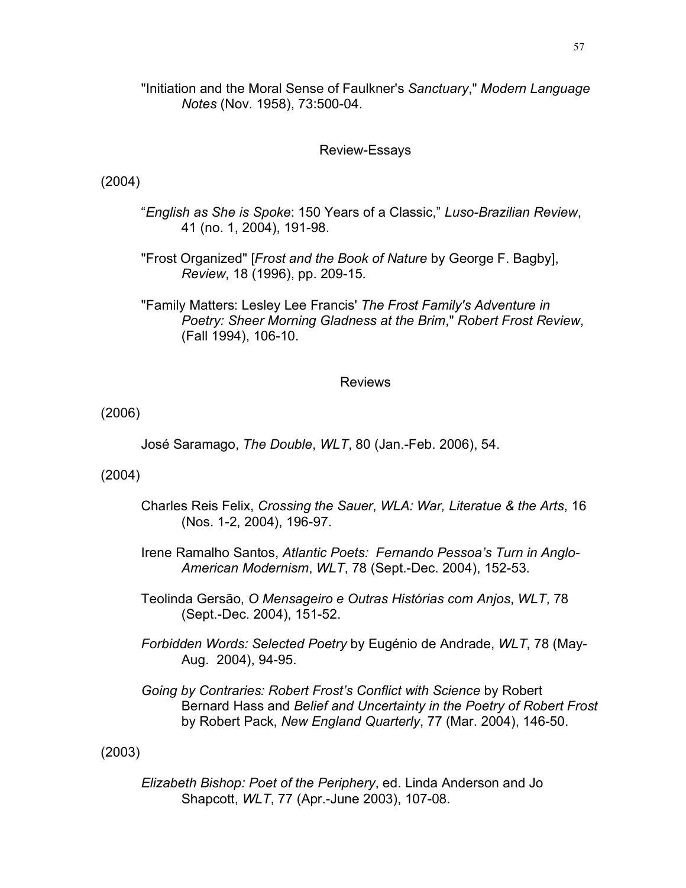"Initiation and the Moral Sense of Faulkner's *Sanctuary*," *Modern Language Notes* (Nov. 1958), 73:500-04.

## Review-Essays

(2004)

"*English as She is Spoke*: 150 Years of a Classic," *Luso-Brazilian Review*, 41 (no. 1, 2004), 191-98.

"Frost Organized" [*Frost and the Book of Nature* by George F. Bagby], *Review*, 18 (1996), pp. 209-15.

"Family Matters: Lesley Lee Francis' *The Frost Family's Adventure in Poetry: Sheer Morning Gladness at the Brim*," *Robert Frost Review*, (Fall 1994), 106-10.

## Reviews

(2006)

José Saramago, *The Double*, *WLT*, 80 (Jan.-Feb. 2006), 54.

(2004)

Charles Reis Felix, *Crossing the Sauer*, *WLA: War, Literatue & the Arts*, 16 (Nos. 1-2, 2004), 196-97.

Irene Ramalho Santos, *Atlantic Poets: Fernando Pessoa's Turn in Anglo-American Modernism*, *WLT*, 78 (Sept.-Dec. 2004), 152-53.

Teolinda Gersão, *O Mensageiro e Outras Histórias com Anjos*, *WLT*, 78 (Sept.-Dec. 2004), 151-52.

*Forbidden Words: Selected Poetry* by Eugénio de Andrade, *WLT*, 78 (May-Aug. 2004), 94-95.

*Going by Contraries: Robert Frost's Conflict with Science* by Robert Bernard Hass and *Belief and Uncertainty in the Poetry of Robert Frost* by Robert Pack, *New England Quarterly*, 77 (Mar. 2004), 146-50.

(2003)

*Elizabeth Bishop: Poet of the Periphery*, ed. Linda Anderson and Jo Shapcott, *WLT*, 77 (Apr.-June 2003), 107-08.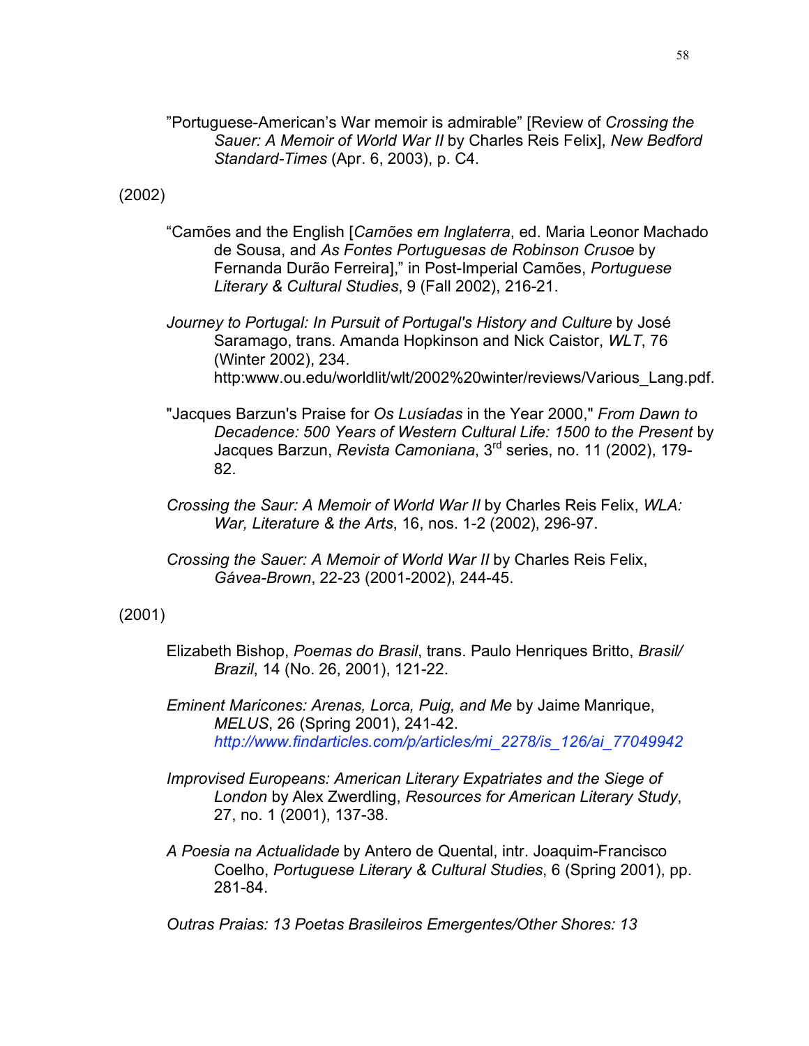"Portuguese-American's War memoir is admirable" [Review of *Crossing the Sauer: A Memoir of World War II* by Charles Reis Felix], *New Bedford Standard-Times* (Apr. 6, 2003), p. C4.

(2002)

"Camões and the English [*Camões em Inglaterra*, ed. Maria Leonor Machado de Sousa, and *As Fontes Portuguesas de Robinson Crusoe* by Fernanda Durão Ferreira]," in Post-Imperial Camões, *Portuguese Literary & Cultural Studies*, 9 (Fall 2002), 216-21.

*Journey to Portugal: In Pursuit of Portugal's History and Culture* by José Saramago, trans. Amanda Hopkinson and Nick Caistor, *WLT*, 76 (Winter 2002), 234. http:www.ou.edu/worldlit/wlt/2002%20winter/reviews/Various_Lang.pdf.

"Jacques Barzun's Praise for *Os Lusíadas* in the Year 2000," *From Dawn to Decadence: 500 Years of Western Cultural Life: 1500 to the Present* by Jacques Barzun, *Revista Camoniana*, 3rd series, no. 11 (2002), 179-82.

*Crossing the Saur: A Memoir of World War II* by Charles Reis Felix, *WLA: War, Literature & the Arts*, 16, nos. 1-2 (2002), 296-97.

*Crossing the Sauer: A Memoir of World War II* by Charles Reis Felix, *Gávea-Brown*, 22-23 (2001-2002), 244-45.

(2001)

Elizabeth Bishop, *Poemas do Brasil*, trans. Paulo Henriques Britto, *Brasil/ Brazil*, 14 (No. 26, 2001), 121-22.

*Eminent Maricones: Arenas, Lorca, Puig, and Me* by Jaime Manrique, *MELUS*, 26 (Spring 2001), 241-42. *http://www.findarticles.com/p/articles/mi_2278/is_126/ai_77049942*

*Improvised Europeans: American Literary Expatriates and the Siege of London* by Alex Zwerdling, *Resources for American Literary Study*, 27, no. 1 (2001), 137-38.

*A Poesia na Actualidade* by Antero de Quental, intr. Joaquim-Francisco Coelho, *Portuguese Literary & Cultural Studies*, 6 (Spring 2001), pp. 281-84.

*Outras Praias: 13 Poetas Brasileiros Emergentes/Other Shores: 13*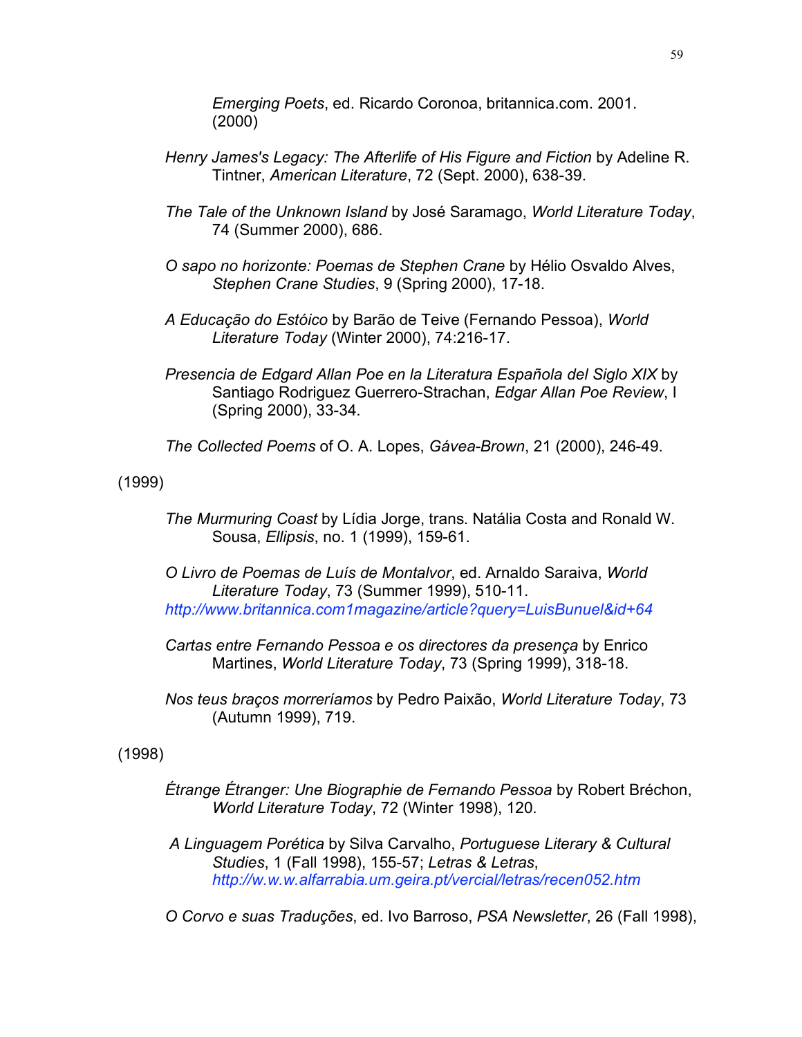*Emerging Poets*, ed. Ricardo Coronoa, britannica.com. 2001. (2000)

*Henry James's Legacy: The Afterlife of His Figure and Fiction* by Adeline R. Tintner, *American Literature*, 72 (Sept. 2000), 638-39.

*The Tale of the Unknown Island* by José Saramago, *World Literature Today*, 74 (Summer 2000), 686.

*O sapo no horizonte: Poemas de Stephen Crane* by Hélio Osvaldo Alves, *Stephen Crane Studies*, 9 (Spring 2000), 17-18.

*A Educação do Estóico* by Barão de Teive (Fernando Pessoa), *World Literature Today* (Winter 2000), 74:216-17.

*Presencia de Edgard Allan Poe en la Literatura Española del Siglo XIX* by Santiago Rodriguez Guerrero-Strachan, *Edgar Allan Poe Review*, I (Spring 2000), 33-34.

*The Collected Poems* of O. A. Lopes, *Gávea-Brown*, 21 (2000), 246-49.

(1999)

*The Murmuring Coast* by Lídia Jorge, trans. Natália Costa and Ronald W. Sousa, *Ellipsis*, no. 1 (1999), 159-61.

*O Livro de Poemas de Luís de Montalvor*, ed. Arnaldo Saraiva, *World Literature Today*, 73 (Summer 1999), 510-11.
http://www.britannica.com1magazine/article?query=LuisBunuel&id+64

*Cartas entre Fernando Pessoa e os directores da presença* by Enrico Martines, *World Literature Today*, 73 (Spring 1999), 318-18.

*Nos teus braços morreríamos* by Pedro Paixão, *World Literature Today*, 73 (Autumn 1999), 719.

(1998)

*Étrange Étranger: Une Biographie de Fernando Pessoa* by Robert Bréchon, *World Literature Today*, 72 (Winter 1998), 120.

*A Linguagem Porética* by Silva Carvalho, *Portuguese Literary & Cultural Studies*, 1 (Fall 1998), 155-57; *Letras & Letras*, http://w.w.w.alfarrabia.um.geira.pt/vercial/letras/recen052.htm

*O Corvo e suas Traduções*, ed. Ivo Barroso, *PSA Newsletter*, 26 (Fall 1998),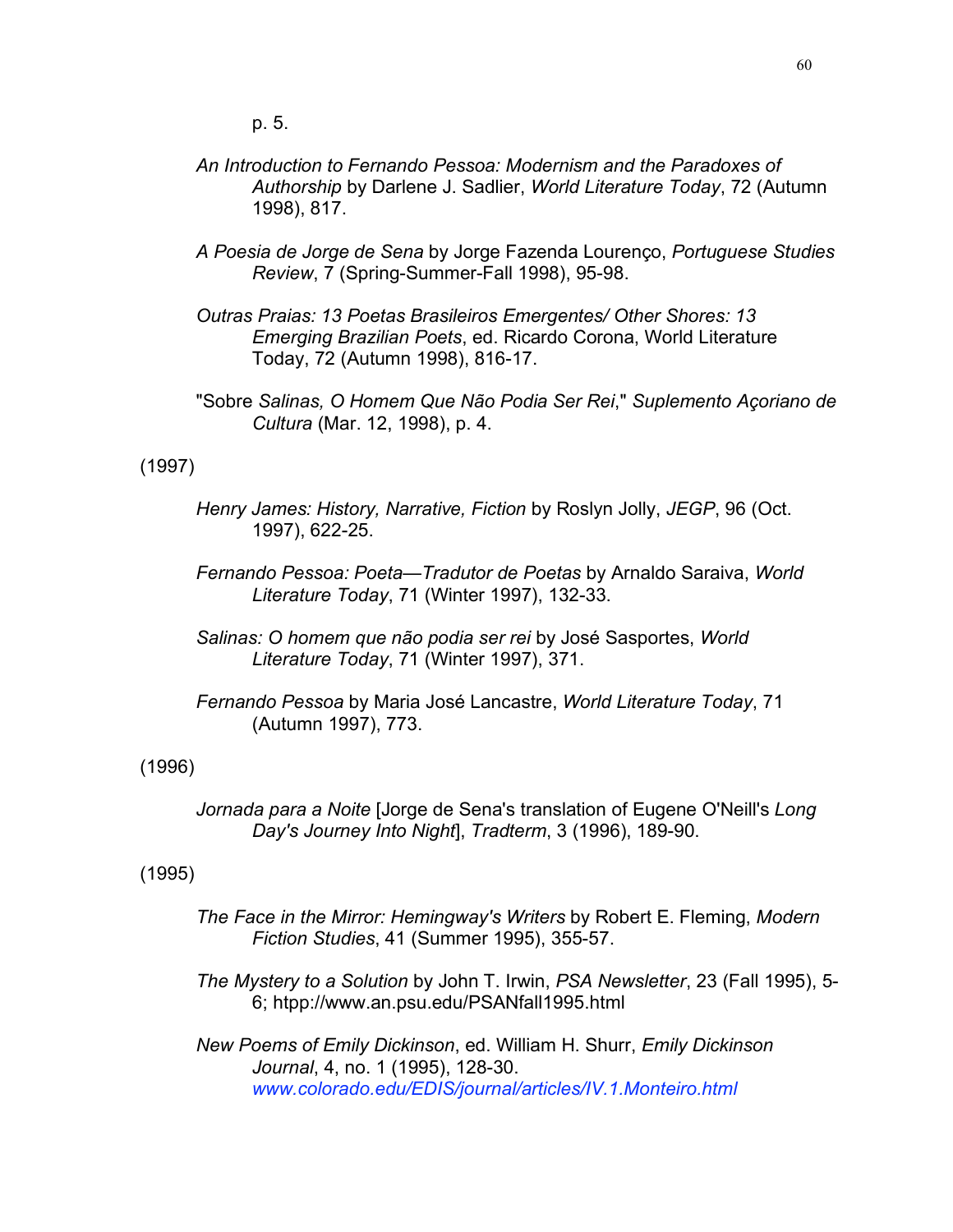p. 5.

*An Introduction to Fernando Pessoa: Modernism and the Paradoxes of Authorship* by Darlene J. Sadlier, *World Literature Today*, 72 (Autumn 1998), 817.

*A Poesia de Jorge de Sena* by Jorge Fazenda Lourenço, *Portuguese Studies Review*, 7 (Spring-Summer-Fall 1998), 95-98.

*Outras Praias: 13 Poetas Brasileiros Emergentes/ Other Shores: 13 Emerging Brazilian Poets*, ed. Ricardo Corona, World Literature Today, 72 (Autumn 1998), 816-17.

"Sobre *Salinas, O Homem Que Não Podia Ser Rei*," *Suplemento Açoriano de Cultura* (Mar. 12, 1998), p. 4.

(1997)

*Henry James: History, Narrative, Fiction* by Roslyn Jolly, *JEGP*, 96 (Oct. 1997), 622-25.

*Fernando Pessoa: Poeta—Tradutor de Poetas* by Arnaldo Saraiva, *World Literature Today*, 71 (Winter 1997), 132-33.

*Salinas: O homem que não podia ser rei* by José Sasportes, *World Literature Today*, 71 (Winter 1997), 371.

*Fernando Pessoa* by Maria José Lancastre, *World Literature Today*, 71 (Autumn 1997), 773.

(1996)

*Jornada para a Noite* [Jorge de Sena's translation of Eugene O'Neill's *Long Day's Journey Into Night*], *Tradterm*, 3 (1996), 189-90.

(1995)

*The Face in the Mirror: Hemingway's Writers* by Robert E. Fleming, *Modern Fiction Studies*, 41 (Summer 1995), 355-57.

*The Mystery to a Solution* by John T. Irwin, *PSA Newsletter*, 23 (Fall 1995), 5-6; htpp://www.an.psu.edu/PSANfall1995.html

*New Poems of Emily Dickinson*, ed. William H. Shurr, *Emily Dickinson Journal*, 4, no. 1 (1995), 128-30. *www.colorado.edu/EDIS/journal/articles/IV.1.Monteiro.html*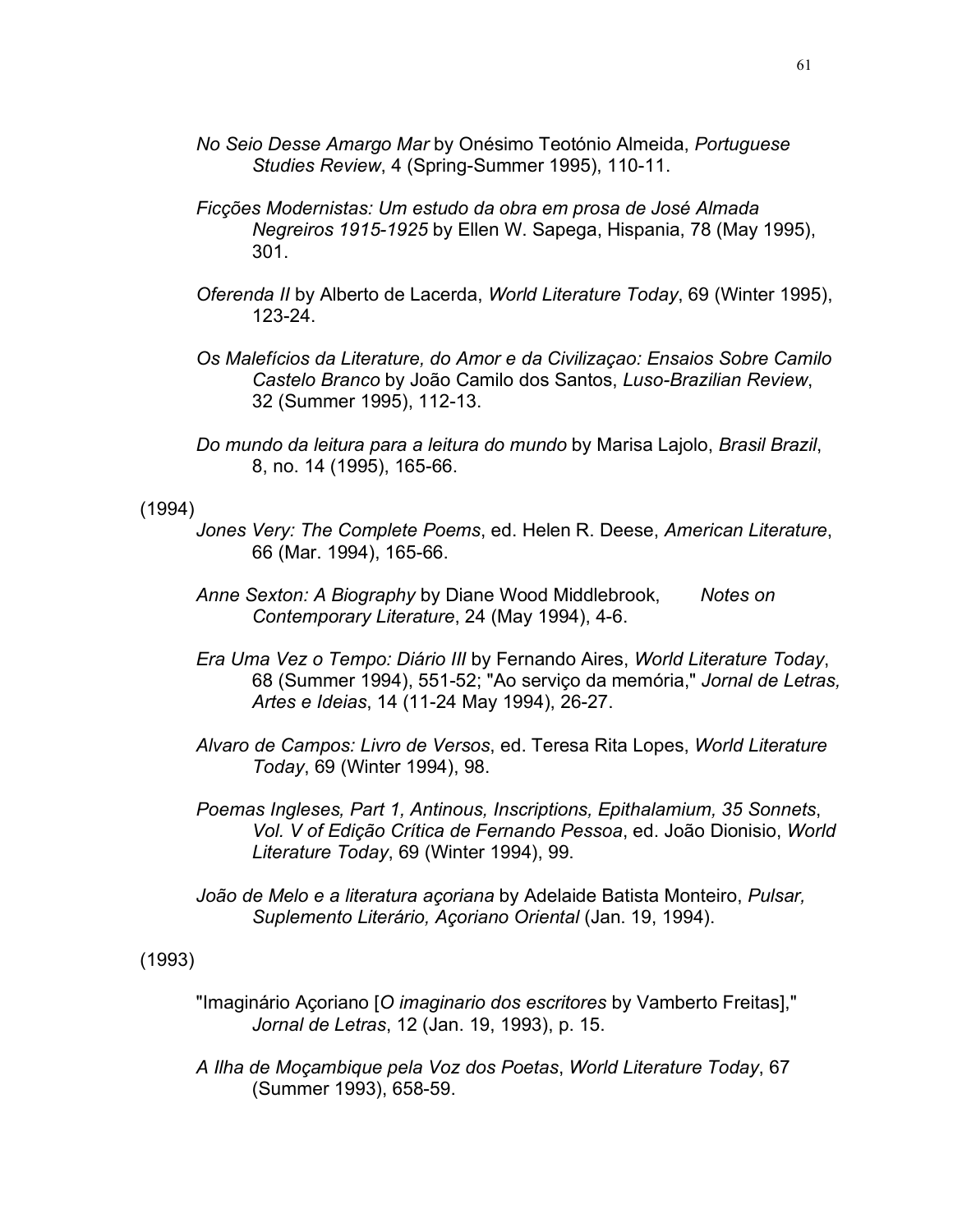*No Seio Desse Amargo Mar* by Onésimo Teotónio Almeida, *Portuguese Studies Review*, 4 (Spring-Summer 1995), 110-11.

*Ficções Modernistas: Um estudo da obra em prosa de José Almada Negreiros 1915-1925* by Ellen W. Sapega, Hispania, 78 (May 1995), 301.

*Oferenda II* by Alberto de Lacerda, *World Literature Today*, 69 (Winter 1995), 123-24.

*Os Malefícios da Literature, do Amor e da Civilizaçao: Ensaios Sobre Camilo Castelo Branco* by João Camilo dos Santos, *Luso-Brazilian Review*, 32 (Summer 1995), 112-13.

*Do mundo da leitura para a leitura do mundo* by Marisa Lajolo, *Brasil Brazil*, 8, no. 14 (1995), 165-66.

(1994)

*Jones Very: The Complete Poems*, ed. Helen R. Deese, *American Literature*, 66 (Mar. 1994), 165-66.

*Anne Sexton: A Biography* by Diane Wood Middlebrook, *Notes on Contemporary Literature*, 24 (May 1994), 4-6.

*Era Uma Vez o Tempo: Diário III* by Fernando Aires, *World Literature Today*, 68 (Summer 1994), 551-52; "Ao serviço da memória," *Jornal de Letras, Artes e Ideias*, 14 (11-24 May 1994), 26-27.

*Alvaro de Campos: Livro de Versos*, ed. Teresa Rita Lopes, *World Literature Today*, 69 (Winter 1994), 98.

*Poemas Ingleses, Part 1, Antinous, Inscriptions, Epithalamium, 35 Sonnets, Vol. V of Edição Crítica de Fernando Pessoa*, ed. João Dionisio, *World Literature Today*, 69 (Winter 1994), 99.

*João de Melo e a literatura açoriana* by Adelaide Batista Monteiro, *Pulsar, Suplemento Literário, Açoriano Oriental* (Jan. 19, 1994).

(1993)

"Imaginário Açoriano [*O imaginario dos escritores* by Vamberto Freitas]," *Jornal de Letras*, 12 (Jan. 19, 1993), p. 15.

*A Ilha de Moçambique pela Voz dos Poetas*, *World Literature Today*, 67 (Summer 1993), 658-59.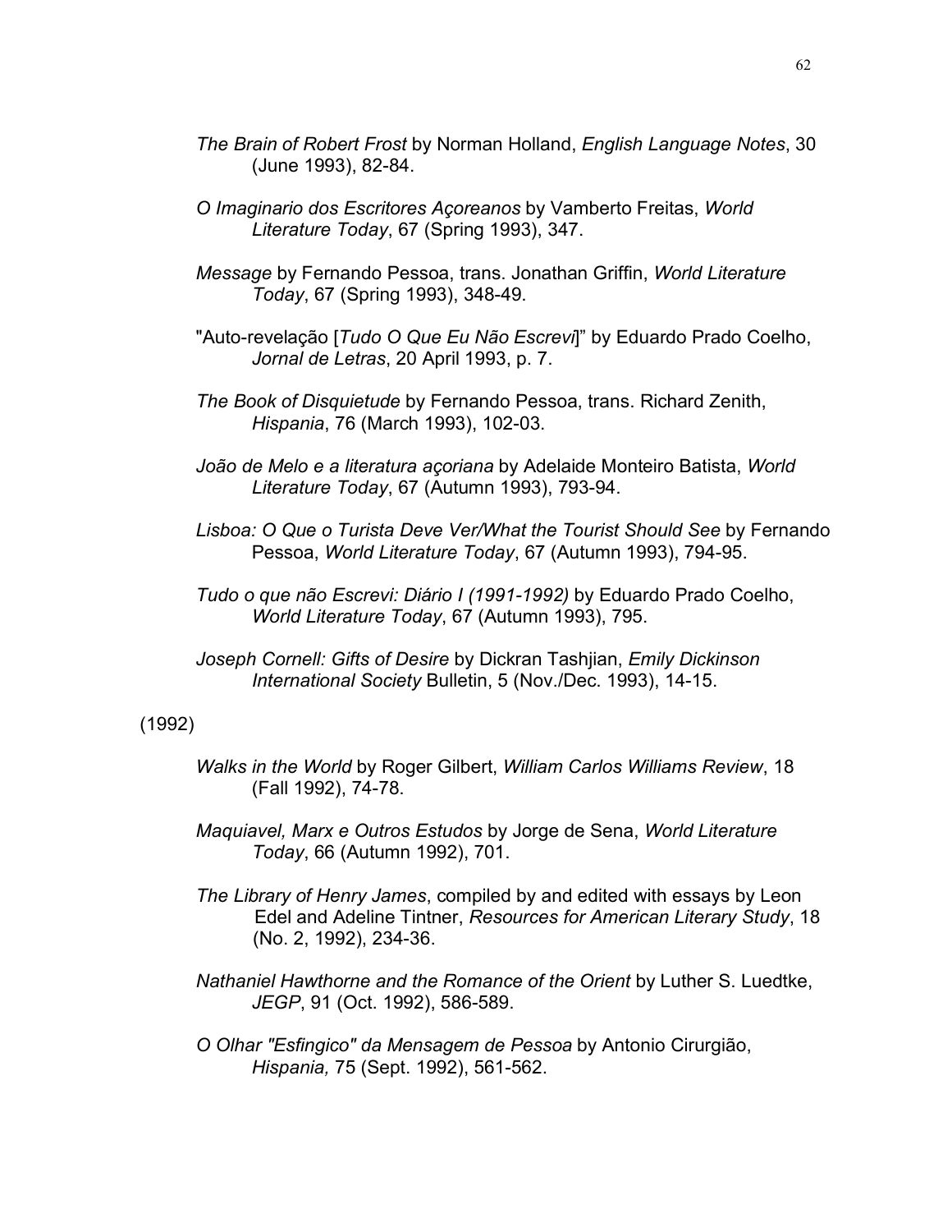*The Brain of Robert Frost* by Norman Holland, *English Language Notes*, 30 (June 1993), 82-84.

*O Imaginario dos Escritores Açoreanos* by Vamberto Freitas, *World Literature Today*, 67 (Spring 1993), 347.

*Message* by Fernando Pessoa, trans. Jonathan Griffin, *World Literature Today*, 67 (Spring 1993), 348-49.

"Auto-revelação [*Tudo O Que Eu Não Escrevi*]" by Eduardo Prado Coelho, *Jornal de Letras*, 20 April 1993, p. 7.

*The Book of Disquietude* by Fernando Pessoa, trans. Richard Zenith, *Hispania*, 76 (March 1993), 102-03.

*João de Melo e a literatura açoriana* by Adelaide Monteiro Batista, *World Literature Today*, 67 (Autumn 1993), 793-94.

*Lisboa: O Que o Turista Deve Ver/What the Tourist Should See* by Fernando Pessoa, *World Literature Today*, 67 (Autumn 1993), 794-95.

*Tudo o que não Escrevi: Diário I (1991-1992)* by Eduardo Prado Coelho, *World Literature Today*, 67 (Autumn 1993), 795.

*Joseph Cornell: Gifts of Desire* by Dickran Tashjian, *Emily Dickinson International Society* Bulletin, 5 (Nov./Dec. 1993), 14-15.

(1992)

*Walks in the World* by Roger Gilbert, *William Carlos Williams Review*, 18 (Fall 1992), 74-78.

*Maquiavel, Marx e Outros Estudos* by Jorge de Sena, *World Literature Today*, 66 (Autumn 1992), 701.

*The Library of Henry James*, compiled by and edited with essays by Leon Edel and Adeline Tintner, *Resources for American Literary Study*, 18 (No. 2, 1992), 234-36.

*Nathaniel Hawthorne and the Romance of the Orient* by Luther S. Luedtke, *JEGP*, 91 (Oct. 1992), 586-589.

*O Olhar "Esfingico" da Mensagem de Pessoa* by Antonio Cirurgião, *Hispania,* 75 (Sept. 1992), 561-562.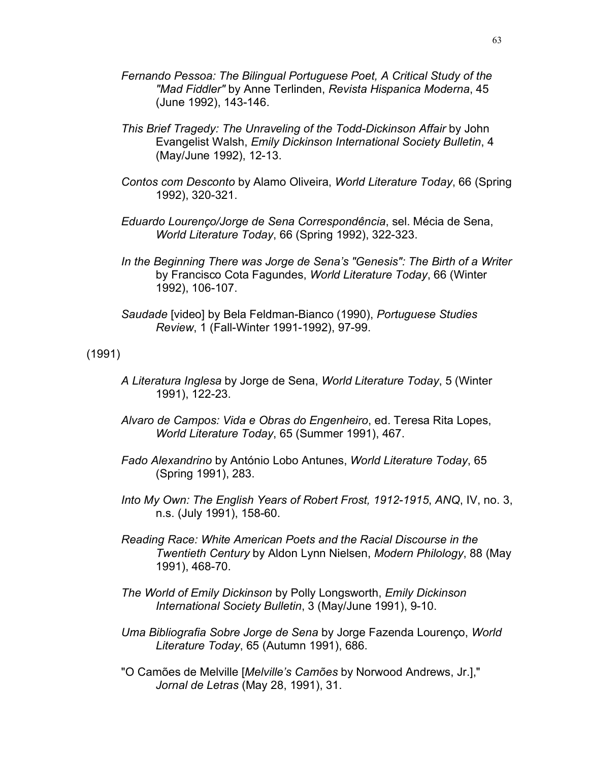*Fernando Pessoa: The Bilingual Portuguese Poet, A Critical Study of the "Mad Fiddler"* by Anne Terlinden, *Revista Hispanica Moderna*, 45 (June 1992), 143-146.

*This Brief Tragedy: The Unraveling of the Todd-Dickinson Affair* by John Evangelist Walsh, *Emily Dickinson International Society Bulletin*, 4 (May/June 1992), 12-13.

*Contos com Desconto* by Alamo Oliveira, *World Literature Today*, 66 (Spring 1992), 320-321.

*Eduardo Lourenço/Jorge de Sena Correspondência*, sel. Mécia de Sena, *World Literature Today*, 66 (Spring 1992), 322-323.

*In the Beginning There was Jorge de Sena's "Genesis": The Birth of a Writer* by Francisco Cota Fagundes, *World Literature Today*, 66 (Winter 1992), 106-107.

*Saudade* [video] by Bela Feldman-Bianco (1990), *Portuguese Studies Review*, 1 (Fall-Winter 1991-1992), 97-99.

(1991)

*A Literatura Inglesa* by Jorge de Sena, *World Literature Today*, 5 (Winter 1991), 122-23.

*Alvaro de Campos: Vida e Obras do Engenheiro*, ed. Teresa Rita Lopes, *World Literature Today*, 65 (Summer 1991), 467.

*Fado Alexandrino* by António Lobo Antunes, *World Literature Today*, 65 (Spring 1991), 283.

*Into My Own: The English Years of Robert Frost, 1912-1915*, *ANQ*, IV, no. 3, n.s. (July 1991), 158-60.

*Reading Race: White American Poets and the Racial Discourse in the Twentieth Century* by Aldon Lynn Nielsen, *Modern Philology*, 88 (May 1991), 468-70.

*The World of Emily Dickinson* by Polly Longsworth, *Emily Dickinson International Society Bulletin*, 3 (May/June 1991), 9-10.

*Uma Bibliografia Sobre Jorge de Sena* by Jorge Fazenda Lourenço, *World Literature Today*, 65 (Autumn 1991), 686.

"O Camões de Melville [*Melville's Camões* by Norwood Andrews, Jr.]," *Jornal de Letras* (May 28, 1991), 31.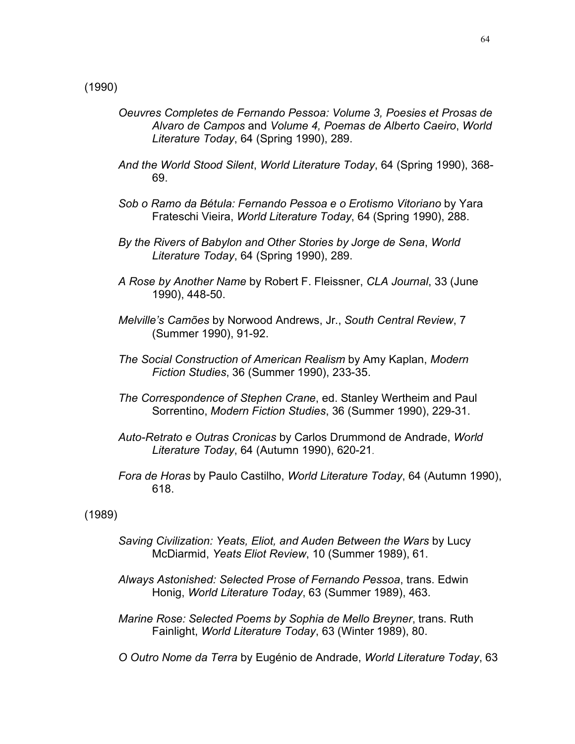(1990)

*Oeuvres Completes de Fernando Pessoa: Volume 3, Poesies et Prosas de Alvaro de Campos* and *Volume 4, Poemas de Alberto Caeiro*, *World Literature Today*, 64 (Spring 1990), 289.

*And the World Stood Silent*, *World Literature Today*, 64 (Spring 1990), 368-69.

*Sob o Ramo da Bétula: Fernando Pessoa e o Erotismo Vitoriano* by Yara Frateschi Vieira, *World Literature Today*, 64 (Spring 1990), 288.

*By the Rivers of Babylon and Other Stories by Jorge de Sena*, *World Literature Today*, 64 (Spring 1990), 289.

*A Rose by Another Name* by Robert F. Fleissner, *CLA Journal*, 33 (June 1990), 448-50.

*Melville's Camões* by Norwood Andrews, Jr., *South Central Review*, 7 (Summer 1990), 91-92.

*The Social Construction of American Realism* by Amy Kaplan, *Modern Fiction Studies*, 36 (Summer 1990), 233-35.

*The Correspondence of Stephen Crane*, ed. Stanley Wertheim and Paul Sorrentino, *Modern Fiction Studies*, 36 (Summer 1990), 229-31.

*Auto-Retrato e Outras Cronicas* by Carlos Drummond de Andrade, *World Literature Today*, 64 (Autumn 1990), 620-21.

*Fora de Horas* by Paulo Castilho, *World Literature Today*, 64 (Autumn 1990), 618.

(1989)

*Saving Civilization: Yeats, Eliot, and Auden Between the Wars* by Lucy McDiarmid, *Yeats Eliot Review*, 10 (Summer 1989), 61.

*Always Astonished: Selected Prose of Fernando Pessoa*, trans. Edwin Honig, *World Literature Today*, 63 (Summer 1989), 463.

*Marine Rose: Selected Poems by Sophia de Mello Breyner*, trans. Ruth Fainlight, *World Literature Today*, 63 (Winter 1989), 80.

*O Outro Nome da Terra* by Eugénio de Andrade, *World Literature Today*, 63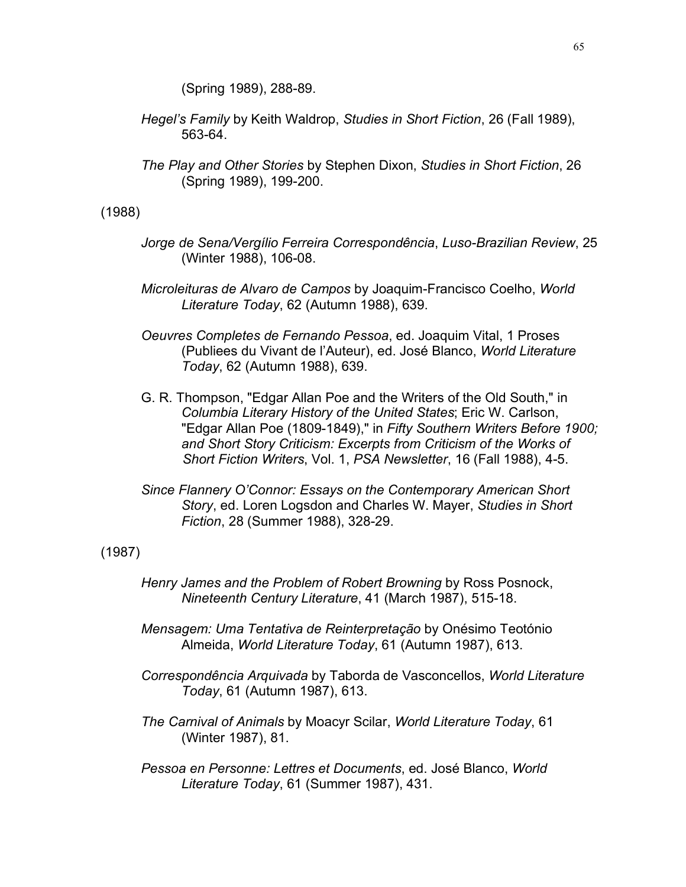(Spring 1989), 288-89.

*Hegel's Family* by Keith Waldrop, *Studies in Short Fiction*, 26 (Fall 1989), 563-64.

*The Play and Other Stories* by Stephen Dixon, *Studies in Short Fiction*, 26 (Spring 1989), 199-200.

(1988)

*Jorge de Sena/Vergílio Ferreira Correspondência*, *Luso-Brazilian Review*, 25 (Winter 1988), 106-08.

*Microleituras de Alvaro de Campos* by Joaquim-Francisco Coelho, *World Literature Today*, 62 (Autumn 1988), 639.

*Oeuvres Completes de Fernando Pessoa*, ed. Joaquim Vital, 1 Proses (Publiees du Vivant de l'Auteur), ed. José Blanco, *World Literature Today*, 62 (Autumn 1988), 639.

G. R. Thompson, "Edgar Allan Poe and the Writers of the Old South," in *Columbia Literary History of the United States*; Eric W. Carlson, "Edgar Allan Poe (1809-1849)," in *Fifty Southern Writers Before 1900; and Short Story Criticism: Excerpts from Criticism of the Works of Short Fiction Writers*, Vol. 1, *PSA Newsletter*, 16 (Fall 1988), 4-5.

*Since Flannery O'Connor: Essays on the Contemporary American Short Story*, ed. Loren Logsdon and Charles W. Mayer, *Studies in Short Fiction*, 28 (Summer 1988), 328-29.

(1987)

*Henry James and the Problem of Robert Browning* by Ross Posnock, *Nineteenth Century Literature*, 41 (March 1987), 515-18.

*Mensagem: Uma Tentativa de Reinterpretação* by Onésimo Teotónio Almeida, *World Literature Today*, 61 (Autumn 1987), 613.

*Correspondência Arquivada* by Taborda de Vasconcellos, *World Literature Today*, 61 (Autumn 1987), 613.

*The Carnival of Animals* by Moacyr Scilar, *World Literature Today*, 61 (Winter 1987), 81.

*Pessoa en Personne: Lettres et Documents*, ed. José Blanco, *World Literature Today*, 61 (Summer 1987), 431.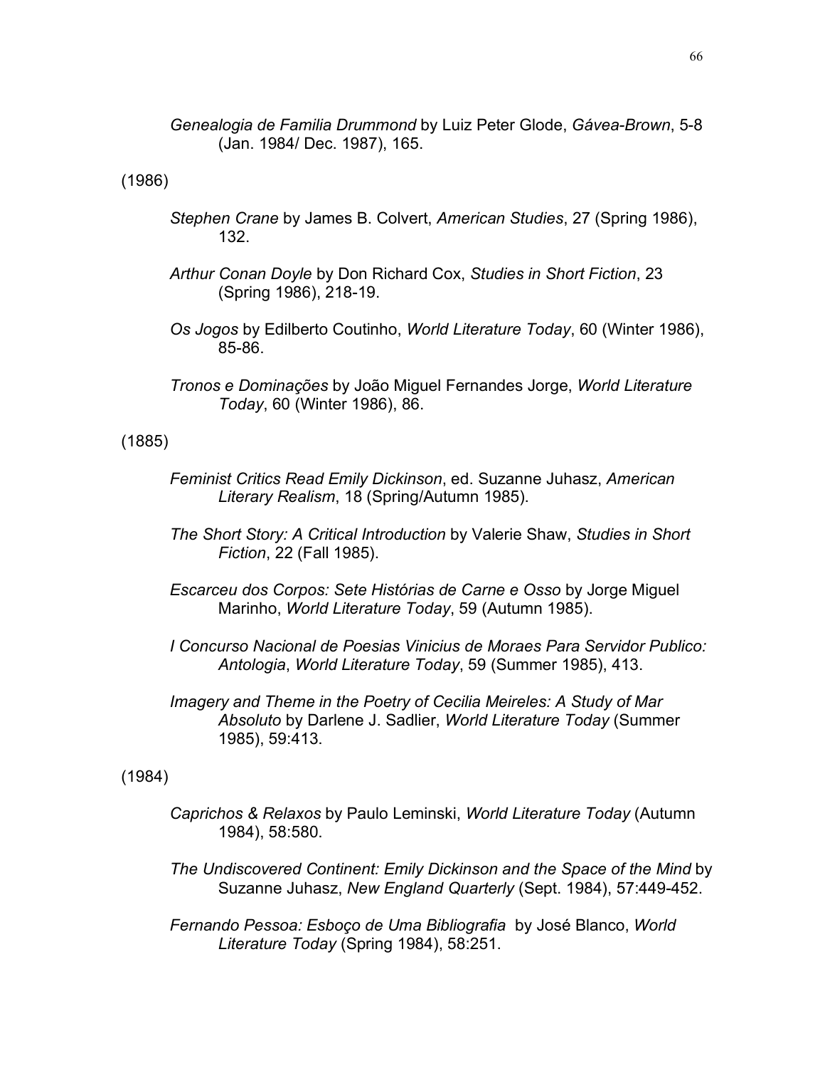*Genealogia de Familia Drummond* by Luiz Peter Glode, *Gávea-Brown*, 5-8 (Jan. 1984/ Dec. 1987), 165.

(1986)

*Stephen Crane* by James B. Colvert, *American Studies*, 27 (Spring 1986), 132.

*Arthur Conan Doyle* by Don Richard Cox, *Studies in Short Fiction*, 23 (Spring 1986), 218-19.

*Os Jogos* by Edilberto Coutinho, *World Literature Today*, 60 (Winter 1986), 85-86.

*Tronos e Dominações* by João Miguel Fernandes Jorge, *World Literature Today*, 60 (Winter 1986), 86.

(1885)

*Feminist Critics Read Emily Dickinson*, ed. Suzanne Juhasz, *American Literary Realism*, 18 (Spring/Autumn 1985).

*The Short Story: A Critical Introduction* by Valerie Shaw, *Studies in Short Fiction*, 22 (Fall 1985).

*Escarceu dos Corpos: Sete Histórias de Carne e Osso* by Jorge Miguel Marinho, *World Literature Today*, 59 (Autumn 1985).

*I Concurso Nacional de Poesias Vinicius de Moraes Para Servidor Publico: Antologia*, *World Literature Today*, 59 (Summer 1985), 413.

*Imagery and Theme in the Poetry of Cecilia Meireles: A Study of Mar Absoluto* by Darlene J. Sadlier, *World Literature Today* (Summer 1985), 59:413.

(1984)

*Caprichos & Relaxos* by Paulo Leminski, *World Literature Today* (Autumn 1984), 58:580.

*The Undiscovered Continent: Emily Dickinson and the Space of the Mind* by Suzanne Juhasz, *New England Quarterly* (Sept. 1984), 57:449-452.

*Fernando Pessoa: Esboço de Uma Bibliografia* by José Blanco, *World Literature Today* (Spring 1984), 58:251.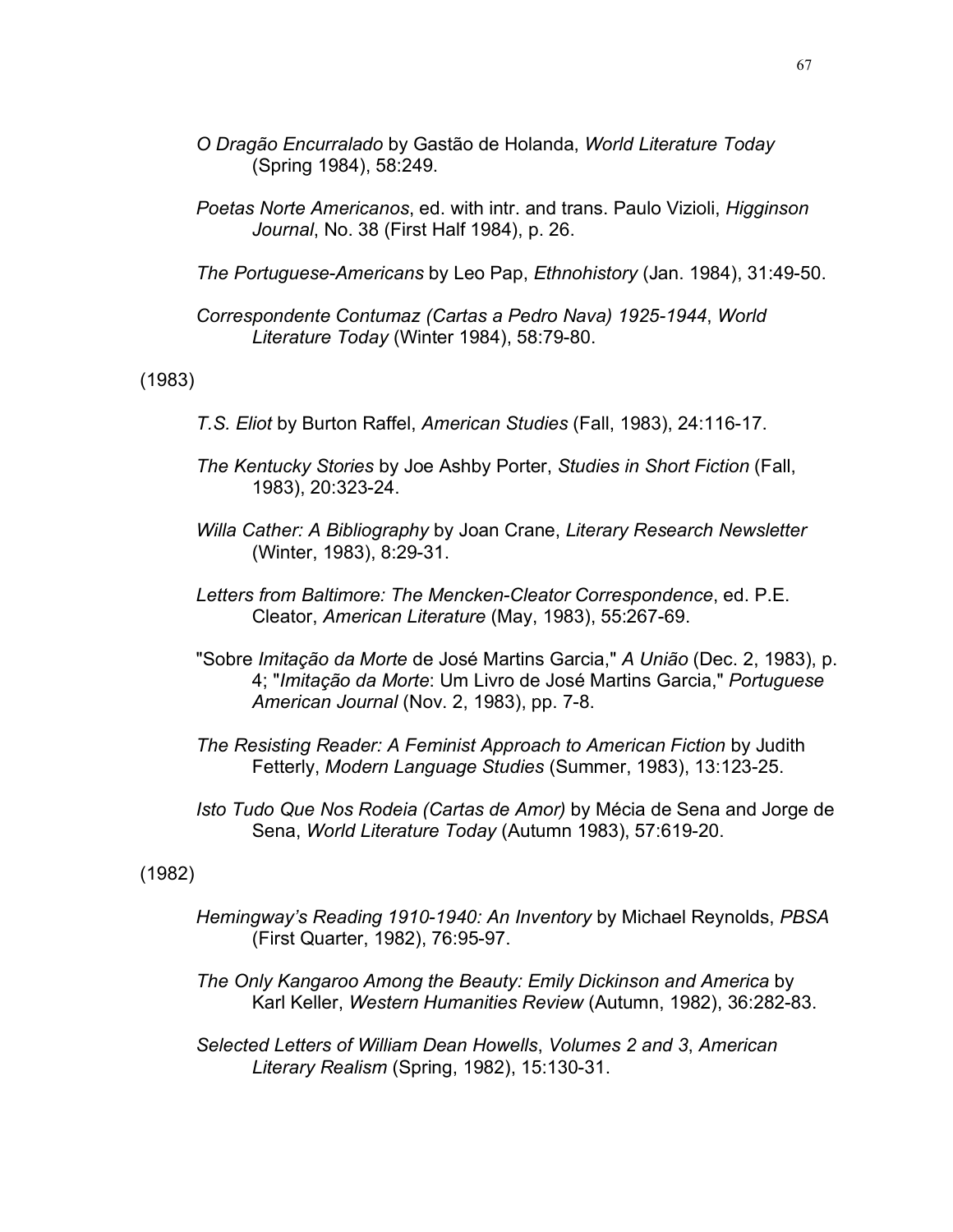*O Dragão Encurralado* by Gastão de Holanda, *World Literature Today* (Spring 1984), 58:249.

*Poetas Norte Americanos*, ed. with intr. and trans. Paulo Vizioli, *Higginson Journal*, No. 38 (First Half 1984), p. 26.

*The Portuguese-Americans* by Leo Pap, *Ethnohistory* (Jan. 1984), 31:49-50.

*Correspondente Contumaz (Cartas a Pedro Nava) 1925-1944*, *World Literature Today* (Winter 1984), 58:79-80.

(1983)

*T.S. Eliot* by Burton Raffel, *American Studies* (Fall, 1983), 24:116-17.

*The Kentucky Stories* by Joe Ashby Porter, *Studies in Short Fiction* (Fall, 1983), 20:323-24.

*Willa Cather: A Bibliography* by Joan Crane, *Literary Research Newsletter* (Winter, 1983), 8:29-31.

*Letters from Baltimore: The Mencken-Cleator Correspondence*, ed. P.E. Cleator, *American Literature* (May, 1983), 55:267-69.

"Sobre *Imitação da Morte* de José Martins Garcia," *A União* (Dec. 2, 1983), p. 4; "*Imitação da Morte*: Um Livro de José Martins Garcia," *Portuguese American Journal* (Nov. 2, 1983), pp. 7-8.

*The Resisting Reader: A Feminist Approach to American Fiction* by Judith Fetterly, *Modern Language Studies* (Summer, 1983), 13:123-25.

*Isto Tudo Que Nos Rodeia (Cartas de Amor)* by Mécia de Sena and Jorge de Sena, *World Literature Today* (Autumn 1983), 57:619-20.

(1982)

*Hemingway's Reading 1910-1940: An Inventory* by Michael Reynolds, *PBSA* (First Quarter, 1982), 76:95-97.

*The Only Kangaroo Among the Beauty: Emily Dickinson and America* by Karl Keller, *Western Humanities Review* (Autumn, 1982), 36:282-83.

*Selected Letters of William Dean Howells*, *Volumes 2 and 3*, *American Literary Realism* (Spring, 1982), 15:130-31.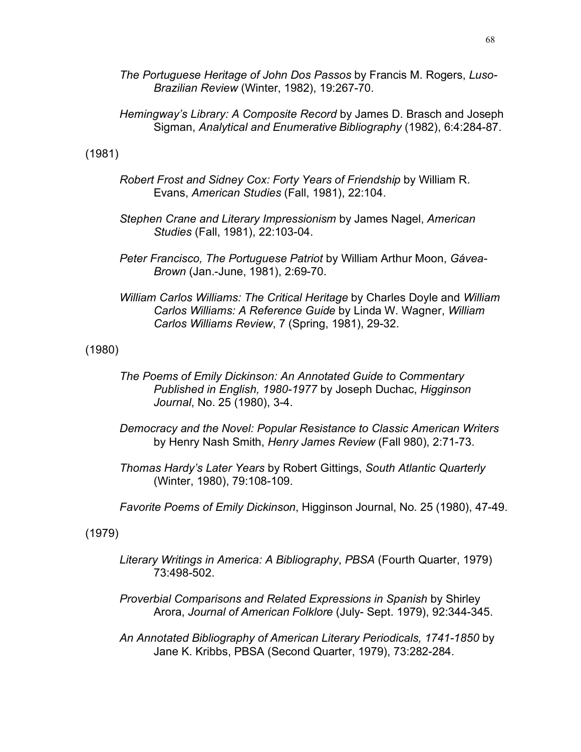*The Portuguese Heritage of John Dos Passos* by Francis M. Rogers, *Luso-Brazilian Review* (Winter, 1982), 19:267-70.

*Hemingway's Library: A Composite Record* by James D. Brasch and Joseph Sigman, *Analytical and Enumerative Bibliography* (1982), 6:4:284-87.

(1981)

*Robert Frost and Sidney Cox: Forty Years of Friendship* by William R. Evans, *American Studies* (Fall, 1981), 22:104.

*Stephen Crane and Literary Impressionism* by James Nagel, *American Studies* (Fall, 1981), 22:103-04.

*Peter Francisco, The Portuguese Patriot* by William Arthur Moon, *Gávea-Brown* (Jan.-June, 1981), 2:69-70.

*William Carlos Williams: The Critical Heritage* by Charles Doyle and *William Carlos Williams: A Reference Guide* by Linda W. Wagner, *William Carlos Williams Review*, 7 (Spring, 1981), 29-32.

(1980)

*The Poems of Emily Dickinson: An Annotated Guide to Commentary Published in English, 1980-1977* by Joseph Duchac, *Higginson Journal*, No. 25 (1980), 3-4.

*Democracy and the Novel: Popular Resistance to Classic American Writers* by Henry Nash Smith, *Henry James Review* (Fall 980), 2:71-73.

*Thomas Hardy's Later Years* by Robert Gittings, *South Atlantic Quarterly* (Winter, 1980), 79:108-109.

*Favorite Poems of Emily Dickinson*, Higginson Journal, No. 25 (1980), 47-49.

(1979)

*Literary Writings in America: A Bibliography*, *PBSA* (Fourth Quarter, 1979) 73:498-502.

*Proverbial Comparisons and Related Expressions in Spanish* by Shirley Arora, *Journal of American Folklore* (July- Sept. 1979), 92:344-345.

*An Annotated Bibliography of American Literary Periodicals, 1741-1850* by Jane K. Kribbs, PBSA (Second Quarter, 1979), 73:282-284.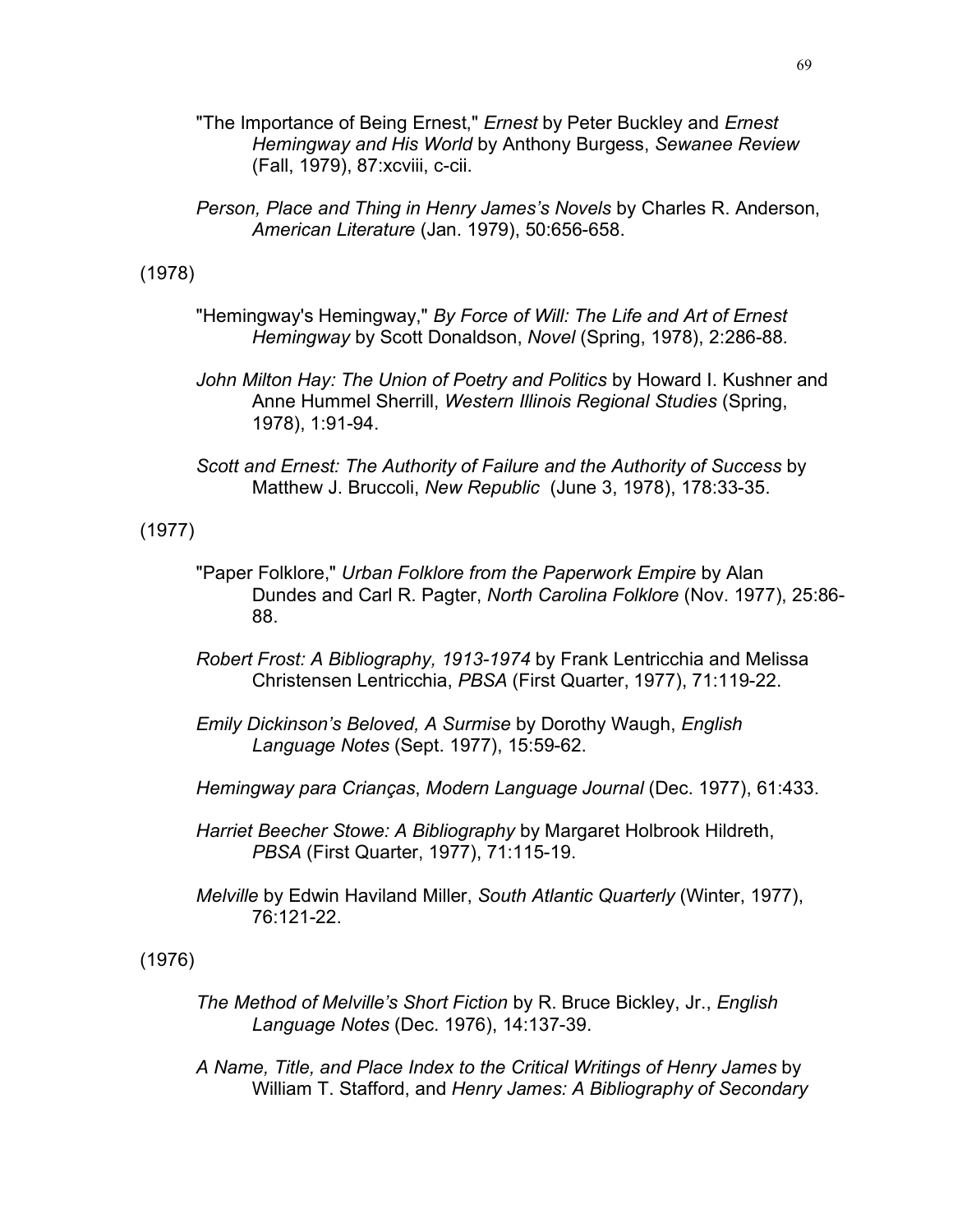"The Importance of Being Ernest," *Ernest* by Peter Buckley and *Ernest Hemingway and His World* by Anthony Burgess, *Sewanee Review* (Fall, 1979), 87:xcviii, c-cii.

*Person, Place and Thing in Henry James's Novels* by Charles R. Anderson, *American Literature* (Jan. 1979), 50:656-658.

(1978)

"Hemingway's Hemingway," *By Force of Will: The Life and Art of Ernest Hemingway* by Scott Donaldson, *Novel* (Spring, 1978), 2:286-88.

*John Milton Hay: The Union of Poetry and Politics* by Howard I. Kushner and Anne Hummel Sherrill, *Western Illinois Regional Studies* (Spring, 1978), 1:91-94.

*Scott and Ernest: The Authority of Failure and the Authority of Success* by Matthew J. Bruccoli, *New Republic* (June 3, 1978), 178:33-35.

(1977)

"Paper Folklore," *Urban Folklore from the Paperwork Empire* by Alan Dundes and Carl R. Pagter, *North Carolina Folklore* (Nov. 1977), 25:86-88.

*Robert Frost: A Bibliography, 1913-1974* by Frank Lentricchia and Melissa Christensen Lentricchia, *PBSA* (First Quarter, 1977), 71:119-22.

*Emily Dickinson's Beloved, A Surmise* by Dorothy Waugh, *English Language Notes* (Sept. 1977), 15:59-62.

*Hemingway para Crianças*, *Modern Language Journal* (Dec. 1977), 61:433.

*Harriet Beecher Stowe: A Bibliography* by Margaret Holbrook Hildreth, *PBSA* (First Quarter, 1977), 71:115-19.

*Melville* by Edwin Haviland Miller, *South Atlantic Quarterly* (Winter, 1977), 76:121-22.

(1976)

*The Method of Melville's Short Fiction* by R. Bruce Bickley, Jr., *English Language Notes* (Dec. 1976), 14:137-39.

*A Name, Title, and Place Index to the Critical Writings of Henry James* by William T. Stafford, and *Henry James: A Bibliography of Secondary*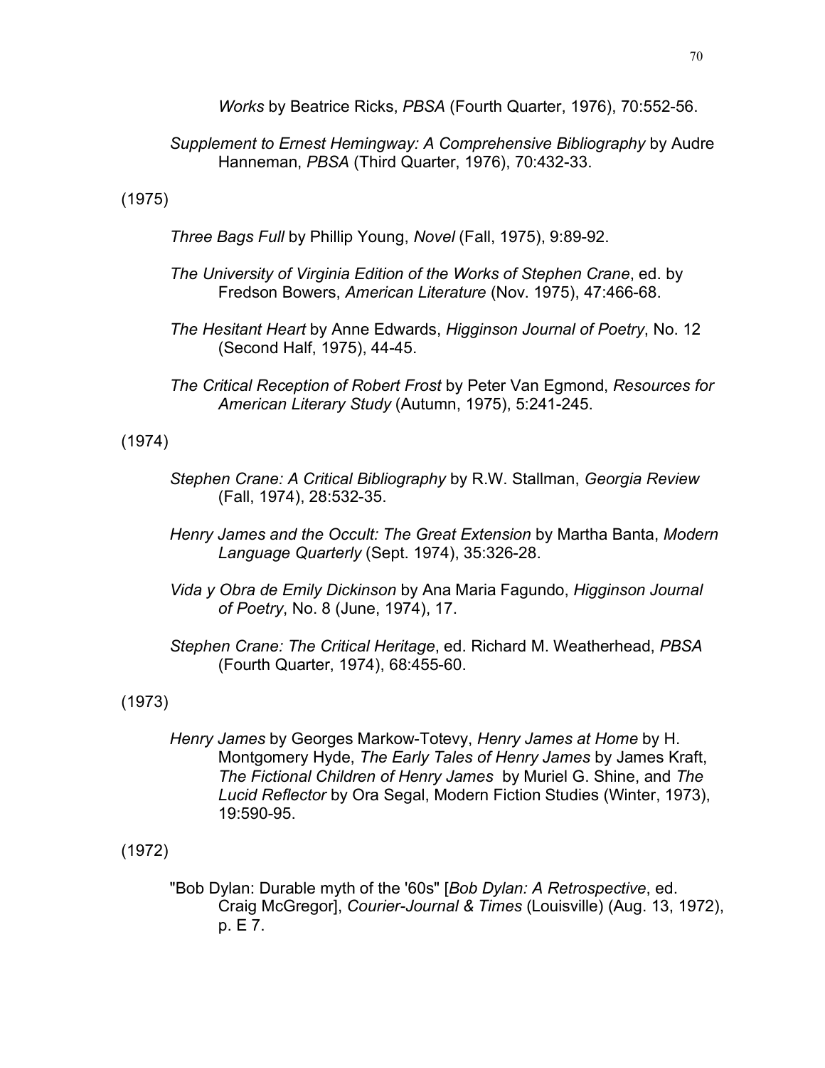*Works* by Beatrice Ricks, *PBSA* (Fourth Quarter, 1976), 70:552-56.

*Supplement to Ernest Hemingway: A Comprehensive Bibliography* by Audre Hanneman, *PBSA* (Third Quarter, 1976), 70:432-33.

(1975)

*Three Bags Full* by Phillip Young, *Novel* (Fall, 1975), 9:89-92.

*The University of Virginia Edition of the Works of Stephen Crane*, ed. by Fredson Bowers, *American Literature* (Nov. 1975), 47:466-68.

*The Hesitant Heart* by Anne Edwards, *Higginson Journal of Poetry*, No. 12 (Second Half, 1975), 44-45.

*The Critical Reception of Robert Frost* by Peter Van Egmond, *Resources for American Literary Study* (Autumn, 1975), 5:241-245.

(1974)

*Stephen Crane: A Critical Bibliography* by R.W. Stallman, *Georgia Review* (Fall, 1974), 28:532-35.

*Henry James and the Occult: The Great Extension* by Martha Banta, *Modern Language Quarterly* (Sept. 1974), 35:326-28.

*Vida y Obra de Emily Dickinson* by Ana Maria Fagundo, *Higginson Journal of Poetry*, No. 8 (June, 1974), 17.

*Stephen Crane: The Critical Heritage*, ed. Richard M. Weatherhead, *PBSA* (Fourth Quarter, 1974), 68:455-60.

(1973)

*Henry James* by Georges Markow-Totevy, *Henry James at Home* by H. Montgomery Hyde, *The Early Tales of Henry James* by James Kraft, *The Fictional Children of Henry James* by Muriel G. Shine, and *The Lucid Reflector* by Ora Segal, Modern Fiction Studies (Winter, 1973), 19:590-95.

(1972)

"Bob Dylan: Durable myth of the '60s" [*Bob Dylan: A Retrospective*, ed. Craig McGregor], *Courier-Journal & Times* (Louisville) (Aug. 13, 1972), p. E 7.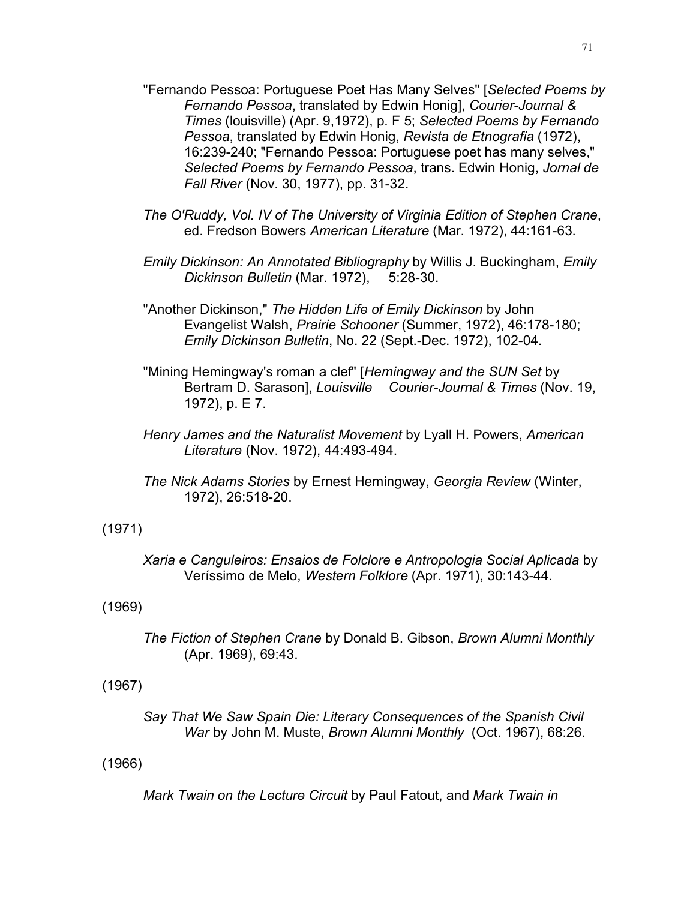"Fernando Pessoa: Portuguese Poet Has Many Selves" [*Selected Poems by Fernando Pessoa*, translated by Edwin Honig], *Courier-Journal & Times* (louisville) (Apr. 9,1972), p. F 5; *Selected Poems by Fernando Pessoa*, translated by Edwin Honig, *Revista de Etnografia* (1972), 16:239-240; "Fernando Pessoa: Portuguese poet has many selves," *Selected Poems by Fernando Pessoa*, trans. Edwin Honig, *Jornal de Fall River* (Nov. 30, 1977), pp. 31-32.

*The O'Ruddy, Vol. IV of The University of Virginia Edition of Stephen Crane*, ed. Fredson Bowers *American Literature* (Mar. 1972), 44:161-63.

*Emily Dickinson: An Annotated Bibliography* by Willis J. Buckingham, *Emily Dickinson Bulletin* (Mar. 1972), 5:28-30.

"Another Dickinson," *The Hidden Life of Emily Dickinson* by John Evangelist Walsh, *Prairie Schooner* (Summer, 1972), 46:178-180; *Emily Dickinson Bulletin*, No. 22 (Sept.-Dec. 1972), 102-04.

"Mining Hemingway's roman a clef" [*Hemingway and the SUN Set* by Bertram D. Sarason], *Louisville Courier-Journal & Times* (Nov. 19, 1972), p. E 7.

*Henry James and the Naturalist Movement* by Lyall H. Powers, *American Literature* (Nov. 1972), 44:493-494.

*The Nick Adams Stories* by Ernest Hemingway, *Georgia Review* (Winter, 1972), 26:518-20.

(1971)

*Xaria e Canguleiros: Ensaios de Folclore e Antropologia Social Aplicada* by Veríssimo de Melo, *Western Folklore* (Apr. 1971), 30:143-44.

(1969)

*The Fiction of Stephen Crane* by Donald B. Gibson, *Brown Alumni Monthly* (Apr. 1969), 69:43.

(1967)

*Say That We Saw Spain Die: Literary Consequences of the Spanish Civil War* by John M. Muste, *Brown Alumni Monthly* (Oct. 1967), 68:26.

(1966)

*Mark Twain on the Lecture Circuit* by Paul Fatout, and *Mark Twain in*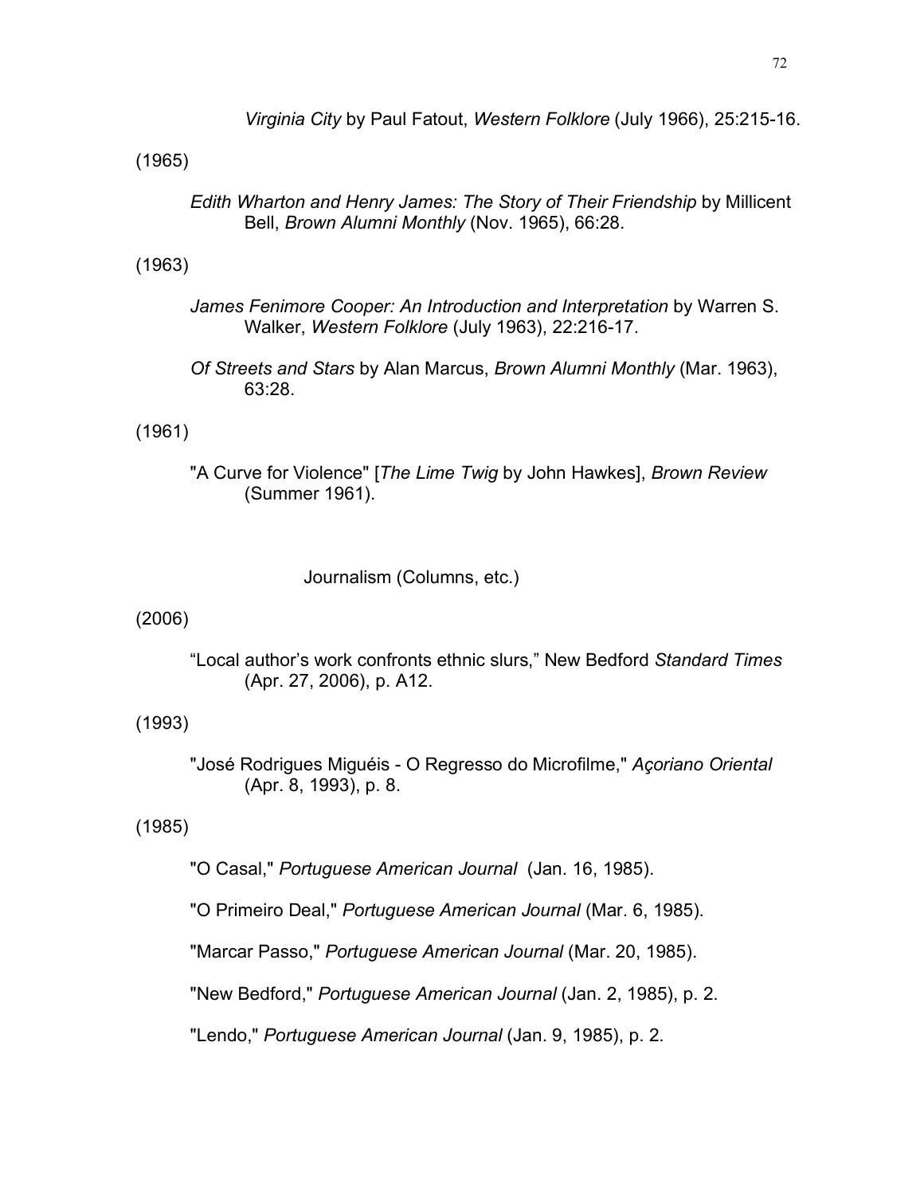*Virginia City* by Paul Fatout, *Western Folklore* (July 1966), 25:215-16.

(1965)

*Edith Wharton and Henry James: The Story of Their Friendship* by Millicent Bell, *Brown Alumni Monthly* (Nov. 1965), 66:28.

(1963)

*James Fenimore Cooper: An Introduction and Interpretation* by Warren S. Walker, *Western Folklore* (July 1963), 22:216-17.

*Of Streets and Stars* by Alan Marcus, *Brown Alumni Monthly* (Mar. 1963), 63:28.

(1961)

"A Curve for Violence" [*The Lime Twig* by John Hawkes], *Brown Review* (Summer 1961).

## Journalism (Columns, etc.)

(2006)

"Local author's work confronts ethnic slurs," New Bedford *Standard Times* (Apr. 27, 2006), p. A12.

(1993)

"José Rodrigues Miguéis - O Regresso do Microfilme," *Açoriano Oriental* (Apr. 8, 1993), p. 8.

(1985)

"O Casal," *Portuguese American Journal* (Jan. 16, 1985).

"O Primeiro Deal," *Portuguese American Journal* (Mar. 6, 1985).

"Marcar Passo," *Portuguese American Journal* (Mar. 20, 1985).

"New Bedford," *Portuguese American Journal* (Jan. 2, 1985), p. 2.

"Lendo," *Portuguese American Journal* (Jan. 9, 1985), p. 2.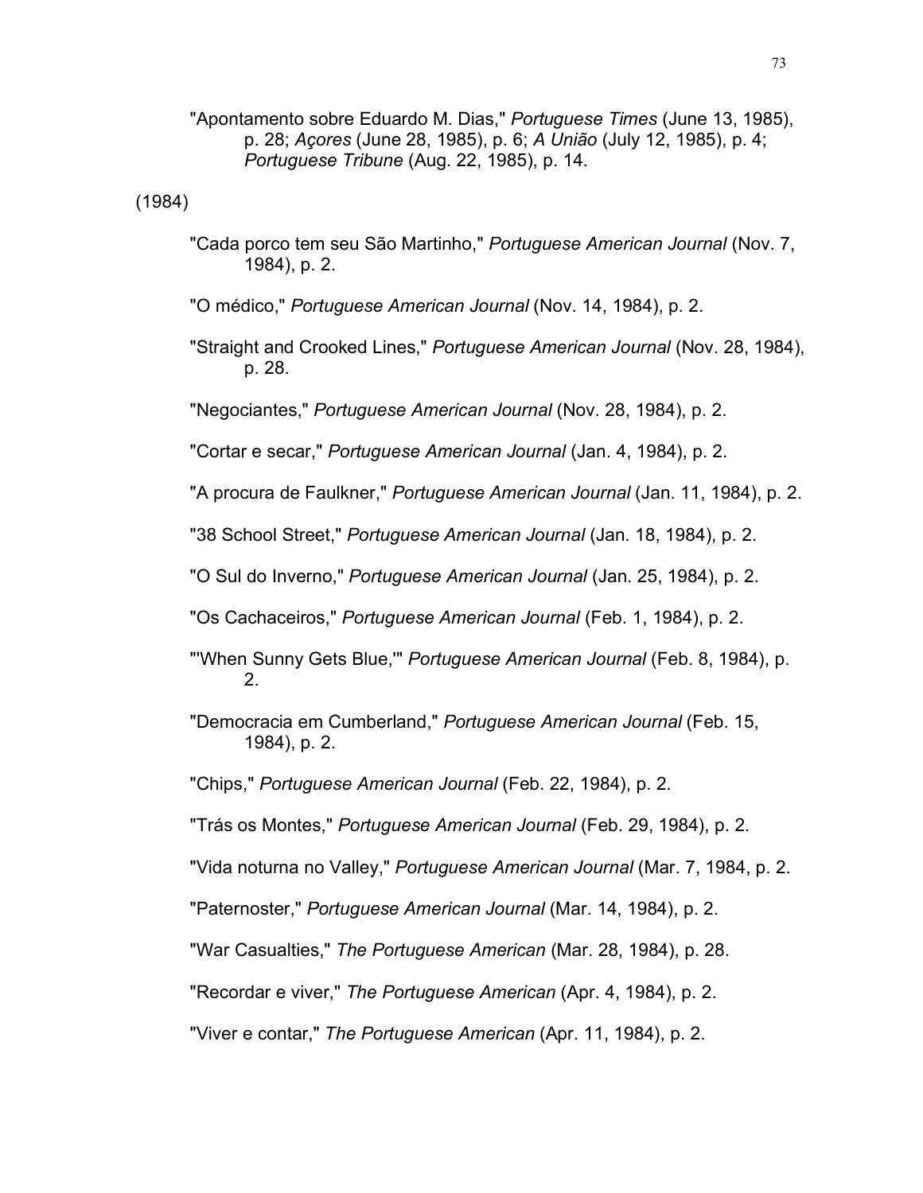"Apontamento sobre Eduardo M. Dias," *Portuguese Times* (June 13, 1985), p. 28; *Açores* (June 28, 1985), p. 6; *A União* (July 12, 1985), p. 4; *Portuguese Tribune* (Aug. 22, 1985), p. 14.

(1984)

"Cada porco tem seu São Martinho," *Portuguese American Journal* (Nov. 7, 1984), p. 2.

"O médico," *Portuguese American Journal* (Nov. 14, 1984), p. 2.

"Straight and Crooked Lines," *Portuguese American Journal* (Nov. 28, 1984), p. 28.

"Negociantes," *Portuguese American Journal* (Nov. 28, 1984), p. 2.

"Cortar e secar," *Portuguese American Journal* (Jan. 4, 1984), p. 2.

"A procura de Faulkner," *Portuguese American Journal* (Jan. 11, 1984), p. 2.

"38 School Street," *Portuguese American Journal* (Jan. 18, 1984), p. 2.

"O Sul do Inverno," *Portuguese American Journal* (Jan. 25, 1984), p. 2.

"Os Cachaceiros," *Portuguese American Journal* (Feb. 1, 1984), p. 2.

"'When Sunny Gets Blue,'" *Portuguese American Journal* (Feb. 8, 1984), p. 2.

"Democracia em Cumberland," *Portuguese American Journal* (Feb. 15, 1984), p. 2.

"Chips," *Portuguese American Journal* (Feb. 22, 1984), p. 2.

"Trás os Montes," *Portuguese American Journal* (Feb. 29, 1984), p. 2.

"Vida noturna no Valley," *Portuguese American Journal* (Mar. 7, 1984, p. 2.

"Paternoster," *Portuguese American Journal* (Mar. 14, 1984), p. 2.

"War Casualties," *The Portuguese American* (Mar. 28, 1984), p. 28.

"Recordar e viver," *The Portuguese American* (Apr. 4, 1984), p. 2.

"Viver e contar," *The Portuguese American* (Apr. 11, 1984), p. 2.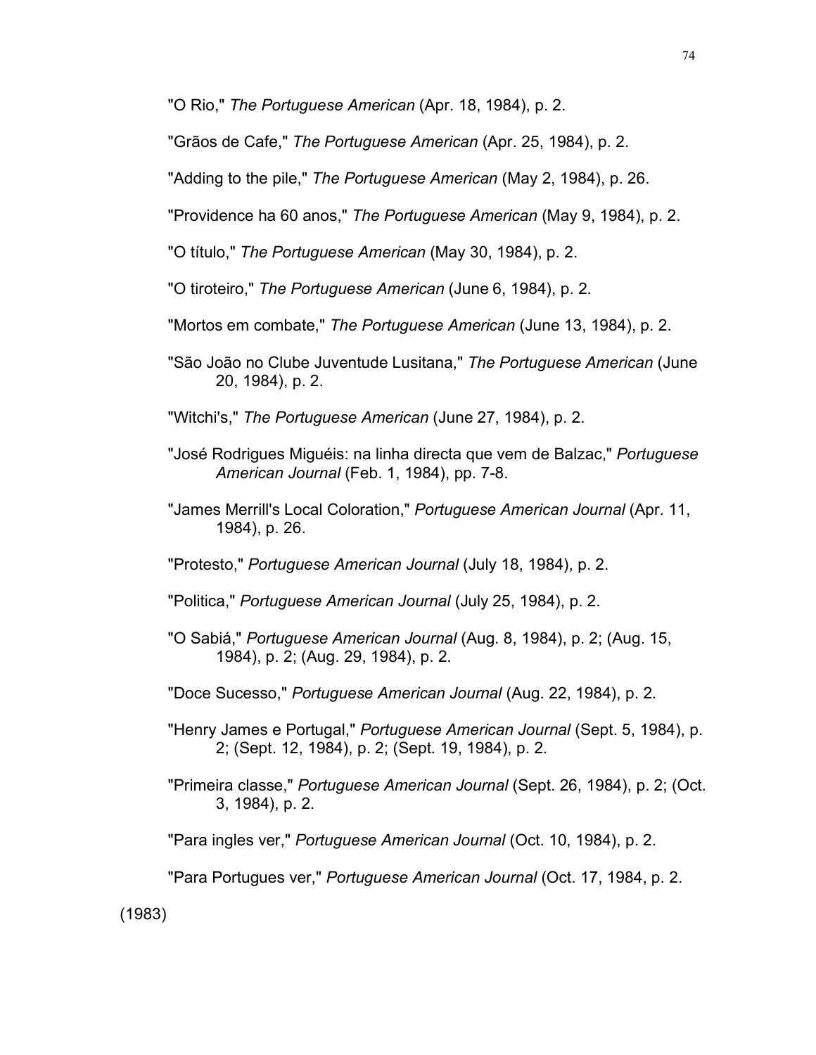"O Rio," *The Portuguese American* (Apr. 18, 1984), p. 2.

"Grãos de Cafe," *The Portuguese American* (Apr. 25, 1984), p. 2.

"Adding to the pile," *The Portuguese American* (May 2, 1984), p. 26.

"Providence ha 60 anos," *The Portuguese American* (May 9, 1984), p. 2.

"O título," *The Portuguese American* (May 30, 1984), p. 2.

"O tiroteiro," *The Portuguese American* (June 6, 1984), p. 2.

"Mortos em combate," *The Portuguese American* (June 13, 1984), p. 2.

"São João no Clube Juventude Lusitana," *The Portuguese American* (June 20, 1984), p. 2.

"Witchi's," *The Portuguese American* (June 27, 1984), p. 2.

"José Rodrigues Miguéis: na linha directa que vem de Balzac," *Portuguese American Journal* (Feb. 1, 1984), pp. 7-8.

"James Merrill's Local Coloration," *Portuguese American Journal* (Apr. 11, 1984), p. 26.

"Protesto," *Portuguese American Journal* (July 18, 1984), p. 2.

"Politica," *Portuguese American Journal* (July 25, 1984), p. 2.

"O Sabiá," *Portuguese American Journal* (Aug. 8, 1984), p. 2; (Aug. 15, 1984), p. 2; (Aug. 29, 1984), p. 2.

"Doce Sucesso," *Portuguese American Journal* (Aug. 22, 1984), p. 2.

"Henry James e Portugal," *Portuguese American Journal* (Sept. 5, 1984), p. 2; (Sept. 12, 1984), p. 2; (Sept. 19, 1984), p. 2.

"Primeira classe," *Portuguese American Journal* (Sept. 26, 1984), p. 2; (Oct. 3, 1984), p. 2.

"Para ingles ver," *Portuguese American Journal* (Oct. 10, 1984), p. 2.

"Para Portugues ver," *Portuguese American Journal* (Oct. 17, 1984, p. 2.

(1983)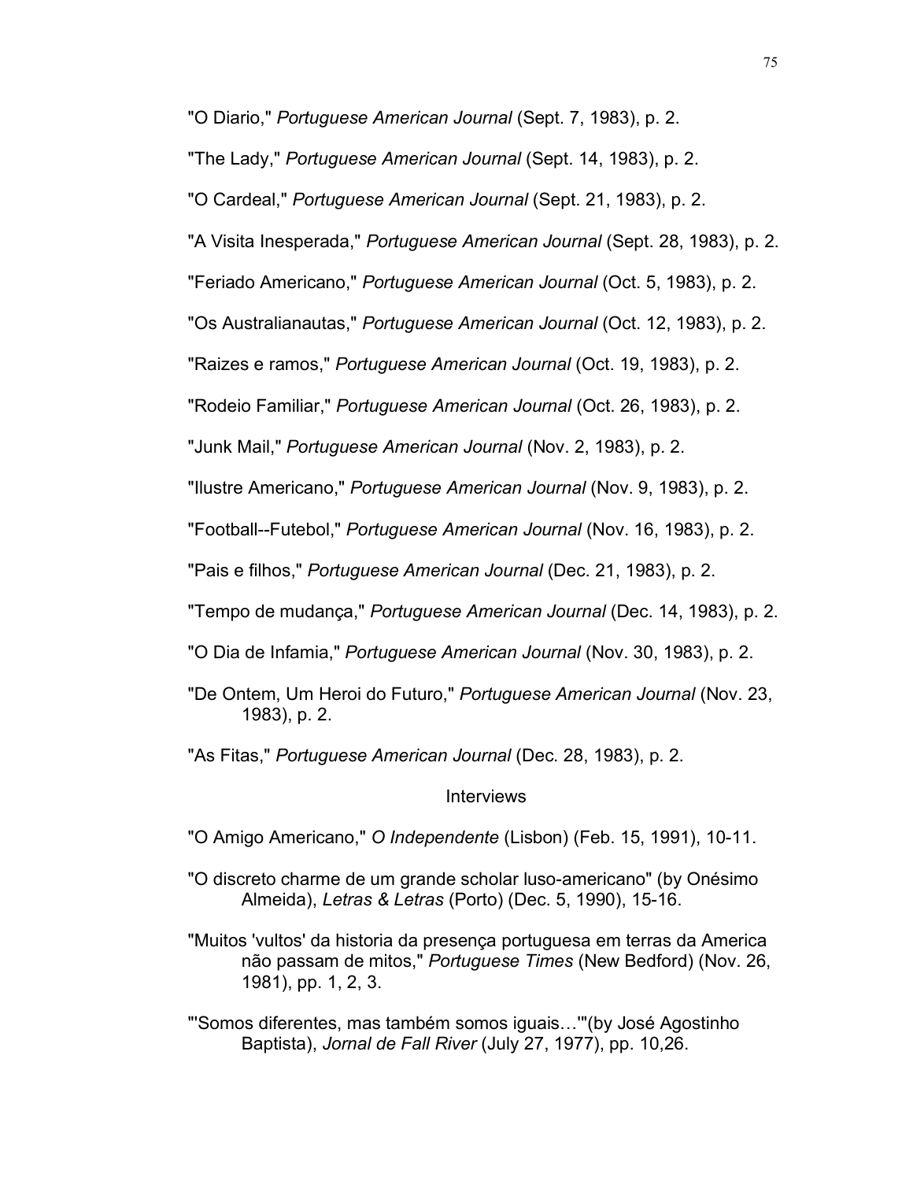"O Diario," *Portuguese American Journal* (Sept. 7, 1983), p. 2.

"The Lady," *Portuguese American Journal* (Sept. 14, 1983), p. 2.

"O Cardeal," *Portuguese American Journal* (Sept. 21, 1983), p. 2.

"A Visita Inesperada," *Portuguese American Journal* (Sept. 28, 1983), p. 2.

"Feriado Americano," *Portuguese American Journal* (Oct. 5, 1983), p. 2.

"Os Australianautas," *Portuguese American Journal* (Oct. 12, 1983), p. 2.

"Raizes e ramos," *Portuguese American Journal* (Oct. 19, 1983), p. 2.

"Rodeio Familiar," *Portuguese American Journal* (Oct. 26, 1983), p. 2.

"Junk Mail," *Portuguese American Journal* (Nov. 2, 1983), p. 2.

"Ilustre Americano," *Portuguese American Journal* (Nov. 9, 1983), p. 2.

"Football--Futebol," *Portuguese American Journal* (Nov. 16, 1983), p. 2.

"Pais e filhos," *Portuguese American Journal* (Dec. 21, 1983), p. 2.

"Tempo de mudança," *Portuguese American Journal* (Dec. 14, 1983), p. 2.

"O Dia de Infamia," *Portuguese American Journal* (Nov. 30, 1983), p. 2.

"De Ontem, Um Heroi do Futuro," *Portuguese American Journal* (Nov. 23, 1983), p. 2.

"As Fitas," *Portuguese American Journal* (Dec. 28, 1983), p. 2.

## Interviews

"O Amigo Americano," *O Independente* (Lisbon) (Feb. 15, 1991), 10-11.

"O discreto charme de um grande scholar luso-americano" (by Onésimo Almeida), *Letras & Letras* (Porto) (Dec. 5, 1990), 15-16.

"Muitos 'vultos' da historia da presença portuguesa em terras da America não passam de mitos," *Portuguese Times* (New Bedford) (Nov. 26, 1981), pp. 1, 2, 3.

"'Somos diferentes, mas também somos iguais…'"(by José Agostinho Baptista), *Jornal de Fall River* (July 27, 1977), pp. 10,26.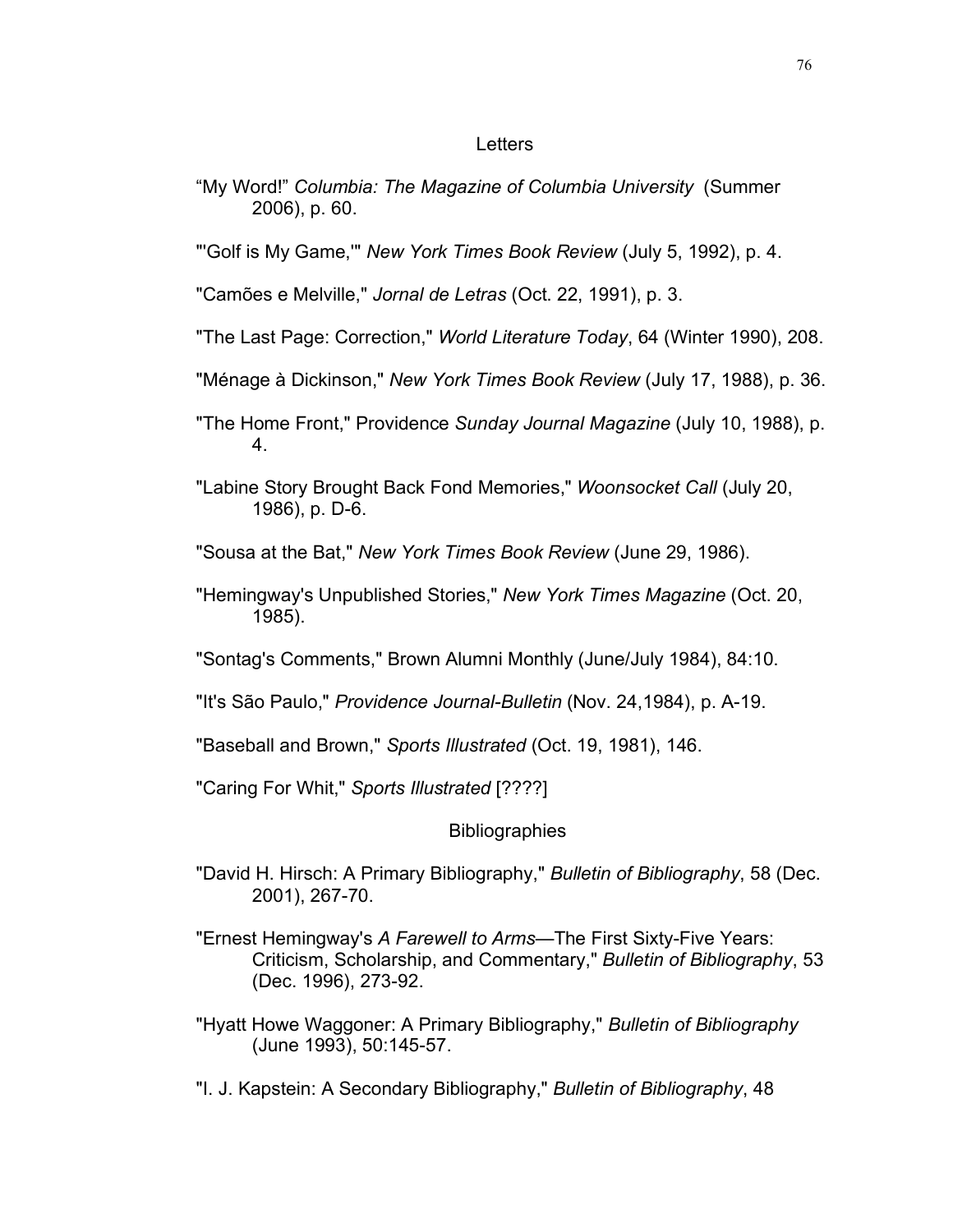## Letters

"My Word!" *Columbia: The Magazine of Columbia University* (Summer 2006), p. 60.

"'Golf is My Game,'" *New York Times Book Review* (July 5, 1992), p. 4.

"Camões e Melville," *Jornal de Letras* (Oct. 22, 1991), p. 3.

"The Last Page: Correction," *World Literature Today*, 64 (Winter 1990), 208.

"Ménage à Dickinson," *New York Times Book Review* (July 17, 1988), p. 36.

"The Home Front," Providence *Sunday Journal Magazine* (July 10, 1988), p. 4.

"Labine Story Brought Back Fond Memories," *Woonsocket Call* (July 20, 1986), p. D-6.

"Sousa at the Bat," *New York Times Book Review* (June 29, 1986).

"Hemingway's Unpublished Stories," *New York Times Magazine* (Oct. 20, 1985).

"Sontag's Comments," Brown Alumni Monthly (June/July 1984), 84:10.

"It's São Paulo," *Providence Journal-Bulletin* (Nov. 24,1984), p. A-19.

"Baseball and Brown," *Sports Illustrated* (Oct. 19, 1981), 146.

"Caring For Whit," *Sports Illustrated* [????]

## Bibliographies

"David H. Hirsch: A Primary Bibliography," *Bulletin of Bibliography*, 58 (Dec. 2001), 267-70.

"Ernest Hemingway's *A Farewell to Arms*—The First Sixty-Five Years: Criticism, Scholarship, and Commentary," *Bulletin of Bibliography*, 53 (Dec. 1996), 273-92.

"Hyatt Howe Waggoner: A Primary Bibliography," *Bulletin of Bibliography* (June 1993), 50:145-57.

"I. J. Kapstein: A Secondary Bibliography," *Bulletin of Bibliography*, 48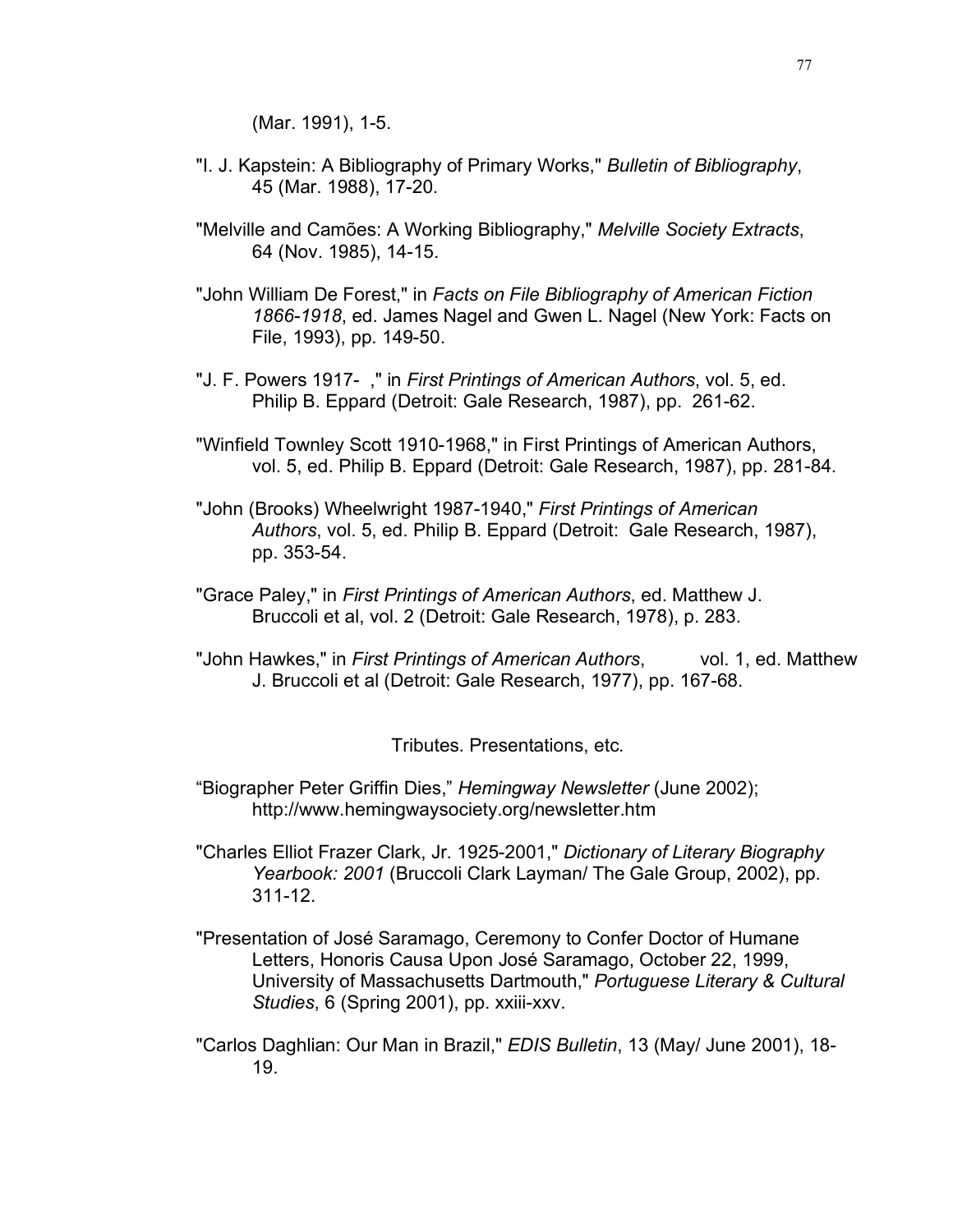(Mar. 1991), 1-5.

"I. J. Kapstein: A Bibliography of Primary Works," *Bulletin of Bibliography*, 45 (Mar. 1988), 17-20.

"Melville and Camões: A Working Bibliography," *Melville Society Extracts*, 64 (Nov. 1985), 14-15.

"John William De Forest," in *Facts on File Bibliography of American Fiction 1866-1918*, ed. James Nagel and Gwen L. Nagel (New York: Facts on File, 1993), pp. 149-50.

"J. F. Powers 1917- ," in *First Printings of American Authors*, vol. 5, ed. Philip B. Eppard (Detroit: Gale Research, 1987), pp. 261-62.

"Winfield Townley Scott 1910-1968," in First Printings of American Authors, vol. 5, ed. Philip B. Eppard (Detroit: Gale Research, 1987), pp. 281-84.

"John (Brooks) Wheelwright 1987-1940," *First Printings of American Authors*, vol. 5, ed. Philip B. Eppard (Detroit: Gale Research, 1987), pp. 353-54.

"Grace Paley," in *First Printings of American Authors*, ed. Matthew J. Bruccoli et al, vol. 2 (Detroit: Gale Research, 1978), p. 283.

"John Hawkes," in *First Printings of American Authors*, vol. 1, ed. Matthew J. Bruccoli et al (Detroit: Gale Research, 1977), pp. 167-68.

## Tributes. Presentations, etc.

"Biographer Peter Griffin Dies," *Hemingway Newsletter* (June 2002); http://www.hemingwaysociety.org/newsletter.htm

"Charles Elliot Frazer Clark, Jr. 1925-2001," *Dictionary of Literary Biography Yearbook: 2001* (Bruccoli Clark Layman/ The Gale Group, 2002), pp. 311-12.

"Presentation of José Saramago, Ceremony to Confer Doctor of Humane Letters, Honoris Causa Upon José Saramago, October 22, 1999, University of Massachusetts Dartmouth," *Portuguese Literary & Cultural Studies*, 6 (Spring 2001), pp. xxiii-xxv.

"Carlos Daghlian: Our Man in Brazil," *EDIS Bulletin*, 13 (May/ June 2001), 18-19.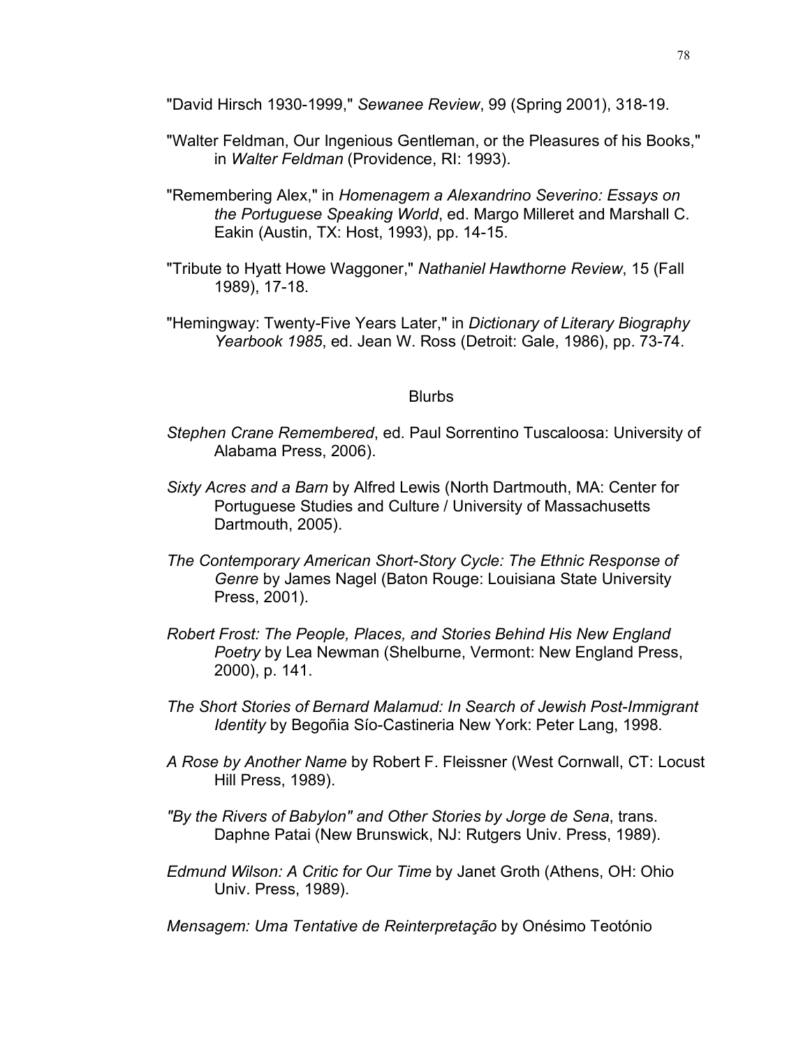"David Hirsch 1930-1999," *Sewanee Review*, 99 (Spring 2001), 318-19.

"Walter Feldman, Our Ingenious Gentleman, or the Pleasures of his Books," in *Walter Feldman* (Providence, RI: 1993).

"Remembering Alex," in *Homenagem a Alexandrino Severino: Essays on the Portuguese Speaking World*, ed. Margo Milleret and Marshall C. Eakin (Austin, TX: Host, 1993), pp. 14-15.

"Tribute to Hyatt Howe Waggoner," *Nathaniel Hawthorne Review*, 15 (Fall 1989), 17-18.

"Hemingway: Twenty-Five Years Later," in *Dictionary of Literary Biography Yearbook 1985*, ed. Jean W. Ross (Detroit: Gale, 1986), pp. 73-74.

## Blurbs

*Stephen Crane Remembered*, ed. Paul Sorrentino Tuscaloosa: University of Alabama Press, 2006).

*Sixty Acres and a Barn* by Alfred Lewis (North Dartmouth, MA: Center for Portuguese Studies and Culture / University of Massachusetts Dartmouth, 2005).

*The Contemporary American Short-Story Cycle: The Ethnic Response of Genre* by James Nagel (Baton Rouge: Louisiana State University Press, 2001).

*Robert Frost: The People, Places, and Stories Behind His New England Poetry* by Lea Newman (Shelburne, Vermont: New England Press, 2000), p. 141.

*The Short Stories of Bernard Malamud: In Search of Jewish Post-Immigrant Identity* by Begoñia Sío-Castineria New York: Peter Lang, 1998.

*A Rose by Another Name* by Robert F. Fleissner (West Cornwall, CT: Locust Hill Press, 1989).

*"By the Rivers of Babylon" and Other Stories by Jorge de Sena*, trans. Daphne Patai (New Brunswick, NJ: Rutgers Univ. Press, 1989).

*Edmund Wilson: A Critic for Our Time* by Janet Groth (Athens, OH: Ohio Univ. Press, 1989).

*Mensagem: Uma Tentative de Reinterpretação* by Onésimo Teotónio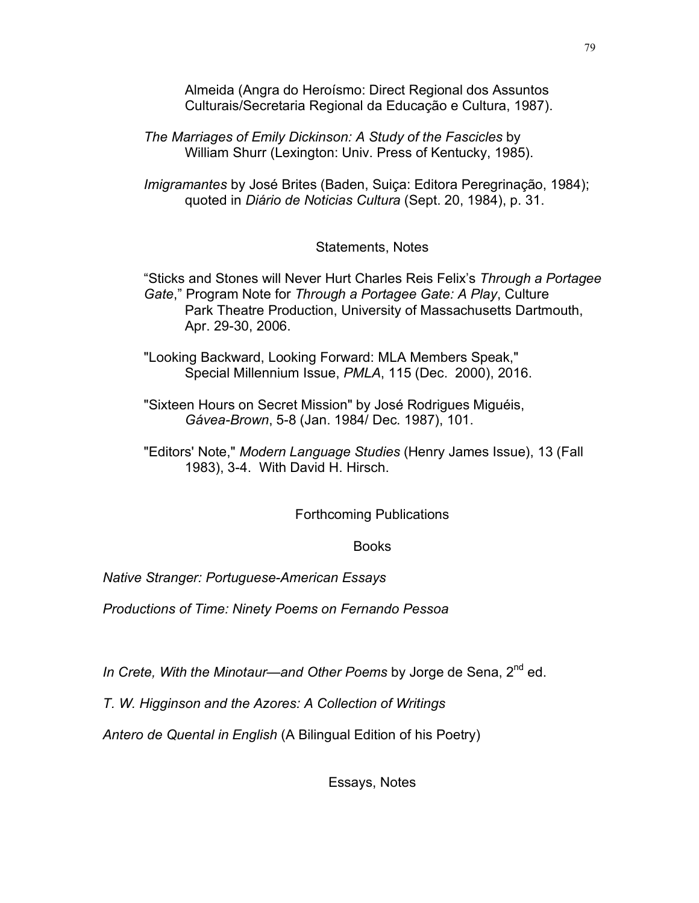Almeida (Angra do Heroísmo: Direct Regional dos Assuntos Culturais/Secretaria Regional da Educação e Cultura, 1987).

*The Marriages of Emily Dickinson: A Study of the Fascicles* by William Shurr (Lexington: Univ. Press of Kentucky, 1985).

*Imigramantes* by José Brites (Baden, Suiça: Editora Peregrinação, 1984); quoted in *Diário de Noticias Cultura* (Sept. 20, 1984), p. 31.

## Statements, Notes

"Sticks and Stones will Never Hurt Charles Reis Felix's *Through a Portagee Gate*," Program Note for *Through a Portagee Gate: A Play*, Culture Park Theatre Production, University of Massachusetts Dartmouth, Apr. 29-30, 2006.

"Looking Backward, Looking Forward: MLA Members Speak," Special Millennium Issue, *PMLA*, 115 (Dec. 2000), 2016.

"Sixteen Hours on Secret Mission" by José Rodrigues Miguéis, *Gávea-Brown*, 5-8 (Jan. 1984/ Dec. 1987), 101.

"Editors' Note," *Modern Language Studies* (Henry James Issue), 13 (Fall 1983), 3-4. With David H. Hirsch.

## Forthcoming Publications

### Books

*Native Stranger: Portuguese-American Essays*

*Productions of Time: Ninety Poems on Fernando Pessoa*

*In Crete, With the Minotaur—and Other Poems* by Jorge de Sena, 2nd ed.

*T. W. Higginson and the Azores: A Collection of Writings*

*Antero de Quental in English* (A Bilingual Edition of his Poetry)

### Essays, Notes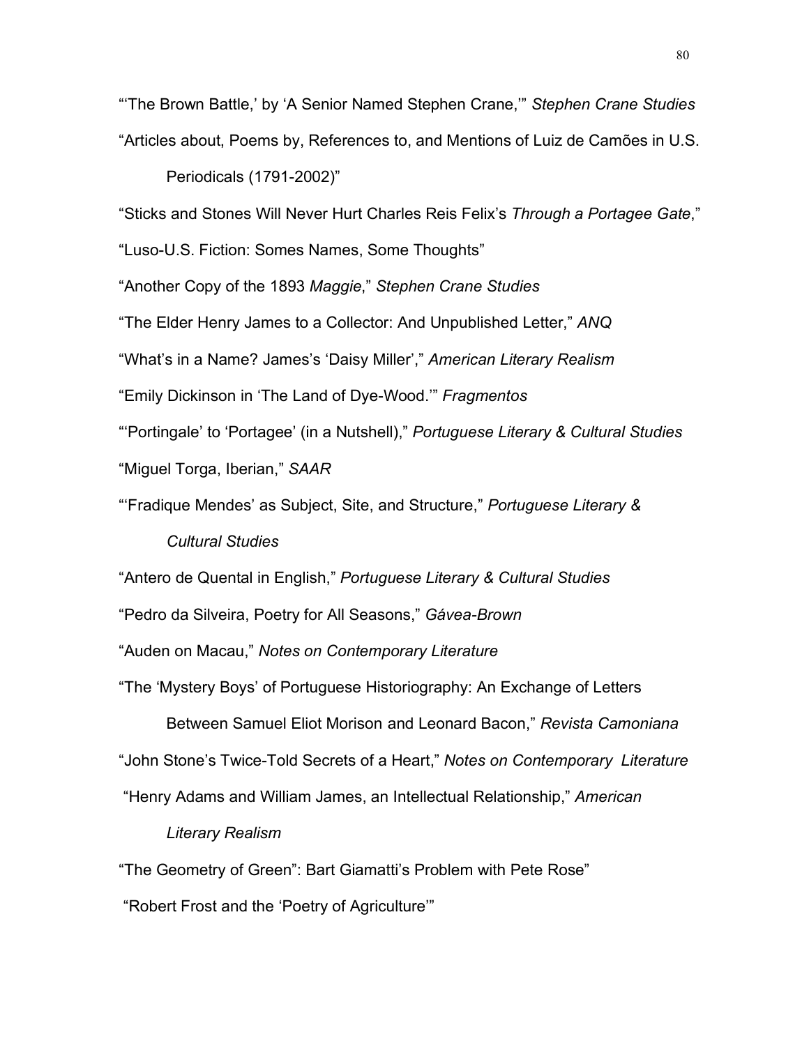"'The Brown Battle,' by 'A Senior Named Stephen Crane,'" *Stephen Crane Studies*

"Articles about, Poems by, References to, and Mentions of Luiz de Camões in U.S. Periodicals (1791-2002)"

"Sticks and Stones Will Never Hurt Charles Reis Felix's *Through a Portagee Gate*,"

"Luso-U.S. Fiction: Somes Names, Some Thoughts"

"Another Copy of the 1893 *Maggie*," *Stephen Crane Studies*

"The Elder Henry James to a Collector: And Unpublished Letter," *ANQ*

"What's in a Name? James's 'Daisy Miller'," *American Literary Realism*

"Emily Dickinson in 'The Land of Dye-Wood.'" *Fragmentos*

"'Portingale' to 'Portagee' (in a Nutshell)," *Portuguese Literary & Cultural Studies*

"Miguel Torga, Iberian," *SAAR*

"'Fradique Mendes' as Subject, Site, and Structure," *Portuguese Literary & Cultural Studies*

"Antero de Quental in English," *Portuguese Literary & Cultural Studies*

"Pedro da Silveira, Poetry for All Seasons," *Gávea-Brown*

"Auden on Macau," *Notes on Contemporary Literature*

"The 'Mystery Boys' of Portuguese Historiography: An Exchange of Letters Between Samuel Eliot Morison and Leonard Bacon," *Revista Camoniana*

"John Stone's Twice-Told Secrets of a Heart," *Notes on Contemporary Literature*

"Henry Adams and William James, an Intellectual Relationship," *American Literary Realism*

"The Geometry of Green": Bart Giamatti's Problem with Pete Rose"

"Robert Frost and the 'Poetry of Agriculture'"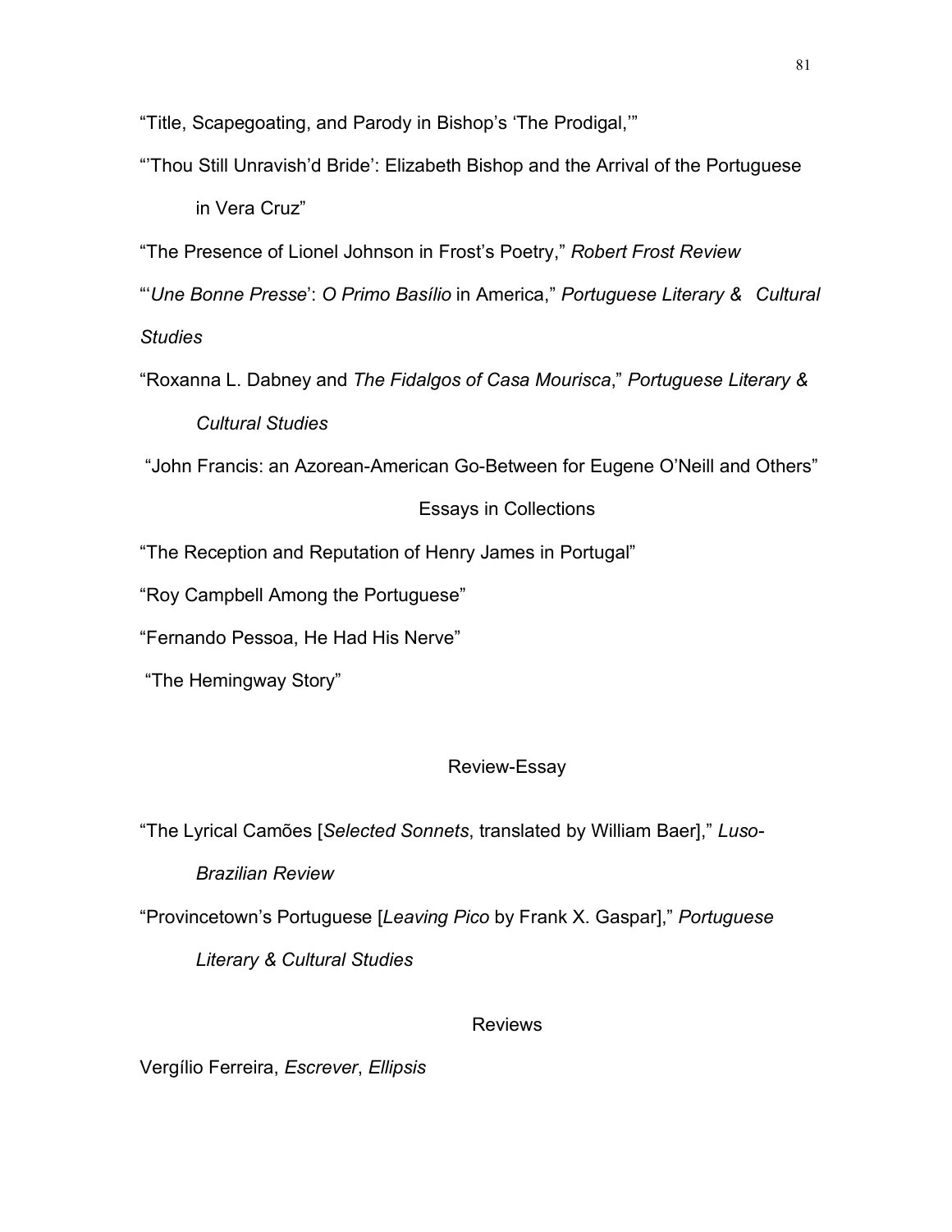"Title, Scapegoating, and Parody in Bishop's 'The Prodigal,'"

"'Thou Still Unravish'd Bride': Elizabeth Bishop and the Arrival of the Portuguese in Vera Cruz"

"The Presence of Lionel Johnson in Frost's Poetry," *Robert Frost Review*

"'*Une Bonne Presse*': *O Primo Basílio* in America," *Portuguese Literary & Cultural Studies*

"Roxanna L. Dabney and *The Fidalgos of Casa Mourisca*," *Portuguese Literary & Cultural Studies*

"John Francis: an Azorean-American Go-Between for Eugene O'Neill and Others"

## Essays in Collections

"The Reception and Reputation of Henry James in Portugal"

"Roy Campbell Among the Portuguese"

"Fernando Pessoa, He Had His Nerve"

"The Hemingway Story"

## Review-Essay

"The Lyrical Camões [*Selected Sonnets*, translated by William Baer]," *Luso-Brazilian Review*

"Provincetown's Portuguese [*Leaving Pico* by Frank X. Gaspar]," *Portuguese Literary & Cultural Studies*

## Reviews

Vergílio Ferreira, *Escrever*, *Ellipsis*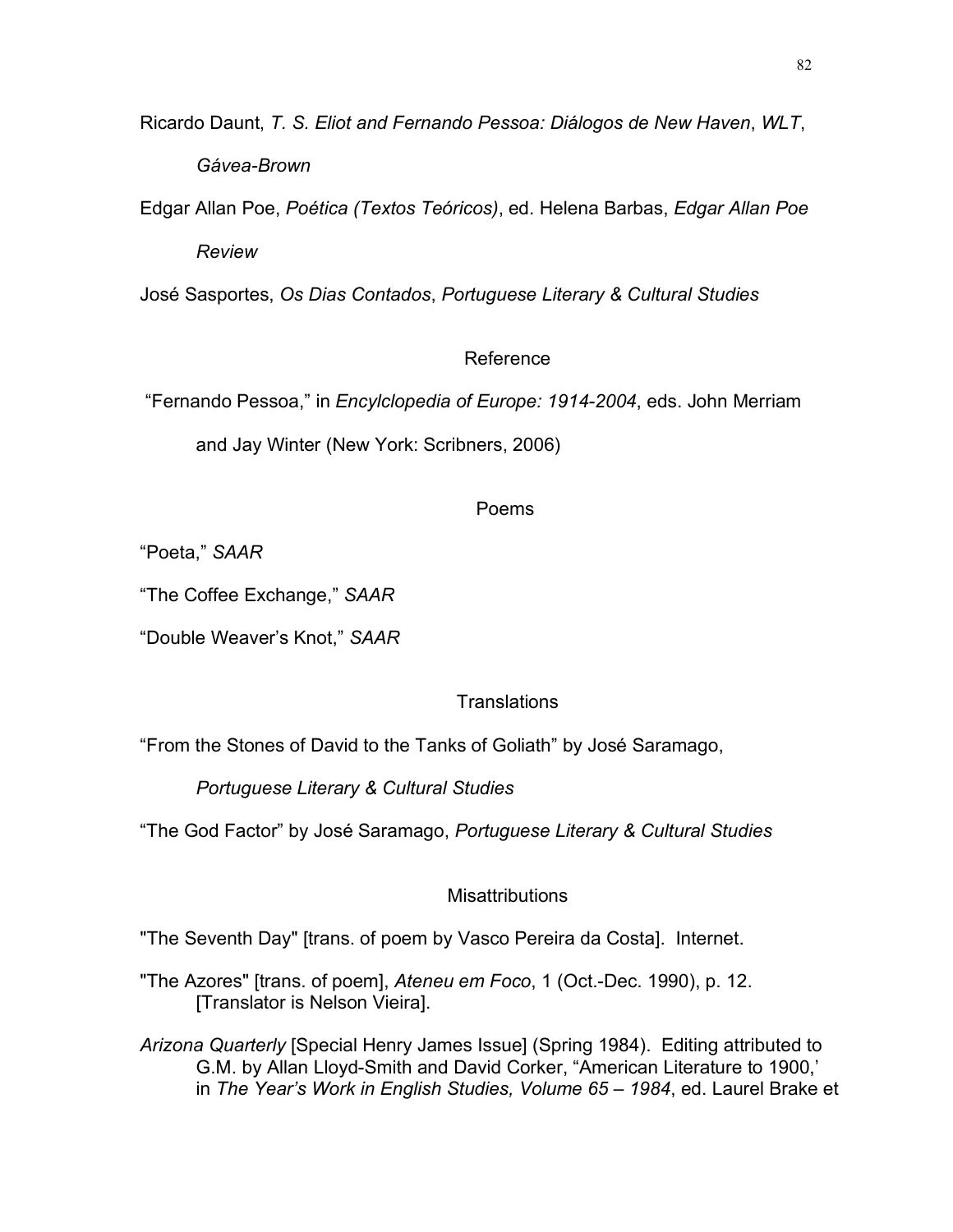Ricardo Daunt, *T. S. Eliot and Fernando Pessoa: Diálogos de New Haven*, *WLT*, *Gávea-Brown*

Edgar Allan Poe, *Poética (Textos Teóricos)*, ed. Helena Barbas, *Edgar Allan Poe Review*

José Sasportes, *Os Dias Contados*, *Portuguese Literary & Cultural Studies*

## Reference

"Fernando Pessoa," in *Encylclopedia of Europe: 1914-2004*, eds. John Merriam and Jay Winter (New York: Scribners, 2006)

## Poems

"Poeta," *SAAR*

"The Coffee Exchange," *SAAR*

"Double Weaver's Knot," *SAAR*

## Translations

"From the Stones of David to the Tanks of Goliath" by José Saramago, *Portuguese Literary & Cultural Studies*

"The God Factor" by José Saramago, *Portuguese Literary & Cultural Studies*

## Misattributions

"The Seventh Day" [trans. of poem by Vasco Pereira da Costa]. Internet.

"The Azores" [trans. of poem], *Ateneu em Foco*, 1 (Oct.-Dec. 1990), p. 12. [Translator is Nelson Vieira].

*Arizona Quarterly* [Special Henry James Issue] (Spring 1984). Editing attributed to G.M. by Allan Lloyd-Smith and David Corker, "American Literature to 1900,' in *The Year's Work in English Studies, Volume 65 – 1984*, ed. Laurel Brake et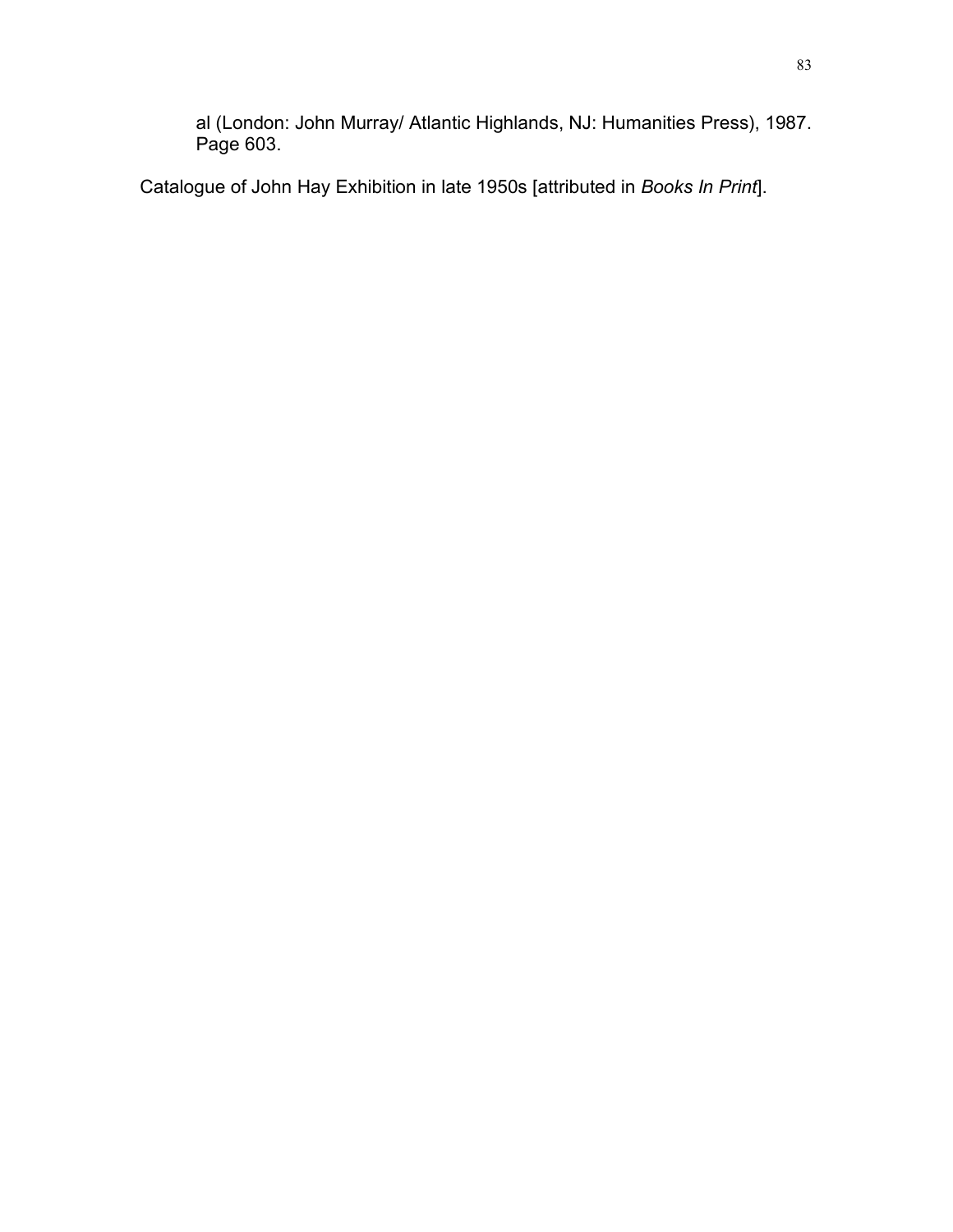al (London: John Murray/ Atlantic Highlands, NJ: Humanities Press), 1987. Page 603.

Catalogue of John Hay Exhibition in late 1950s [attributed in *Books In Print*].